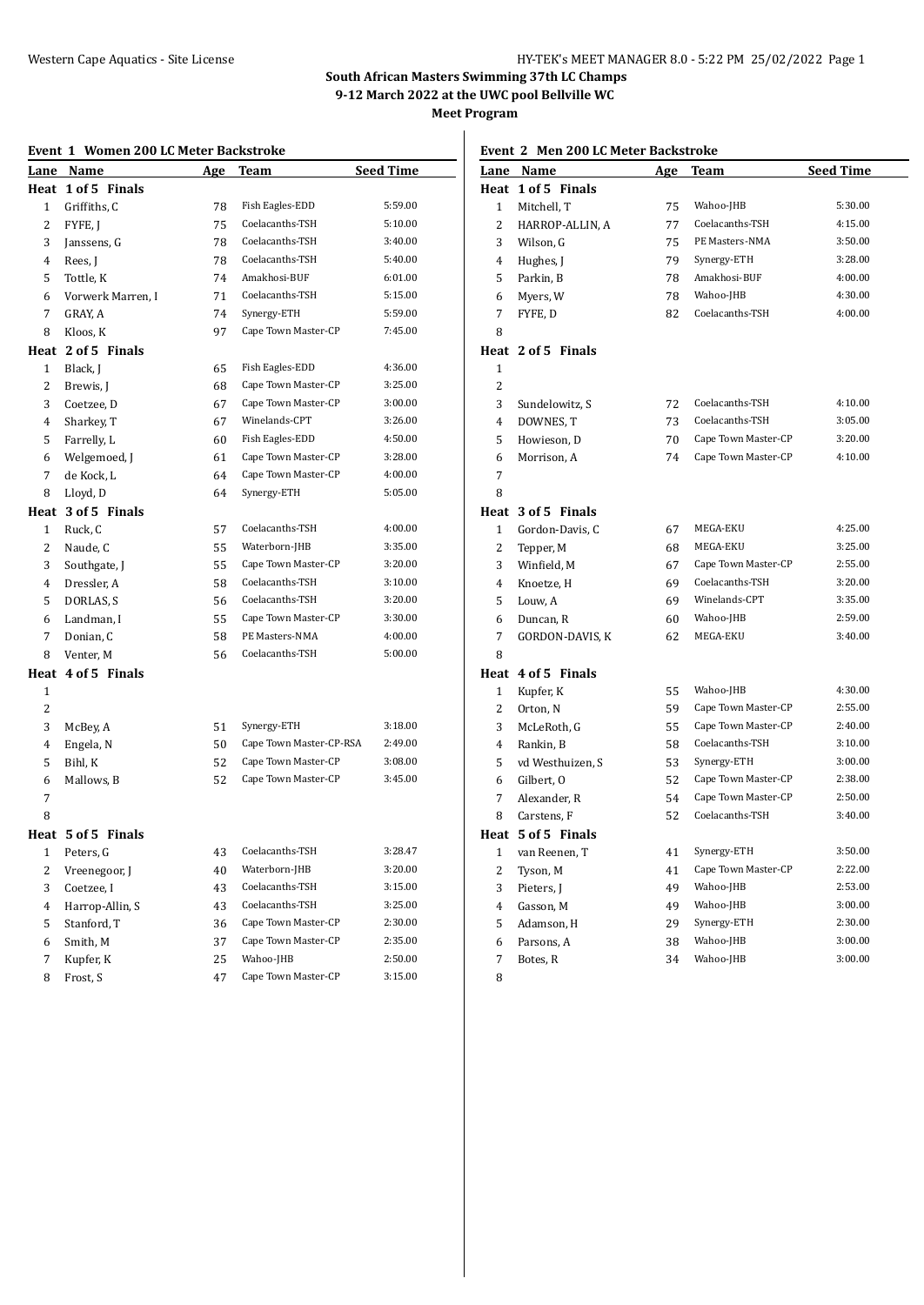**South African Masters Swimming 37th LC Champs**
**9-12 March 2022 at the UWC pool Bellville WC**
**Meet Program**

### Event 1 Women 200 LC Meter Backstroke

| Lane | Name | Age | Team | Seed Time |
|---|---|---|---|---|
| **Heat 1 of 5 Finals** | | | | |
| 1 | Griffiths, C | 78 | Fish Eagles-EDD | 5:59.00 |
| 2 | FYFE, J | 75 | Coelacanths-TSH | 5:10.00 |
| 3 | Janssens, G | 78 | Coelacanths-TSH | 3:40.00 |
| 4 | Rees, J | 78 | Coelacanths-TSH | 5:40.00 |
| 5 | Tottle, K | 74 | Amakhosi-BUF | 6:01.00 |
| 6 | Vorwerk Marren, I | 71 | Coelacanths-TSH | 5:15.00 |
| 7 | GRAY, A | 74 | Synergy-ETH | 5:59.00 |
| 8 | Kloos, K | 97 | Cape Town Master-CP | 7:45.00 |
| **Heat 2 of 5 Finals** | | | | |
| 1 | Black, J | 65 | Fish Eagles-EDD | 4:36.00 |
| 2 | Brewis, J | 68 | Cape Town Master-CP | 3:25.00 |
| 3 | Coetzee, D | 67 | Cape Town Master-CP | 3:00.00 |
| 4 | Sharkey, T | 67 | Winelands-CPT | 3:26.00 |
| 5 | Farrelly, L | 60 | Fish Eagles-EDD | 4:50.00 |
| 6 | Welgemoed, J | 61 | Cape Town Master-CP | 3:28.00 |
| 7 | de Kock, L | 64 | Cape Town Master-CP | 4:00.00 |
| 8 | Lloyd, D | 64 | Synergy-ETH | 5:05.00 |
| **Heat 3 of 5 Finals** | | | | |
| 1 | Ruck, C | 57 | Coelacanths-TSH | 4:00.00 |
| 2 | Naude, C | 55 | Waterborn-JHB | 3:35.00 |
| 3 | Southgate, J | 55 | Cape Town Master-CP | 3:20.00 |
| 4 | Dressler, A | 58 | Coelacanths-TSH | 3:10.00 |
| 5 | DORLAS, S | 56 | Coelacanths-TSH | 3:20.00 |
| 6 | Landman, I | 55 | Cape Town Master-CP | 3:30.00 |
| 7 | Donian, C | 58 | PE Masters-NMA | 4:00.00 |
| 8 | Venter, M | 56 | Coelacanths-TSH | 5:00.00 |
| **Heat 4 of 5 Finals** | | | | |
| 1 | | | | |
| 2 | | | | |
| 3 | McBey, A | 51 | Synergy-ETH | 3:18.00 |
| 4 | Engela, N | 50 | Cape Town Master-CP-RSA | 2:49.00 |
| 5 | Bihl, K | 52 | Cape Town Master-CP | 3:08.00 |
| 6 | Mallows, B | 52 | Cape Town Master-CP | 3:45.00 |
| 7 | | | | |
| 8 | | | | |
| **Heat 5 of 5 Finals** | | | | |
| 1 | Peters, G | 43 | Coelacanths-TSH | 3:28.47 |
| 2 | Vreenegoor, J | 40 | Waterborn-JHB | 3:20.00 |
| 3 | Coetzee, I | 43 | Coelacanths-TSH | 3:15.00 |
| 4 | Harrop-Allin, S | 43 | Coelacanths-TSH | 3:25.00 |
| 5 | Stanford, T | 36 | Cape Town Master-CP | 2:30.00 |
| 6 | Smith, M | 37 | Cape Town Master-CP | 2:35.00 |
| 7 | Kupfer, K | 25 | Wahoo-JHB | 2:50.00 |
| 8 | Frost, S | 47 | Cape Town Master-CP | 3:15.00 |

### Event 2 Men 200 LC Meter Backstroke

| Lane | Name | Age | Team | Seed Time |
|---|---|---|---|---|
| **Heat 1 of 5 Finals** | | | | |
| 1 | Mitchell, T | 75 | Wahoo-JHB | 5:30.00 |
| 2 | HARROP-ALLIN, A | 77 | Coelacanths-TSH | 4:15.00 |
| 3 | Wilson, G | 75 | PE Masters-NMA | 3:50.00 |
| 4 | Hughes, J | 79 | Synergy-ETH | 3:28.00 |
| 5 | Parkin, B | 78 | Amakhosi-BUF | 4:00.00 |
| 6 | Myers, W | 78 | Wahoo-JHB | 4:30.00 |
| 7 | FYFE, D | 82 | Coelacanths-TSH | 4:00.00 |
| 8 | | | | |
| **Heat 2 of 5 Finals** | | | | |
| 1 | | | | |
| 2 | | | | |
| 3 | Sundelowitz, S | 72 | Coelacanths-TSH | 4:10.00 |
| 4 | DOWNES, T | 73 | Coelacanths-TSH | 3:05.00 |
| 5 | Howieson, D | 70 | Cape Town Master-CP | 3:20.00 |
| 6 | Morrison, A | 74 | Cape Town Master-CP | 4:10.00 |
| 7 | | | | |
| 8 | | | | |
| **Heat 3 of 5 Finals** | | | | |
| 1 | Gordon-Davis, C | 67 | MEGA-EKU | 4:25.00 |
| 2 | Tepper, M | 68 | MEGA-EKU | 3:25.00 |
| 3 | Winfield, M | 67 | Cape Town Master-CP | 2:55.00 |
| 4 | Knoetze, H | 69 | Coelacanths-TSH | 3:20.00 |
| 5 | Louw, A | 69 | Winelands-CPT | 3:35.00 |
| 6 | Duncan, R | 60 | Wahoo-JHB | 2:59.00 |
| 7 | GORDON-DAVIS, K | 62 | MEGA-EKU | 3:40.00 |
| 8 | | | | |
| **Heat 4 of 5 Finals** | | | | |
| 1 | Kupfer, K | 55 | Wahoo-JHB | 4:30.00 |
| 2 | Orton, N | 59 | Cape Town Master-CP | 2:55.00 |
| 3 | McLeRoth, G | 55 | Cape Town Master-CP | 2:40.00 |
| 4 | Rankin, B | 58 | Coelacanths-TSH | 3:10.00 |
| 5 | vd Westhuizen, S | 53 | Synergy-ETH | 3:00.00 |
| 6 | Gilbert, O | 52 | Cape Town Master-CP | 2:38.00 |
| 7 | Alexander, R | 54 | Cape Town Master-CP | 2:50.00 |
| 8 | Carstens, F | 52 | Coelacanths-TSH | 3:40.00 |
| **Heat 5 of 5 Finals** | | | | |
| 1 | van Reenen, T | 41 | Synergy-ETH | 3:50.00 |
| 2 | Tyson, M | 41 | Cape Town Master-CP | 2:22.00 |
| 3 | Pieters, J | 49 | Wahoo-JHB | 2:53.00 |
| 4 | Gasson, M | 49 | Wahoo-JHB | 3:00.00 |
| 5 | Adamson, H | 29 | Synergy-ETH | 2:30.00 |
| 6 | Parsons, A | 38 | Wahoo-JHB | 3:00.00 |
| 7 | Botes, R | 34 | Wahoo-JHB | 3:00.00 |
| 8 | | | | |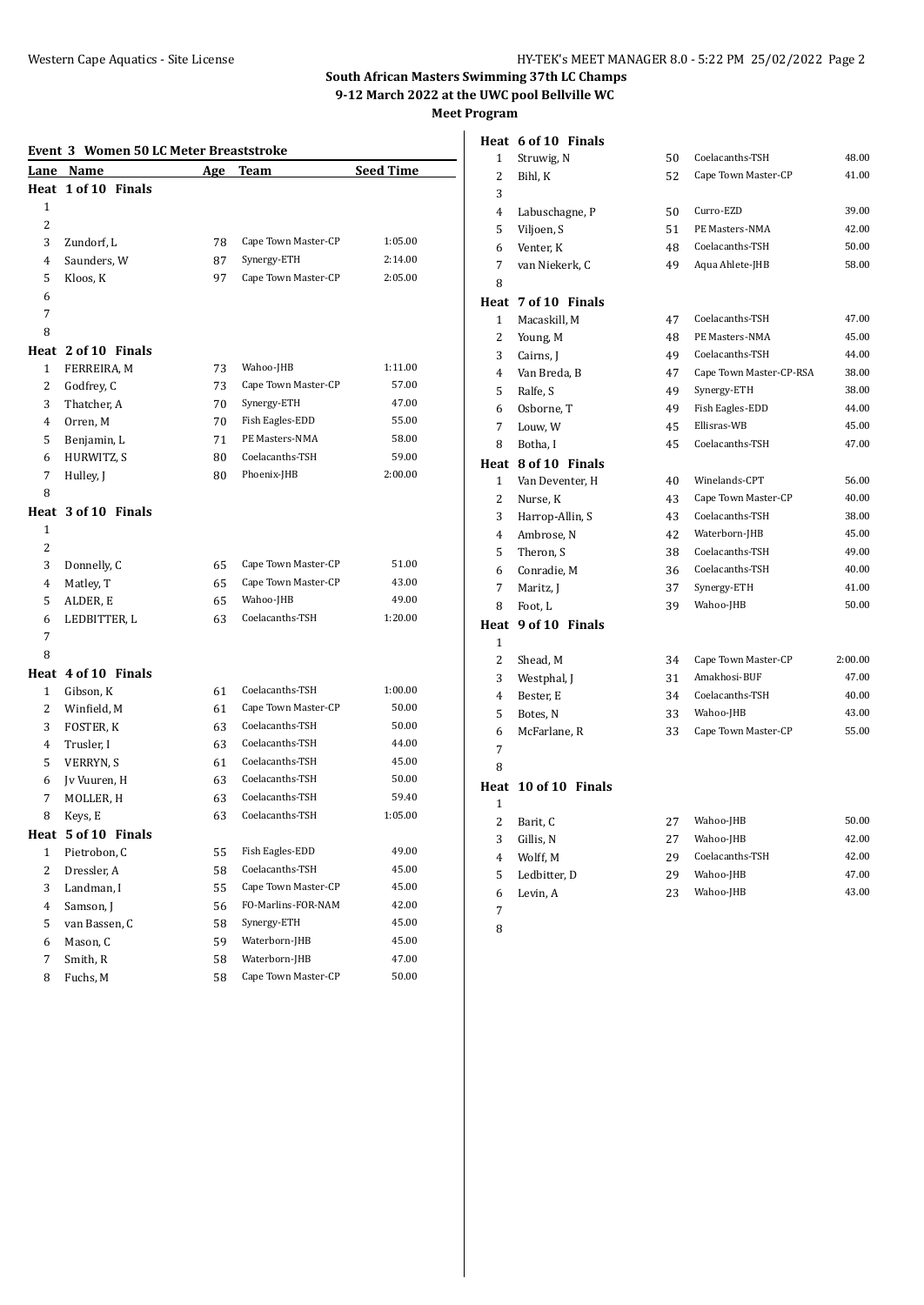**South African Masters Swimming 37th LC Champs**

**9-12 March 2022 at the UWC pool Bellville WC**

**Meet Program**

### Event 3 Women 50 LC Meter Breaststroke

| Lane | Name | Age | Team | Seed Time |
|---|---|---|---|---|
| **Heat 1 of 10 Finals** | | | | |
| 1 | | | | |
| 2 | | | | |
| 3 | Zundorf, L | 78 | Cape Town Master-CP | 1:05.00 |
| 4 | Saunders, W | 87 | Synergy-ETH | 2:14.00 |
| 5 | Kloos, K | 97 | Cape Town Master-CP | 2:05.00 |
| 6 | | | | |
| 7 | | | | |
| 8 | | | | |
| **Heat 2 of 10 Finals** | | | | |
| 1 | FERREIRA, M | 73 | Wahoo-JHB | 1:11.00 |
| 2 | Godfrey, C | 73 | Cape Town Master-CP | 57.00 |
| 3 | Thatcher, A | 70 | Synergy-ETH | 47.00 |
| 4 | Orren, M | 70 | Fish Eagles-EDD | 55.00 |
| 5 | Benjamin, L | 71 | PE Masters-NMA | 58.00 |
| 6 | HURWITZ, S | 80 | Coelacanths-TSH | 59.00 |
| 7 | Hulley, J | 80 | Phoenix-JHB | 2:00.00 |
| 8 | | | | |
| **Heat 3 of 10 Finals** | | | | |
| 1 | | | | |
| 2 | | | | |
| 3 | Donnelly, C | 65 | Cape Town Master-CP | 51.00 |
| 4 | Matley, T | 65 | Cape Town Master-CP | 43.00 |
| 5 | ALDER, E | 65 | Wahoo-JHB | 49.00 |
| 6 | LEDBITTER, L | 63 | Coelacanths-TSH | 1:20.00 |
| 7 | | | | |
| 8 | | | | |
| **Heat 4 of 10 Finals** | | | | |
| 1 | Gibson, K | 61 | Coelacanths-TSH | 1:00.00 |
| 2 | Winfield, M | 61 | Cape Town Master-CP | 50.00 |
| 3 | FOSTER, K | 63 | Coelacanths-TSH | 50.00 |
| 4 | Trusler, I | 63 | Coelacanths-TSH | 44.00 |
| 5 | VERRYN, S | 61 | Coelacanths-TSH | 45.00 |
| 6 | Jv Vuuren, H | 63 | Coelacanths-TSH | 50.00 |
| 7 | MOLLER, H | 63 | Coelacanths-TSH | 59.40 |
| 8 | Keys, E | 63 | Coelacanths-TSH | 1:05.00 |
| **Heat 5 of 10 Finals** | | | | |
| 1 | Pietrobon, C | 55 | Fish Eagles-EDD | 49.00 |
| 2 | Dressler, A | 58 | Coelacanths-TSH | 45.00 |
| 3 | Landman, I | 55 | Cape Town Master-CP | 45.00 |
| 4 | Samson, J | 56 | FO-Marlins-FOR-NAM | 42.00 |
| 5 | van Bassen, C | 58 | Synergy-ETH | 45.00 |
| 6 | Mason, C | 59 | Waterborn-JHB | 45.00 |
| 7 | Smith, R | 58 | Waterborn-JHB | 47.00 |
| 8 | Fuchs, M | 58 | Cape Town Master-CP | 50.00 |
| **Heat 6 of 10 Finals** | | | | |
| 1 | Struwig, N | 50 | Coelacanths-TSH | 48.00 |
| 2 | Bihl, K | 52 | Cape Town Master-CP | 41.00 |
| 3 | | | | |
| 4 | Labuschagne, P | 50 | Curro-EZD | 39.00 |
| 5 | Viljoen, S | 51 | PE Masters-NMA | 42.00 |
| 6 | Venter, K | 48 | Coelacanths-TSH | 50.00 |
| 7 | van Niekerk, C | 49 | Aqua Ahlete-JHB | 58.00 |
| 8 | | | | |
| **Heat 7 of 10 Finals** | | | | |
| 1 | Macaskill, M | 47 | Coelacanths-TSH | 47.00 |
| 2 | Young, M | 48 | PE Masters-NMA | 45.00 |
| 3 | Cairns, J | 49 | Coelacanths-TSH | 44.00 |
| 4 | Van Breda, B | 47 | Cape Town Master-CP-RSA | 38.00 |
| 5 | Ralfe, S | 49 | Synergy-ETH | 38.00 |
| 6 | Osborne, T | 49 | Fish Eagles-EDD | 44.00 |
| 7 | Louw, W | 45 | Ellisras-WB | 45.00 |
| 8 | Botha, I | 45 | Coelacanths-TSH | 47.00 |
| **Heat 8 of 10 Finals** | | | | |
| 1 | Van Deventer, H | 40 | Winelands-CPT | 56.00 |
| 2 | Nurse, K | 43 | Cape Town Master-CP | 40.00 |
| 3 | Harrop-Allin, S | 43 | Coelacanths-TSH | 38.00 |
| 4 | Ambrose, N | 42 | Waterborn-JHB | 45.00 |
| 5 | Theron, S | 38 | Coelacanths-TSH | 49.00 |
| 6 | Conradie, M | 36 | Coelacanths-TSH | 40.00 |
| 7 | Maritz, J | 37 | Synergy-ETH | 41.00 |
| 8 | Foot, L | 39 | Wahoo-JHB | 50.00 |
| **Heat 9 of 10 Finals** | | | | |
| 1 | | | | |
| 2 | Shead, M | 34 | Cape Town Master-CP | 2:00.00 |
| 3 | Westphal, J | 31 | Amakhosi-BUF | 47.00 |
| 4 | Bester, E | 34 | Coelacanths-TSH | 40.00 |
| 5 | Botes, N | 33 | Wahoo-JHB | 43.00 |
| 6 | McFarlane, R | 33 | Cape Town Master-CP | 55.00 |
| 7 | | | | |
| 8 | | | | |
| **Heat 10 of 10 Finals** | | | | |
| 1 | | | | |
| 2 | Barit, C | 27 | Wahoo-JHB | 50.00 |
| 3 | Gillis, N | 27 | Wahoo-JHB | 42.00 |
| 4 | Wolff, M | 29 | Coelacanths-TSH | 42.00 |
| 5 | Ledbitter, D | 29 | Wahoo-JHB | 47.00 |
| 6 | Levin, A | 23 | Wahoo-JHB | 43.00 |
| 7 | | | | |
| 8 | | | | |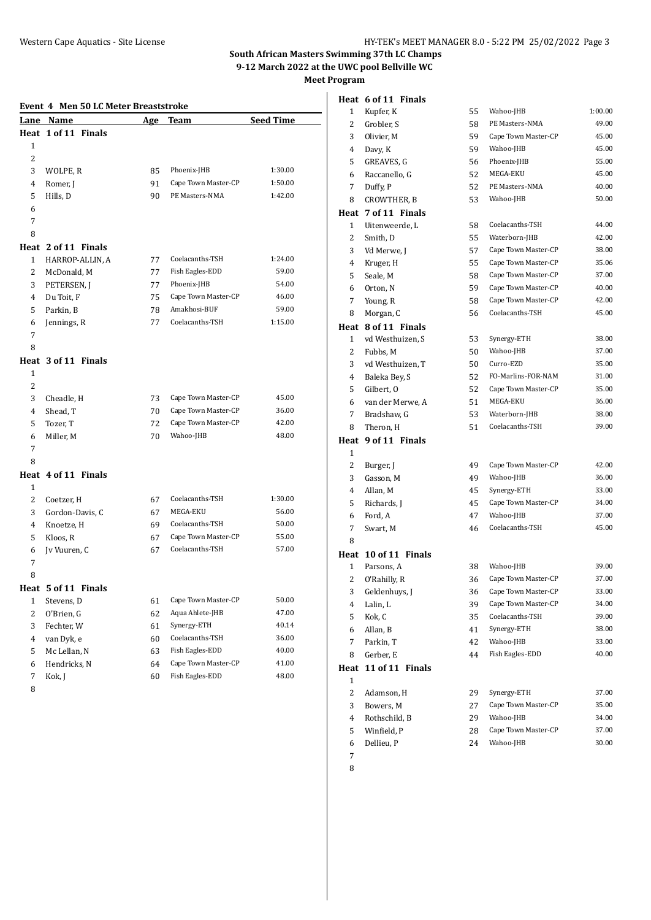**South African Masters Swimming 37th LC Champs**
**9-12 March 2022 at the UWC pool Bellville WC**
**Meet Program**

### Event 4 Men 50 LC Meter Breaststroke

| Lane | Name | Age | Team | Seed Time |
|---|---|---|---|---|
| **Heat 1 of 11 Finals** | | | | |
| 1 | | | | |
| 2 | | | | |
| 3 | WOLPE, R | 85 | Phoenix-JHB | 1:30.00 |
| 4 | Romer, J | 91 | Cape Town Master-CP | 1:50.00 |
| 5 | Hills, D | 90 | PE Masters-NMA | 1:42.00 |
| 6 | | | | |
| 7 | | | | |
| 8 | | | | |
| **Heat 2 of 11 Finals** | | | | |
| 1 | HARROP-ALLIN, A | 77 | Coelacanths-TSH | 1:24.00 |
| 2 | McDonald, M | 77 | Fish Eagles-EDD | 59.00 |
| 3 | PETERSEN, J | 77 | Phoenix-JHB | 54.00 |
| 4 | Du Toit, F | 75 | Cape Town Master-CP | 46.00 |
| 5 | Parkin, B | 78 | Amakhosi-BUF | 59.00 |
| 6 | Jennings, R | 77 | Coelacanths-TSH | 1:15.00 |
| 7 | | | | |
| 8 | | | | |
| **Heat 3 of 11 Finals** | | | | |
| 1 | | | | |
| 2 | | | | |
| 3 | Cheadle, H | 73 | Cape Town Master-CP | 45.00 |
| 4 | Shead, T | 70 | Cape Town Master-CP | 36.00 |
| 5 | Tozer, T | 72 | Cape Town Master-CP | 42.00 |
| 6 | Miller, M | 70 | Wahoo-JHB | 48.00 |
| 7 | | | | |
| 8 | | | | |
| **Heat 4 of 11 Finals** | | | | |
| 1 | | | | |
| 2 | Coetzer, H | 67 | Coelacanths-TSH | 1:30.00 |
| 3 | Gordon-Davis, C | 67 | MEGA-EKU | 56.00 |
| 4 | Knoetze, H | 69 | Coelacanths-TSH | 50.00 |
| 5 | Kloos, R | 67 | Cape Town Master-CP | 55.00 |
| 6 | Jv Vuuren, C | 67 | Coelacanths-TSH | 57.00 |
| 7 | | | | |
| 8 | | | | |
| **Heat 5 of 11 Finals** | | | | |
| 1 | Stevens, D | 61 | Cape Town Master-CP | 50.00 |
| 2 | O'Brien, G | 62 | Aqua Ahlete-JHB | 47.00 |
| 3 | Fechter, W | 61 | Synergy-ETH | 40.14 |
| 4 | van Dyk, e | 60 | Coelacanths-TSH | 36.00 |
| 5 | Mc Lellan, N | 63 | Fish Eagles-EDD | 40.00 |
| 6 | Hendricks, N | 64 | Cape Town Master-CP | 41.00 |
| 7 | Kok, J | 60 | Fish Eagles-EDD | 48.00 |
| 8 | | | | |
| **Heat 6 of 11 Finals** | | | | |
| 1 | Kupfer, K | 55 | Wahoo-JHB | 1:00.00 |
| 2 | Grobler, S | 58 | PE Masters-NMA | 49.00 |
| 3 | Olivier, M | 59 | Cape Town Master-CP | 45.00 |
| 4 | Davy, K | 59 | Wahoo-JHB | 45.00 |
| 5 | GREAVES, G | 56 | Phoenix-JHB | 55.00 |
| 6 | Raccanello, G | 52 | MEGA-EKU | 45.00 |
| 7 | Duffy, P | 52 | PE Masters-NMA | 40.00 |
| 8 | CROWTHER, B | 53 | Wahoo-JHB | 50.00 |
| **Heat 7 of 11 Finals** | | | | |
| 1 | Uitenweerde, L | 58 | Coelacanths-TSH | 44.00 |
| 2 | Smith, D | 55 | Waterborn-JHB | 42.00 |
| 3 | Vd Merwe, J | 57 | Cape Town Master-CP | 38.00 |
| 4 | Kruger, H | 55 | Cape Town Master-CP | 35.06 |
| 5 | Seale, M | 58 | Cape Town Master-CP | 37.00 |
| 6 | Orton, N | 59 | Cape Town Master-CP | 40.00 |
| 7 | Young, R | 58 | Cape Town Master-CP | 42.00 |
| 8 | Morgan, C | 56 | Coelacanths-TSH | 45.00 |
| **Heat 8 of 11 Finals** | | | | |
| 1 | vd Westhuizen, S | 53 | Synergy-ETH | 38.00 |
| 2 | Fubbs, M | 50 | Wahoo-JHB | 37.00 |
| 3 | vd Westhuizen, T | 50 | Curro-EZD | 35.00 |
| 4 | Baleka Bey, S | 52 | FO-Marlins-FOR-NAM | 31.00 |
| 5 | Gilbert, O | 52 | Cape Town Master-CP | 35.00 |
| 6 | van der Merwe, A | 51 | MEGA-EKU | 36.00 |
| 7 | Bradshaw, G | 53 | Waterborn-JHB | 38.00 |
| 8 | Theron, H | 51 | Coelacanths-TSH | 39.00 |
| **Heat 9 of 11 Finals** | | | | |
| 1 | | | | |
| 2 | Burger, J | 49 | Cape Town Master-CP | 42.00 |
| 3 | Gasson, M | 49 | Wahoo-JHB | 36.00 |
| 4 | Allan, M | 45 | Synergy-ETH | 33.00 |
| 5 | Richards, J | 45 | Cape Town Master-CP | 34.00 |
| 6 | Ford, A | 47 | Wahoo-JHB | 37.00 |
| 7 | Swart, M | 46 | Coelacanths-TSH | 45.00 |
| 8 | | | | |
| **Heat 10 of 11 Finals** | | | | |
| 1 | Parsons, A | 38 | Wahoo-JHB | 39.00 |
| 2 | O'Rahilly, R | 36 | Cape Town Master-CP | 37.00 |
| 3 | Geldenhuys, J | 36 | Cape Town Master-CP | 33.00 |
| 4 | Lalin, L | 39 | Cape Town Master-CP | 34.00 |
| 5 | Kok, C | 35 | Coelacanths-TSH | 39.00 |
| 6 | Allan, B | 41 | Synergy-ETH | 38.00 |
| 7 | Parkin, T | 42 | Wahoo-JHB | 33.00 |
| 8 | Gerber, E | 44 | Fish Eagles-EDD | 40.00 |
| **Heat 11 of 11 Finals** | | | | |
| 1 | | | | |
| 2 | Adamson, H | 29 | Synergy-ETH | 37.00 |
| 3 | Bowers, M | 27 | Cape Town Master-CP | 35.00 |
| 4 | Rothschild, B | 29 | Wahoo-JHB | 34.00 |
| 5 | Winfield, P | 28 | Cape Town Master-CP | 37.00 |
| 6 | Dellieu, P | 24 | Wahoo-JHB | 30.00 |
| 7 | | | | |
| 8 | | | | |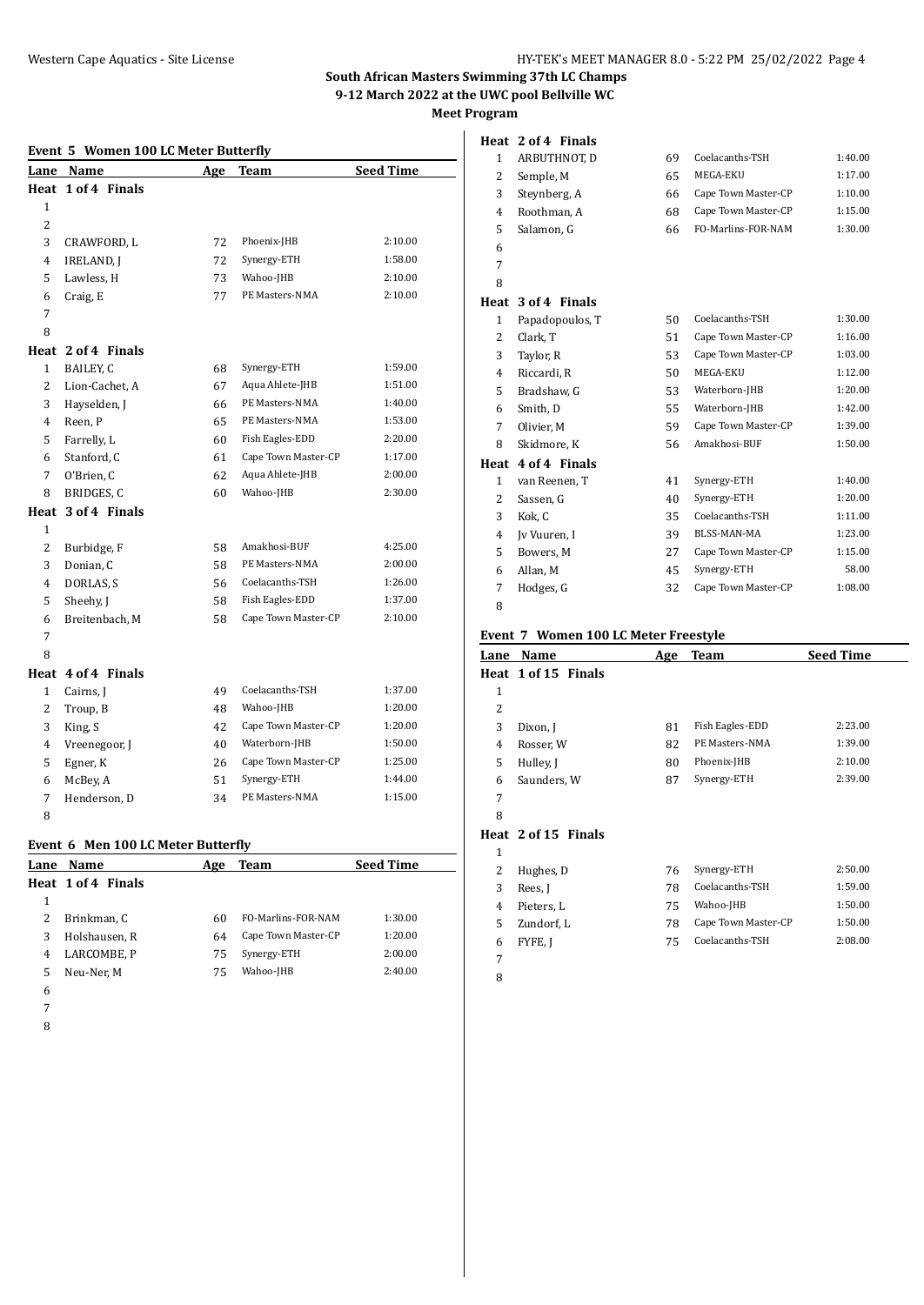## South African Masters Swimming 37th LC Champs

**9-12 March 2022 at the UWC pool Bellville WC**

**Meet Program**

### Event 5 Women 100 LC Meter Butterfly

| Lane | Name | Age | Team | Seed Time |
|---|---|---|---|---|
| **Heat 1 of 4 Finals** | | | | |
| 1 | | | | |
| 2 | | | | |
| 3 | CRAWFORD, L | 72 | Phoenix-JHB | 2:10.00 |
| 4 | IRELAND, J | 72 | Synergy-ETH | 1:58.00 |
| 5 | Lawless, H | 73 | Wahoo-JHB | 2:10.00 |
| 6 | Craig, E | 77 | PE Masters-NMA | 2:10.00 |
| 7 | | | | |
| 8 | | | | |
| **Heat 2 of 4 Finals** | | | | |
| 1 | BAILEY, C | 68 | Synergy-ETH | 1:59.00 |
| 2 | Lion-Cachet, A | 67 | Aqua Ahlete-JHB | 1:51.00 |
| 3 | Hayselden, J | 66 | PE Masters-NMA | 1:40.00 |
| 4 | Reen, P | 65 | PE Masters-NMA | 1:53.00 |
| 5 | Farrelly, L | 60 | Fish Eagles-EDD | 2:20.00 |
| 6 | Stanford, C | 61 | Cape Town Master-CP | 1:17.00 |
| 7 | O'Brien, C | 62 | Aqua Ahlete-JHB | 2:00.00 |
| 8 | BRIDGES, C | 60 | Wahoo-JHB | 2:30.00 |
| **Heat 3 of 4 Finals** | | | | |
| 1 | | | | |
| 2 | Burbidge, F | 58 | Amakhosi-BUF | 4:25.00 |
| 3 | Donian, C | 58 | PE Masters-NMA | 2:00.00 |
| 4 | DORLAS, S | 56 | Coelacanths-TSH | 1:26.00 |
| 5 | Sheehy, J | 58 | Fish Eagles-EDD | 1:37.00 |
| 6 | Breitenbach, M | 58 | Cape Town Master-CP | 2:10.00 |
| 7 | | | | |
| 8 | | | | |
| **Heat 4 of 4 Finals** | | | | |
| 1 | Cairns, J | 49 | Coelacanths-TSH | 1:37.00 |
| 2 | Troup, B | 48 | Wahoo-JHB | 1:20.00 |
| 3 | King, S | 42 | Cape Town Master-CP | 1:20.00 |
| 4 | Vreenegoor, J | 40 | Waterborn-JHB | 1:50.00 |
| 5 | Egner, K | 26 | Cape Town Master-CP | 1:25.00 |
| 6 | McBey, A | 51 | Synergy-ETH | 1:44.00 |
| 7 | Henderson, D | 34 | PE Masters-NMA | 1:15.00 |
| 8 | | | | |

### Event 6 Men 100 LC Meter Butterfly

| Lane | Name | Age | Team | Seed Time |
|---|---|---|---|---|
| **Heat 1 of 4 Finals** | | | | |
| 1 | | | | |
| 2 | Brinkman, C | 60 | FO-Marlins-FOR-NAM | 1:30.00 |
| 3 | Holshausen, R | 64 | Cape Town Master-CP | 1:20.00 |
| 4 | LARCOMBE, P | 75 | Synergy-ETH | 2:00.00 |
| 5 | Neu-Ner, M | 75 | Wahoo-JHB | 2:40.00 |
| 6 | | | | |
| 7 | | | | |
| 8 | | | | |
| **Heat 2 of 4 Finals** | | | | |
| 1 | ARBUTHNOT, D | 69 | Coelacanths-TSH | 1:40.00 |
| 2 | Semple, M | 65 | MEGA-EKU | 1:17.00 |
| 3 | Steynberg, A | 66 | Cape Town Master-CP | 1:10.00 |
| 4 | Roothman, A | 68 | Cape Town Master-CP | 1:15.00 |
| 5 | Salamon, G | 66 | FO-Marlins-FOR-NAM | 1:30.00 |
| 6 | | | | |
| 7 | | | | |
| 8 | | | | |
| **Heat 3 of 4 Finals** | | | | |
| 1 | Papadopoulos, T | 50 | Coelacanths-TSH | 1:30.00 |
| 2 | Clark, T | 51 | Cape Town Master-CP | 1:16.00 |
| 3 | Taylor, R | 53 | Cape Town Master-CP | 1:03.00 |
| 4 | Riccardi, R | 50 | MEGA-EKU | 1:12.00 |
| 5 | Bradshaw, G | 53 | Waterborn-JHB | 1:20.00 |
| 6 | Smith, D | 55 | Waterborn-JHB | 1:42.00 |
| 7 | Olivier, M | 59 | Cape Town Master-CP | 1:39.00 |
| 8 | Skidmore, K | 56 | Amakhosi-BUF | 1:50.00 |
| **Heat 4 of 4 Finals** | | | | |
| 1 | van Reenen, T | 41 | Synergy-ETH | 1:40.00 |
| 2 | Sassen, G | 40 | Synergy-ETH | 1:20.00 |
| 3 | Kok, C | 35 | Coelacanths-TSH | 1:11.00 |
| 4 | Jv Vuuren, I | 39 | BLSS-MAN-MA | 1:23.00 |
| 5 | Bowers, M | 27 | Cape Town Master-CP | 1:15.00 |
| 6 | Allan, M | 45 | Synergy-ETH | 58.00 |
| 7 | Hodges, G | 32 | Cape Town Master-CP | 1:08.00 |
| 8 | | | | |

### Event 7 Women 100 LC Meter Freestyle

| Lane | Name | Age | Team | Seed Time |
|---|---|---|---|---|
| **Heat 1 of 15 Finals** | | | | |
| 1 | | | | |
| 2 | | | | |
| 3 | Dixon, J | 81 | Fish Eagles-EDD | 2:23.00 |
| 4 | Rosser, W | 82 | PE Masters-NMA | 1:39.00 |
| 5 | Hulley, J | 80 | Phoenix-JHB | 2:10.00 |
| 6 | Saunders, W | 87 | Synergy-ETH | 2:39.00 |
| 7 | | | | |
| 8 | | | | |
| **Heat 2 of 15 Finals** | | | | |
| 1 | | | | |
| 2 | Hughes, D | 76 | Synergy-ETH | 2:50.00 |
| 3 | Rees, J | 78 | Coelacanths-TSH | 1:59.00 |
| 4 | Pieters, L | 75 | Wahoo-JHB | 1:50.00 |
| 5 | Zundorf, L | 78 | Cape Town Master-CP | 1:50.00 |
| 6 | FYFE, J | 75 | Coelacanths-TSH | 2:08.00 |
| 7 | | | | |
| 8 | | | | |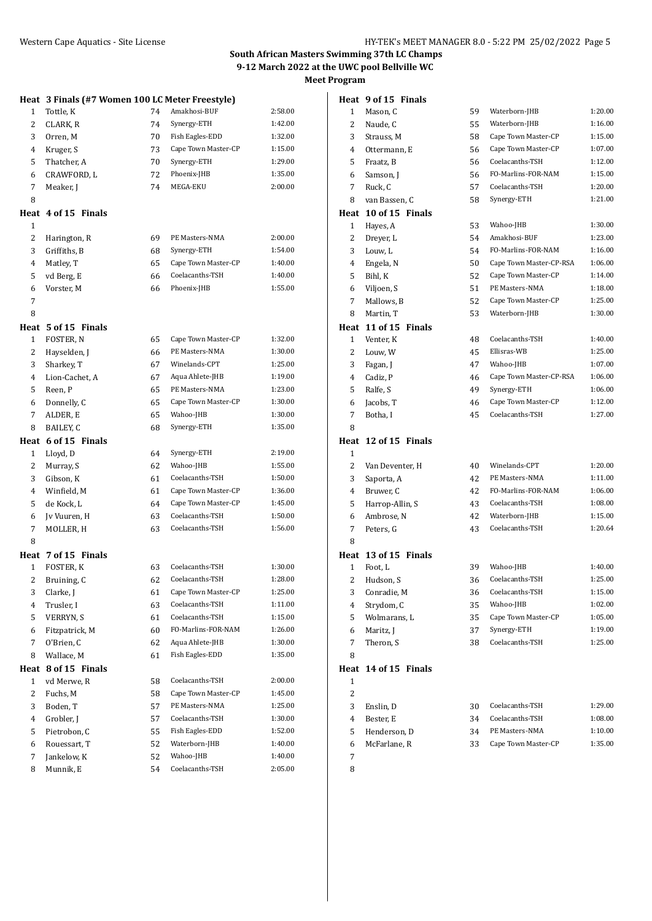**South African Masters Swimming 37th LC Champs**
**9-12 March 2022 at the UWC pool Bellville WC**
**Meet Program**

**Heat 3 Finals (#7 Women 100 LC Meter Freestyle)**

| Lane | Name | Age | Team | Seed Time |
|---|---|---|---|---|
| 1 | Tottle, K | 74 | Amakhosi-BUF | 2:58.00 |
| 2 | CLARK, R | 74 | Synergy-ETH | 1:42.00 |
| 3 | Orren, M | 70 | Fish Eagles-EDD | 1:32.00 |
| 4 | Kruger, S | 73 | Cape Town Master-CP | 1:15.00 |
| 5 | Thatcher, A | 70 | Synergy-ETH | 1:29.00 |
| 6 | CRAWFORD, L | 72 | Phoenix-JHB | 1:35.00 |
| 7 | Meaker, J | 74 | MEGA-EKU | 2:00.00 |
| 8 | | | | |

**Heat 4 of 15 Finals**

| Lane | Name | Age | Team | Seed Time |
|---|---|---|---|---|
| 1 | | | | |
| 2 | Harington, R | 69 | PE Masters-NMA | 2:00.00 |
| 3 | Griffiths, B | 68 | Synergy-ETH | 1:54.00 |
| 4 | Matley, T | 65 | Cape Town Master-CP | 1:40.00 |
| 5 | vd Berg, E | 66 | Coelacanths-TSH | 1:40.00 |
| 6 | Vorster, M | 66 | Phoenix-JHB | 1:55.00 |
| 7 | | | | |
| 8 | | | | |

**Heat 5 of 15 Finals**

| Lane | Name | Age | Team | Seed Time |
|---|---|---|---|---|
| 1 | FOSTER, N | 65 | Cape Town Master-CP | 1:32.00 |
| 2 | Hayselden, J | 66 | PE Masters-NMA | 1:30.00 |
| 3 | Sharkey, T | 67 | Winelands-CPT | 1:25.00 |
| 4 | Lion-Cachet, A | 67 | Aqua Ahlete-JHB | 1:19.00 |
| 5 | Reen, P | 65 | PE Masters-NMA | 1:23.00 |
| 6 | Donnelly, C | 65 | Cape Town Master-CP | 1:30.00 |
| 7 | ALDER, E | 65 | Wahoo-JHB | 1:30.00 |
| 8 | BAILEY, C | 68 | Synergy-ETH | 1:35.00 |

**Heat 6 of 15 Finals**

| Lane | Name | Age | Team | Seed Time |
|---|---|---|---|---|
| 1 | Lloyd, D | 64 | Synergy-ETH | 2:19.00 |
| 2 | Murray, S | 62 | Wahoo-JHB | 1:55.00 |
| 3 | Gibson, K | 61 | Coelacanths-TSH | 1:50.00 |
| 4 | Winfield, M | 61 | Cape Town Master-CP | 1:36.00 |
| 5 | de Kock, L | 64 | Cape Town Master-CP | 1:45.00 |
| 6 | Jv Vuuren, H | 63 | Coelacanths-TSH | 1:50.00 |
| 7 | MOLLER, H | 63 | Coelacanths-TSH | 1:56.00 |
| 8 | | | | |

**Heat 7 of 15 Finals**

| Lane | Name | Age | Team | Seed Time |
|---|---|---|---|---|
| 1 | FOSTER, K | 63 | Coelacanths-TSH | 1:30.00 |
| 2 | Bruining, C | 62 | Coelacanths-TSH | 1:28.00 |
| 3 | Clarke, J | 61 | Cape Town Master-CP | 1:25.00 |
| 4 | Trusler, I | 63 | Coelacanths-TSH | 1:11.00 |
| 5 | VERRYN, S | 61 | Coelacanths-TSH | 1:15.00 |
| 6 | Fitzpatrick, M | 60 | FO-Marlins-FOR-NAM | 1:26.00 |
| 7 | O'Brien, C | 62 | Aqua Ahlete-JHB | 1:30.00 |
| 8 | Wallace, M | 61 | Fish Eagles-EDD | 1:35.00 |

**Heat 8 of 15 Finals**

| Lane | Name | Age | Team | Seed Time |
|---|---|---|---|---|
| 1 | vd Merwe, R | 58 | Coelacanths-TSH | 2:00.00 |
| 2 | Fuchs, M | 58 | Cape Town Master-CP | 1:45.00 |
| 3 | Boden, T | 57 | PE Masters-NMA | 1:25.00 |
| 4 | Grobler, J | 57 | Coelacanths-TSH | 1:30.00 |
| 5 | Pietrobon, C | 55 | Fish Eagles-EDD | 1:52.00 |
| 6 | Rouessart, T | 52 | Waterborn-JHB | 1:40.00 |
| 7 | Jankelow, K | 52 | Wahoo-JHB | 1:40.00 |
| 8 | Munnik, E | 54 | Coelacanths-TSH | 2:05.00 |

**Heat 9 of 15 Finals**

| Lane | Name | Age | Team | Seed Time |
|---|---|---|---|---|
| 1 | Mason, C | 59 | Waterborn-JHB | 1:20.00 |
| 2 | Naude, C | 55 | Waterborn-JHB | 1:16.00 |
| 3 | Strauss, M | 58 | Cape Town Master-CP | 1:15.00 |
| 4 | Ottermann, E | 56 | Cape Town Master-CP | 1:07.00 |
| 5 | Fraatz, B | 56 | Coelacanths-TSH | 1:12.00 |
| 6 | Samson, J | 56 | FO-Marlins-FOR-NAM | 1:15.00 |
| 7 | Ruck, C | 57 | Coelacanths-TSH | 1:20.00 |
| 8 | van Bassen, C | 58 | Synergy-ETH | 1:21.00 |

**Heat 10 of 15 Finals**

| Lane | Name | Age | Team | Seed Time |
|---|---|---|---|---|
| 1 | Hayes, A | 53 | Wahoo-JHB | 1:30.00 |
| 2 | Dreyer, L | 54 | Amakhosi-BUF | 1:23.00 |
| 3 | Louw, L | 54 | FO-Marlins-FOR-NAM | 1:16.00 |
| 4 | Engela, N | 50 | Cape Town Master-CP-RSA | 1:06.00 |
| 5 | Bihl, K | 52 | Cape Town Master-CP | 1:14.00 |
| 6 | Viljoen, S | 51 | PE Masters-NMA | 1:18.00 |
| 7 | Mallows, B | 52 | Cape Town Master-CP | 1:25.00 |
| 8 | Martin, T | 53 | Waterborn-JHB | 1:30.00 |

**Heat 11 of 15 Finals**

| Lane | Name | Age | Team | Seed Time |
|---|---|---|---|---|
| 1 | Venter, K | 48 | Coelacanths-TSH | 1:40.00 |
| 2 | Louw, W | 45 | Ellisras-WB | 1:25.00 |
| 3 | Fagan, J | 47 | Wahoo-JHB | 1:07.00 |
| 4 | Cadiz, P | 46 | Cape Town Master-CP-RSA | 1:06.00 |
| 5 | Ralfe, S | 49 | Synergy-ETH | 1:06.00 |
| 6 | Jacobs, T | 46 | Cape Town Master-CP | 1:12.00 |
| 7 | Botha, I | 45 | Coelacanths-TSH | 1:27.00 |
| 8 | | | | |

**Heat 12 of 15 Finals**

| Lane | Name | Age | Team | Seed Time |
|---|---|---|---|---|
| 1 | | | | |
| 2 | Van Deventer, H | 40 | Winelands-CPT | 1:20.00 |
| 3 | Saporta, A | 42 | PE Masters-NMA | 1:11.00 |
| 4 | Bruwer, C | 42 | FO-Marlins-FOR-NAM | 1:06.00 |
| 5 | Harrop-Allin, S | 43 | Coelacanths-TSH | 1:08.00 |
| 6 | Ambrose, N | 42 | Waterborn-JHB | 1:15.00 |
| 7 | Peters, G | 43 | Coelacanths-TSH | 1:20.64 |
| 8 | | | | |

**Heat 13 of 15 Finals**

| Lane | Name | Age | Team | Seed Time |
|---|---|---|---|---|
| 1 | Foot, L | 39 | Wahoo-JHB | 1:40.00 |
| 2 | Hudson, S | 36 | Coelacanths-TSH | 1:25.00 |
| 3 | Conradie, M | 36 | Coelacanths-TSH | 1:15.00 |
| 4 | Strydom, C | 35 | Wahoo-JHB | 1:02.00 |
| 5 | Wolmarans, L | 35 | Cape Town Master-CP | 1:05.00 |
| 6 | Maritz, J | 37 | Synergy-ETH | 1:19.00 |
| 7 | Theron, S | 38 | Coelacanths-TSH | 1:25.00 |
| 8 | | | | |

**Heat 14 of 15 Finals**

| Lane | Name | Age | Team | Seed Time |
|---|---|---|---|---|
| 1 | | | | |
| 2 | | | | |
| 3 | Enslin, D | 30 | Coelacanths-TSH | 1:29.00 |
| 4 | Bester, E | 34 | Coelacanths-TSH | 1:08.00 |
| 5 | Henderson, D | 34 | PE Masters-NMA | 1:10.00 |
| 6 | McFarlane, R | 33 | Cape Town Master-CP | 1:35.00 |
| 7 | | | | |
| 8 | | | | |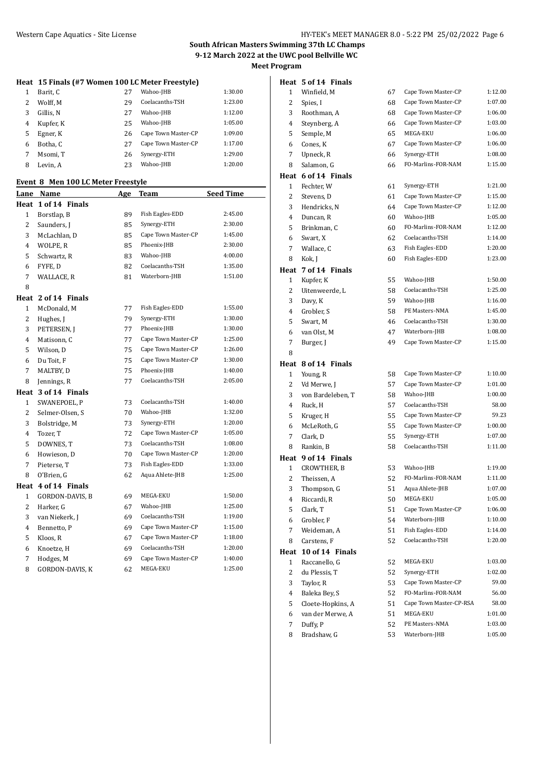## South African Masters Swimming 37th LC Champs

**9-12 March 2022 at the UWC pool Bellville WC**

**Meet Program**

### Heat 15 Finals (#7 Women 100 LC Meter Freestyle)

| Lane | Name | Age | Team | Seed Time |
|---|---|---|---|---|
| 1 | Barit, C | 27 | Wahoo-JHB | 1:30.00 |
| 2 | Wolff, M | 29 | Coelacanths-TSH | 1:23.00 |
| 3 | Gillis, N | 27 | Wahoo-JHB | 1:12.00 |
| 4 | Kupfer, K | 25 | Wahoo-JHB | 1:05.00 |
| 5 | Egner, K | 26 | Cape Town Master-CP | 1:09.00 |
| 6 | Botha, C | 27 | Cape Town Master-CP | 1:17.00 |
| 7 | Msomi, T | 26 | Synergy-ETH | 1:29.00 |
| 8 | Levin, A | 23 | Wahoo-JHB | 1:20.00 |

### Event 8 Men 100 LC Meter Freestyle

| Lane | Name | Age | Team | Seed Time |
|---|---|---|---|---|
| **Heat 1 of 14 Finals** | | | | |
| 1 | Borstlap, B | 89 | Fish Eagles-EDD | 2:45.00 |
| 2 | Saunders, J | 85 | Synergy-ETH | 2:30.00 |
| 3 | McLachlan, D | 85 | Cape Town Master-CP | 1:45.00 |
| 4 | WOLPE, R | 85 | Phoenix-JHB | 2:30.00 |
| 5 | Schwartz, R | 83 | Wahoo-JHB | 4:00.00 |
| 6 | FYFE, D | 82 | Coelacanths-TSH | 1:35.00 |
| 7 | WALLACE, R | 81 | Waterborn-JHB | 1:51.00 |
| 8 | | | | |
| **Heat 2 of 14 Finals** | | | | |
| 1 | McDonald, M | 77 | Fish Eagles-EDD | 1:55.00 |
| 2 | Hughes, J | 79 | Synergy-ETH | 1:30.00 |
| 3 | PETERSEN, J | 77 | Phoenix-JHB | 1:30.00 |
| 4 | Matisonn, C | 77 | Cape Town Master-CP | 1:25.00 |
| 5 | Wilson, D | 75 | Cape Town Master-CP | 1:26.00 |
| 6 | Du Toit, F | 75 | Cape Town Master-CP | 1:30.00 |
| 7 | MALTBY, D | 75 | Phoenix-JHB | 1:40.00 |
| 8 | Jennings, R | 77 | Coelacanths-TSH | 2:05.00 |
| **Heat 3 of 14 Finals** | | | | |
| 1 | SWANEPOEL, P | 73 | Coelacanths-TSH | 1:40.00 |
| 2 | Selmer-Olsen, S | 70 | Wahoo-JHB | 1:32.00 |
| 3 | Bolstridge, M | 73 | Synergy-ETH | 1:20.00 |
| 4 | Tozer, T | 72 | Cape Town Master-CP | 1:05.00 |
| 5 | DOWNES, T | 73 | Coelacanths-TSH | 1:08.00 |
| 6 | Howieson, D | 70 | Cape Town Master-CP | 1:20.00 |
| 7 | Pieterse, T | 73 | Fish Eagles-EDD | 1:33.00 |
| 8 | O'Brien, G | 62 | Aqua Ahlete-JHB | 1:25.00 |
| **Heat 4 of 14 Finals** | | | | |
| 1 | GORDON-DAVIS, B | 69 | MEGA-EKU | 1:50.00 |
| 2 | Harker, G | 67 | Wahoo-JHB | 1:25.00 |
| 3 | van Niekerk, J | 69 | Coelacanths-TSH | 1:19.00 |
| 4 | Bennetto, P | 69 | Cape Town Master-CP | 1:15.00 |
| 5 | Kloos, R | 67 | Cape Town Master-CP | 1:18.00 |
| 6 | Knoetze, H | 69 | Coelacanths-TSH | 1:20.00 |
| 7 | Hodges, M | 69 | Cape Town Master-CP | 1:40.00 |
| 8 | GORDON-DAVIS, K | 62 | MEGA-EKU | 1:25.00 |
| **Heat 5 of 14 Finals** | | | | |
| 1 | Winfield, M | 67 | Cape Town Master-CP | 1:12.00 |
| 2 | Spies, I | 68 | Cape Town Master-CP | 1:07.00 |
| 3 | Roothman, A | 68 | Cape Town Master-CP | 1:06.00 |
| 4 | Steynberg, A | 66 | Cape Town Master-CP | 1:03.00 |
| 5 | Semple, M | 65 | MEGA-EKU | 1:06.00 |
| 6 | Cones, K | 67 | Cape Town Master-CP | 1:06.00 |
| 7 | Upneck, R | 66 | Synergy-ETH | 1:08.00 |
| 8 | Salamon, G | 66 | FO-Marlins-FOR-NAM | 1:15.00 |
| **Heat 6 of 14 Finals** | | | | |
| 1 | Fechter, W | 61 | Synergy-ETH | 1:21.00 |
| 2 | Stevens, D | 61 | Cape Town Master-CP | 1:15.00 |
| 3 | Hendricks, N | 64 | Cape Town Master-CP | 1:12.00 |
| 4 | Duncan, R | 60 | Wahoo-JHB | 1:05.00 |
| 5 | Brinkman, C | 60 | FO-Marlins-FOR-NAM | 1:12.00 |
| 6 | Swart, X | 62 | Coelacanths-TSH | 1:14.00 |
| 7 | Wallace, C | 63 | Fish Eagles-EDD | 1:20.00 |
| 8 | Kok, J | 60 | Fish Eagles-EDD | 1:23.00 |
| **Heat 7 of 14 Finals** | | | | |
| 1 | Kupfer, K | 55 | Wahoo-JHB | 1:50.00 |
| 2 | Uitenweerde, L | 58 | Coelacanths-TSH | 1:25.00 |
| 3 | Davy, K | 59 | Wahoo-JHB | 1:16.00 |
| 4 | Grobler, S | 58 | PE Masters-NMA | 1:45.00 |
| 5 | Swart, M | 46 | Coelacanths-TSH | 1:30.00 |
| 6 | van Olst, M | 47 | Waterborn-JHB | 1:08.00 |
| 7 | Burger, J | 49 | Cape Town Master-CP | 1:15.00 |
| 8 | | | | |
| **Heat 8 of 14 Finals** | | | | |
| 1 | Young, R | 58 | Cape Town Master-CP | 1:10.00 |
| 2 | Vd Merwe, J | 57 | Cape Town Master-CP | 1:01.00 |
| 3 | von Bardeleben, T | 58 | Wahoo-JHB | 1:00.00 |
| 4 | Ruck, H | 57 | Coelacanths-TSH | 58.00 |
| 5 | Kruger, H | 55 | Cape Town Master-CP | 59.23 |
| 6 | McLeRoth, G | 55 | Cape Town Master-CP | 1:00.00 |
| 7 | Clark, D | 55 | Synergy-ETH | 1:07.00 |
| 8 | Rankin, B | 58 | Coelacanths-TSH | 1:11.00 |
| **Heat 9 of 14 Finals** | | | | |
| 1 | CROWTHER, B | 53 | Wahoo-JHB | 1:19.00 |
| 2 | Theissen, A | 52 | FO-Marlins-FOR-NAM | 1:11.00 |
| 3 | Thompson, G | 51 | Aqua Ahlete-JHB | 1:07.00 |
| 4 | Riccardi, R | 50 | MEGA-EKU | 1:05.00 |
| 5 | Clark, T | 51 | Cape Town Master-CP | 1:06.00 |
| 6 | Grobler, F | 54 | Waterborn-JHB | 1:10.00 |
| 7 | Weideman, A | 51 | Fish Eagles-EDD | 1:14.00 |
| 8 | Carstens, F | 52 | Coelacanths-TSH | 1:20.00 |
| **Heat 10 of 14 Finals** | | | | |
| 1 | Raccanello, G | 52 | MEGA-EKU | 1:03.00 |
| 2 | du Plessis, T | 52 | Synergy-ETH | 1:02.00 |
| 3 | Taylor, R | 53 | Cape Town Master-CP | 59.00 |
| 4 | Baleka Bey, S | 52 | FO-Marlins-FOR-NAM | 56.00 |
| 5 | Cloete-Hopkins, A | 51 | Cape Town Master-CP-RSA | 58.00 |
| 6 | van der Merwe, A | 51 | MEGA-EKU | 1:01.00 |
| 7 | Duffy, P | 52 | PE Masters-NMA | 1:03.00 |
| 8 | Bradshaw, G | 53 | Waterborn-JHB | 1:05.00 |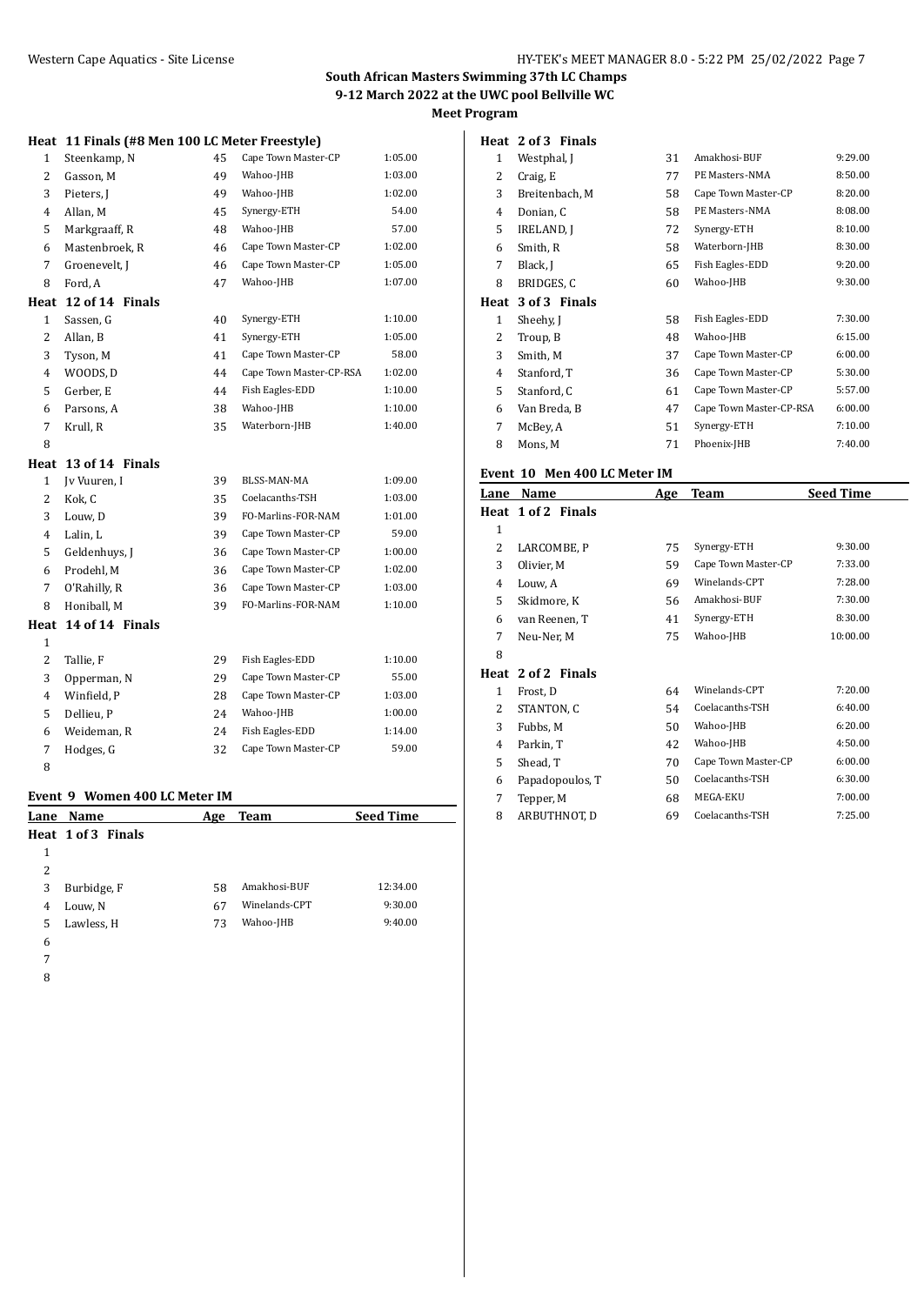**South African Masters Swimming 37th LC Champs**
**9-12 March 2022 at the UWC pool Bellville WC**
**Meet Program**

**Heat 11 Finals (#8 Men 100 LC Meter Freestyle)**

| Lane | Name | Age | Team | Seed Time |
|---|---|---|---|---|
| 1 | Steenkamp, N | 45 | Cape Town Master-CP | 1:05.00 |
| 2 | Gasson, M | 49 | Wahoo-JHB | 1:03.00 |
| 3 | Pieters, J | 49 | Wahoo-JHB | 1:02.00 |
| 4 | Allan, M | 45 | Synergy-ETH | 54.00 |
| 5 | Markgraaff, R | 48 | Wahoo-JHB | 57.00 |
| 6 | Mastenbroek, R | 46 | Cape Town Master-CP | 1:02.00 |
| 7 | Groenevelt, J | 46 | Cape Town Master-CP | 1:05.00 |
| 8 | Ford, A | 47 | Wahoo-JHB | 1:07.00 |

**Heat 12 of 14 Finals**

| Lane | Name | Age | Team | Seed Time |
|---|---|---|---|---|
| 1 | Sassen, G | 40 | Synergy-ETH | 1:10.00 |
| 2 | Allan, B | 41 | Synergy-ETH | 1:05.00 |
| 3 | Tyson, M | 41 | Cape Town Master-CP | 58.00 |
| 4 | WOODS, D | 44 | Cape Town Master-CP-RSA | 1:02.00 |
| 5 | Gerber, E | 44 | Fish Eagles-EDD | 1:10.00 |
| 6 | Parsons, A | 38 | Wahoo-JHB | 1:10.00 |
| 7 | Krull, R | 35 | Waterborn-JHB | 1:40.00 |
| 8 | | | | |

**Heat 13 of 14 Finals**

| Lane | Name | Age | Team | Seed Time |
|---|---|---|---|---|
| 1 | Jv Vuuren, I | 39 | BLSS-MAN-MA | 1:09.00 |
| 2 | Kok, C | 35 | Coelacanths-TSH | 1:03.00 |
| 3 | Louw, D | 39 | FO-Marlins-FOR-NAM | 1:01.00 |
| 4 | Lalin, L | 39 | Cape Town Master-CP | 59.00 |
| 5 | Geldenhuys, J | 36 | Cape Town Master-CP | 1:00.00 |
| 6 | Prodehl, M | 36 | Cape Town Master-CP | 1:02.00 |
| 7 | O'Rahilly, R | 36 | Cape Town Master-CP | 1:03.00 |
| 8 | Honiball, M | 39 | FO-Marlins-FOR-NAM | 1:10.00 |

**Heat 14 of 14 Finals**

| Lane | Name | Age | Team | Seed Time |
|---|---|---|---|---|
| 1 | | | | |
| 2 | Tallie, F | 29 | Fish Eagles-EDD | 1:10.00 |
| 3 | Opperman, N | 29 | Cape Town Master-CP | 55.00 |
| 4 | Winfield, P | 28 | Cape Town Master-CP | 1:03.00 |
| 5 | Dellieu, P | 24 | Wahoo-JHB | 1:00.00 |
| 6 | Weideman, R | 24 | Fish Eagles-EDD | 1:14.00 |
| 7 | Hodges, G | 32 | Cape Town Master-CP | 59.00 |
| 8 | | | | |

## Event 9 Women 400 LC Meter IM

**Heat 1 of 3 Finals**

| Lane | Name | Age | Team | Seed Time |
|---|---|---|---|---|
| 1 | | | | |
| 2 | | | | |
| 3 | Burbidge, F | 58 | Amakhosi-BUF | 12:34.00 |
| 4 | Louw, N | 67 | Winelands-CPT | 9:30.00 |
| 5 | Lawless, H | 73 | Wahoo-JHB | 9:40.00 |
| 6 | | | | |
| 7 | | | | |
| 8 | | | | |

**Heat 2 of 3 Finals**

| Lane | Name | Age | Team | Seed Time |
|---|---|---|---|---|
| 1 | Westphal, J | 31 | Amakhosi-BUF | 9:29.00 |
| 2 | Craig, E | 77 | PE Masters-NMA | 8:50.00 |
| 3 | Breitenbach, M | 58 | Cape Town Master-CP | 8:20.00 |
| 4 | Donian, C | 58 | PE Masters-NMA | 8:08.00 |
| 5 | IRELAND, J | 72 | Synergy-ETH | 8:10.00 |
| 6 | Smith, R | 58 | Waterborn-JHB | 8:30.00 |
| 7 | Black, J | 65 | Fish Eagles-EDD | 9:20.00 |
| 8 | BRIDGES, C | 60 | Wahoo-JHB | 9:30.00 |

**Heat 3 of 3 Finals**

| Lane | Name | Age | Team | Seed Time |
|---|---|---|---|---|
| 1 | Sheehy, J | 58 | Fish Eagles-EDD | 7:30.00 |
| 2 | Troup, B | 48 | Wahoo-JHB | 6:15.00 |
| 3 | Smith, M | 37 | Cape Town Master-CP | 6:00.00 |
| 4 | Stanford, T | 36 | Cape Town Master-CP | 5:30.00 |
| 5 | Stanford, C | 61 | Cape Town Master-CP | 5:57.00 |
| 6 | Van Breda, B | 47 | Cape Town Master-CP-RSA | 6:00.00 |
| 7 | McBey, A | 51 | Synergy-ETH | 7:10.00 |
| 8 | Mons, M | 71 | Phoenix-JHB | 7:40.00 |

## Event 10 Men 400 LC Meter IM

**Heat 1 of 2 Finals**

| Lane | Name | Age | Team | Seed Time |
|---|---|---|---|---|
| 1 | | | | |
| 2 | LARCOMBE, P | 75 | Synergy-ETH | 9:30.00 |
| 3 | Olivier, M | 59 | Cape Town Master-CP | 7:33.00 |
| 4 | Louw, A | 69 | Winelands-CPT | 7:28.00 |
| 5 | Skidmore, K | 56 | Amakhosi-BUF | 7:30.00 |
| 6 | van Reenen, T | 41 | Synergy-ETH | 8:30.00 |
| 7 | Neu-Ner, M | 75 | Wahoo-JHB | 10:00.00 |
| 8 | | | | |

**Heat 2 of 2 Finals**

| Lane | Name | Age | Team | Seed Time |
|---|---|---|---|---|
| 1 | Frost, D | 64 | Winelands-CPT | 7:20.00 |
| 2 | STANTON, C | 54 | Coelacanths-TSH | 6:40.00 |
| 3 | Fubbs, M | 50 | Wahoo-JHB | 6:20.00 |
| 4 | Parkin, T | 42 | Wahoo-JHB | 4:50.00 |
| 5 | Shead, T | 70 | Cape Town Master-CP | 6:00.00 |
| 6 | Papadopoulos, T | 50 | Coelacanths-TSH | 6:30.00 |
| 7 | Tepper, M | 68 | MEGA-EKU | 7:00.00 |
| 8 | ARBUTHNOT, D | 69 | Coelacanths-TSH | 7:25.00 |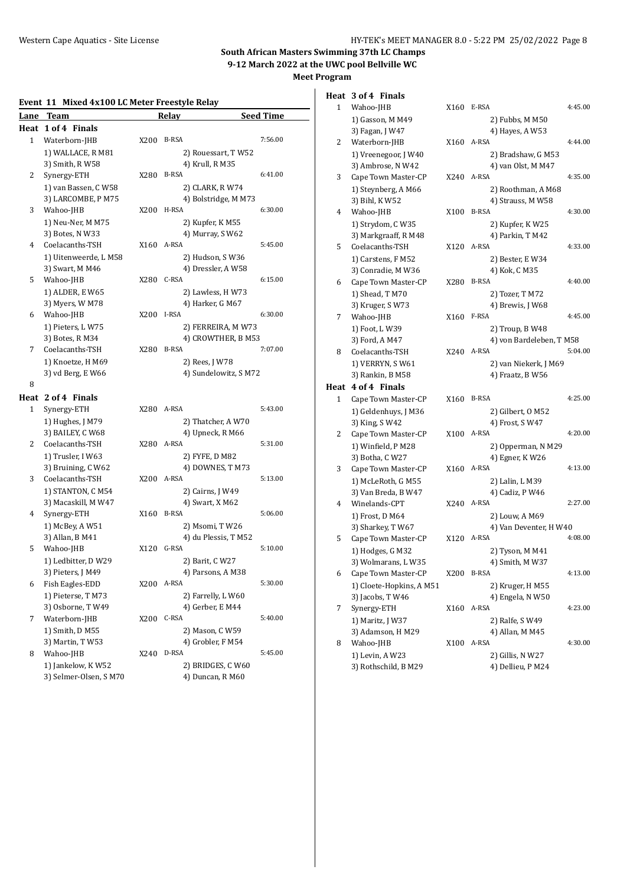## South African Masters Swimming 37th LC Champs
## 9-12 March 2022 at the UWC pool Bellville WC
## Meet Program

### Event 11 Mixed 4x100 LC Meter Freestyle Relay

| Lane | Team | | Relay | Seed Time |
|---|---|---|---|---|
| **Heat 1 of 4 Finals** | | | | |
| 1 | Waterborn-JHB | X200 | B-RSA | 7:56.00 |
| | 1) WALLACE, R M81 | | 2) Rouessart, T W52 | |
| | 3) Smith, R W58 | | 4) Krull, R M35 | |
| 2 | Synergy-ETH | X280 | B-RSA | 6:41.00 |
| | 1) van Bassen, C W58 | | 2) CLARK, R W74 | |
| | 3) LARCOMBE, P M75 | | 4) Bolstridge, M M73 | |
| 3 | Wahoo-JHB | X200 | H-RSA | 6:30.00 |
| | 1) Neu-Ner, M M75 | | 2) Kupfer, K M55 | |
| | 3) Botes, N W33 | | 4) Murray, S W62 | |
| 4 | Coelacanths-TSH | X160 | A-RSA | 5:45.00 |
| | 1) Uitenweerde, L M58 | | 2) Hudson, S W36 | |
| | 3) Swart, M M46 | | 4) Dressler, A W58 | |
| 5 | Wahoo-JHB | X280 | C-RSA | 6:15.00 |
| | 1) ALDER, E W65 | | 2) Lawless, H W73 | |
| | 3) Myers, W M78 | | 4) Harker, G M67 | |
| 6 | Wahoo-JHB | X200 | I-RSA | 6:30.00 |
| | 1) Pieters, L W75 | | 2) FERREIRA, M W73 | |
| | 3) Botes, R M34 | | 4) CROWTHER, B M53 | |
| 7 | Coelacanths-TSH | X280 | B-RSA | 7:07.00 |
| | 1) Knoetze, H M69 | | 2) Rees, J W78 | |
| | 3) vd Berg, E W66 | | 4) Sundelowitz, S M72 | |
| 8 | | | | |
| **Heat 2 of 4 Finals** | | | | |
| 1 | Synergy-ETH | X280 | A-RSA | 5:43.00 |
| | 1) Hughes, J M79 | | 2) Thatcher, A W70 | |
| | 3) BAILEY, C W68 | | 4) Upneck, R M66 | |
| 2 | Coelacanths-TSH | X280 | A-RSA | 5:31.00 |
| | 1) Trusler, I W63 | | 2) FYFE, D M82 | |
| | 3) Bruining, C W62 | | 4) DOWNES, T M73 | |
| 3 | Coelacanths-TSH | X200 | A-RSA | 5:13.00 |
| | 1) STANTON, C M54 | | 2) Cairns, J W49 | |
| | 3) Macaskill, M W47 | | 4) Swart, X M62 | |
| 4 | Synergy-ETH | X160 | B-RSA | 5:06.00 |
| | 1) McBey, A W51 | | 2) Msomi, T W26 | |
| | 3) Allan, B M41 | | 4) du Plessis, T M52 | |
| 5 | Wahoo-JHB | X120 | G-RSA | 5:10.00 |
| | 1) Ledbitter, D W29 | | 2) Barit, C W27 | |
| | 3) Pieters, J M49 | | 4) Parsons, A M38 | |
| 6 | Fish Eagles-EDD | X200 | A-RSA | 5:30.00 |
| | 1) Pieterse, T M73 | | 2) Farrelly, L W60 | |
| | 3) Osborne, T W49 | | 4) Gerber, E M44 | |
| 7 | Waterborn-JHB | X200 | C-RSA | 5:40.00 |
| | 1) Smith, D M55 | | 2) Mason, C W59 | |
| | 3) Martin, T W53 | | 4) Grobler, F M54 | |
| 8 | Wahoo-JHB | X240 | D-RSA | 5:45.00 |
| | 1) Jankelow, K W52 | | 2) BRIDGES, C W60 | |
| | 3) Selmer-Olsen, S M70 | | 4) Duncan, R M60 | |
| **Heat 3 of 4 Finals** | | | | |
| 1 | Wahoo-JHB | X160 | E-RSA | 4:45.00 |
| | 1) Gasson, M M49 | | 2) Fubbs, M M50 | |
| | 3) Fagan, J W47 | | 4) Hayes, A W53 | |
| 2 | Waterborn-JHB | X160 | A-RSA | 4:44.00 |
| | 1) Vreenegoor, J W40 | | 2) Bradshaw, G M53 | |
| | 3) Ambrose, N W42 | | 4) van Olst, M M47 | |
| 3 | Cape Town Master-CP | X240 | A-RSA | 4:35.00 |
| | 1) Steynberg, A M66 | | 2) Roothman, A M68 | |
| | 3) Bihl, K W52 | | 4) Strauss, M W58 | |
| 4 | Wahoo-JHB | X100 | B-RSA | 4:30.00 |
| | 1) Strydom, C W35 | | 2) Kupfer, K W25 | |
| | 3) Markgraaff, R M48 | | 4) Parkin, T M42 | |
| 5 | Coelacanths-TSH | X120 | A-RSA | 4:33.00 |
| | 1) Carstens, F M52 | | 2) Bester, E W34 | |
| | 3) Conradie, M W36 | | 4) Kok, C M35 | |
| 6 | Cape Town Master-CP | X280 | B-RSA | 4:40.00 |
| | 1) Shead, T M70 | | 2) Tozer, T M72 | |
| | 3) Kruger, S W73 | | 4) Brewis, J W68 | |
| 7 | Wahoo-JHB | X160 | F-RSA | 4:45.00 |
| | 1) Foot, L W39 | | 2) Troup, B W48 | |
| | 3) Ford, A M47 | | 4) von Bardeleben, T M58 | |
| 8 | Coelacanths-TSH | X240 | A-RSA | 5:04.00 |
| | 1) VERRYN, S W61 | | 2) van Niekerk, J M69 | |
| | 3) Rankin, B M58 | | 4) Fraatz, B W56 | |
| **Heat 4 of 4 Finals** | | | | |
| 1 | Cape Town Master-CP | X160 | B-RSA | 4:25.00 |
| | 1) Geldenhuys, J M36 | | 2) Gilbert, O M52 | |
| | 3) King, S W42 | | 4) Frost, S W47 | |
| 2 | Cape Town Master-CP | X100 | A-RSA | 4:20.00 |
| | 1) Winfield, P M28 | | 2) Opperman, N M29 | |
| | 3) Botha, C W27 | | 4) Egner, K W26 | |
| 3 | Cape Town Master-CP | X160 | A-RSA | 4:13.00 |
| | 1) McLeRoth, G M55 | | 2) Lalin, L M39 | |
| | 3) Van Breda, B W47 | | 4) Cadiz, P W46 | |
| 4 | Winelands-CPT | X240 | A-RSA | 2:27.00 |
| | 1) Frost, D M64 | | 2) Louw, A M69 | |
| | 3) Sharkey, T W67 | | 4) Van Deventer, H W40 | |
| 5 | Cape Town Master-CP | X120 | A-RSA | 4:08.00 |
| | 1) Hodges, G M32 | | 2) Tyson, M M41 | |
| | 3) Wolmarans, L W35 | | 4) Smith, M W37 | |
| 6 | Cape Town Master-CP | X200 | B-RSA | 4:13.00 |
| | 1) Cloete-Hopkins, A M51 | | 2) Kruger, H M55 | |
| | 3) Jacobs, T W46 | | 4) Engela, N W50 | |
| 7 | Synergy-ETH | X160 | A-RSA | 4:23.00 |
| | 1) Maritz, J W37 | | 2) Ralfe, S W49 | |
| | 3) Adamson, H M29 | | 4) Allan, M M45 | |
| 8 | Wahoo-JHB | X100 | A-RSA | 4:30.00 |
| | 1) Levin, A W23 | | 2) Gillis, N W27 | |
| | 3) Rothschild, B M29 | | 4) Dellieu, P M24 | |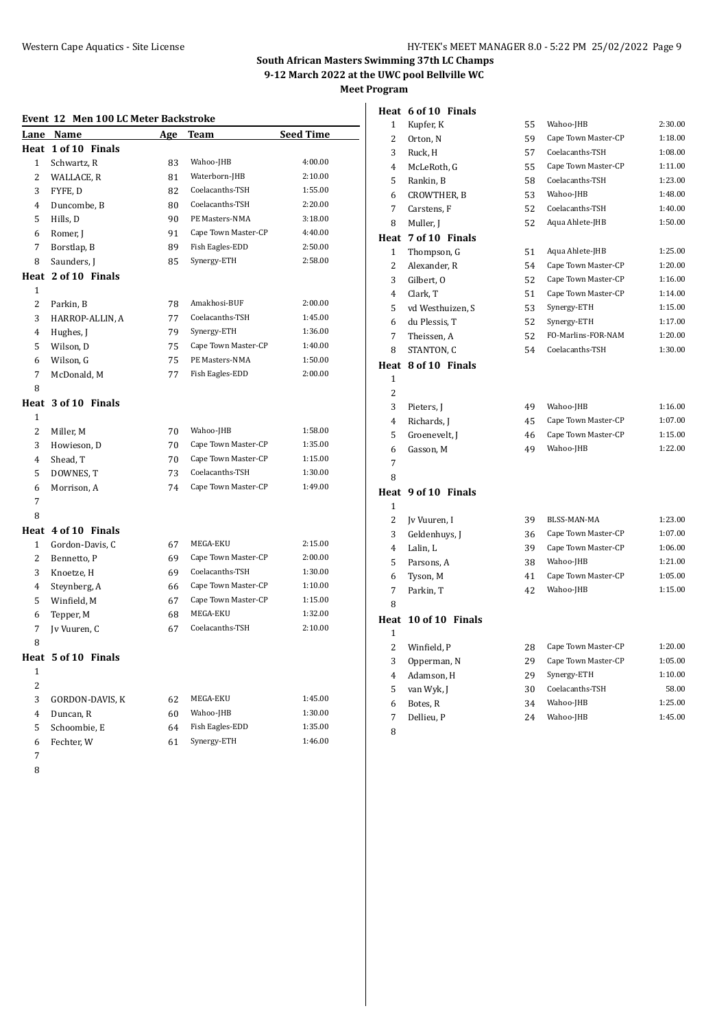**South African Masters Swimming 37th LC Champs**
**9-12 March 2022 at the UWC pool Bellville WC**
**Meet Program**

### Event 12 Men 100 LC Meter Backstroke

| Lane | Name | Age | Team | Seed Time |
|---|---|---|---|---|
| **Heat 1 of 10 Finals** | | | | |
| 1 | Schwartz, R | 83 | Wahoo-JHB | 4:00.00 |
| 2 | WALLACE, R | 81 | Waterborn-JHB | 2:10.00 |
| 3 | FYFE, D | 82 | Coelacanths-TSH | 1:55.00 |
| 4 | Duncombe, B | 80 | Coelacanths-TSH | 2:20.00 |
| 5 | Hills, D | 90 | PE Masters-NMA | 3:18.00 |
| 6 | Romer, J | 91 | Cape Town Master-CP | 4:40.00 |
| 7 | Borstlap, B | 89 | Fish Eagles-EDD | 2:50.00 |
| 8 | Saunders, J | 85 | Synergy-ETH | 2:58.00 |
| **Heat 2 of 10 Finals** | | | | |
| 1 | | | | |
| 2 | Parkin, B | 78 | Amakhosi-BUF | 2:00.00 |
| 3 | HARROP-ALLIN, A | 77 | Coelacanths-TSH | 1:45.00 |
| 4 | Hughes, J | 79 | Synergy-ETH | 1:36.00 |
| 5 | Wilson, D | 75 | Cape Town Master-CP | 1:40.00 |
| 6 | Wilson, G | 75 | PE Masters-NMA | 1:50.00 |
| 7 | McDonald, M | 77 | Fish Eagles-EDD | 2:00.00 |
| 8 | | | | |
| **Heat 3 of 10 Finals** | | | | |
| 1 | | | | |
| 2 | Miller, M | 70 | Wahoo-JHB | 1:58.00 |
| 3 | Howieson, D | 70 | Cape Town Master-CP | 1:35.00 |
| 4 | Shead, T | 70 | Cape Town Master-CP | 1:15.00 |
| 5 | DOWNES, T | 73 | Coelacanths-TSH | 1:30.00 |
| 6 | Morrison, A | 74 | Cape Town Master-CP | 1:49.00 |
| 7 | | | | |
| 8 | | | | |
| **Heat 4 of 10 Finals** | | | | |
| 1 | Gordon-Davis, C | 67 | MEGA-EKU | 2:15.00 |
| 2 | Bennetto, P | 69 | Cape Town Master-CP | 2:00.00 |
| 3 | Knoetze, H | 69 | Coelacanths-TSH | 1:30.00 |
| 4 | Steynberg, A | 66 | Cape Town Master-CP | 1:10.00 |
| 5 | Winfield, M | 67 | Cape Town Master-CP | 1:15.00 |
| 6 | Tepper, M | 68 | MEGA-EKU | 1:32.00 |
| 7 | Jv Vuuren, C | 67 | Coelacanths-TSH | 2:10.00 |
| 8 | | | | |
| **Heat 5 of 10 Finals** | | | | |
| 1 | | | | |
| 2 | | | | |
| 3 | GORDON-DAVIS, K | 62 | MEGA-EKU | 1:45.00 |
| 4 | Duncan, R | 60 | Wahoo-JHB | 1:30.00 |
| 5 | Schoombie, E | 64 | Fish Eagles-EDD | 1:35.00 |
| 6 | Fechter, W | 61 | Synergy-ETH | 1:46.00 |
| 7 | | | | |
| 8 | | | | |
| **Heat 6 of 10 Finals** | | | | |
| 1 | Kupfer, K | 55 | Wahoo-JHB | 2:30.00 |
| 2 | Orton, N | 59 | Cape Town Master-CP | 1:18.00 |
| 3 | Ruck, H | 57 | Coelacanths-TSH | 1:08.00 |
| 4 | McLeRoth, G | 55 | Cape Town Master-CP | 1:11.00 |
| 5 | Rankin, B | 58 | Coelacanths-TSH | 1:23.00 |
| 6 | CROWTHER, B | 53 | Wahoo-JHB | 1:48.00 |
| 7 | Carstens, F | 52 | Coelacanths-TSH | 1:40.00 |
| 8 | Muller, J | 52 | Aqua Ahlete-JHB | 1:50.00 |
| **Heat 7 of 10 Finals** | | | | |
| 1 | Thompson, G | 51 | Aqua Ahlete-JHB | 1:25.00 |
| 2 | Alexander, R | 54 | Cape Town Master-CP | 1:20.00 |
| 3 | Gilbert, O | 52 | Cape Town Master-CP | 1:16.00 |
| 4 | Clark, T | 51 | Cape Town Master-CP | 1:14.00 |
| 5 | vd Westhuizen, S | 53 | Synergy-ETH | 1:15.00 |
| 6 | du Plessis, T | 52 | Synergy-ETH | 1:17.00 |
| 7 | Theissen, A | 52 | FO-Marlins-FOR-NAM | 1:20.00 |
| 8 | STANTON, C | 54 | Coelacanths-TSH | 1:30.00 |
| **Heat 8 of 10 Finals** | | | | |
| 1 | | | | |
| 2 | | | | |
| 3 | Pieters, J | 49 | Wahoo-JHB | 1:16.00 |
| 4 | Richards, J | 45 | Cape Town Master-CP | 1:07.00 |
| 5 | Groenevelt, J | 46 | Cape Town Master-CP | 1:15.00 |
| 6 | Gasson, M | 49 | Wahoo-JHB | 1:22.00 |
| 7 | | | | |
| 8 | | | | |
| **Heat 9 of 10 Finals** | | | | |
| 1 | | | | |
| 2 | Jv Vuuren, I | 39 | BLSS-MAN-MA | 1:23.00 |
| 3 | Geldenhuys, J | 36 | Cape Town Master-CP | 1:07.00 |
| 4 | Lalin, L | 39 | Cape Town Master-CP | 1:06.00 |
| 5 | Parsons, A | 38 | Wahoo-JHB | 1:21.00 |
| 6 | Tyson, M | 41 | Cape Town Master-CP | 1:05.00 |
| 7 | Parkin, T | 42 | Wahoo-JHB | 1:15.00 |
| 8 | | | | |
| **Heat 10 of 10 Finals** | | | | |
| 1 | | | | |
| 2 | Winfield, P | 28 | Cape Town Master-CP | 1:20.00 |
| 3 | Opperman, N | 29 | Cape Town Master-CP | 1:05.00 |
| 4 | Adamson, H | 29 | Synergy-ETH | 1:10.00 |
| 5 | van Wyk, J | 30 | Coelacanths-TSH | 58.00 |
| 6 | Botes, R | 34 | Wahoo-JHB | 1:25.00 |
| 7 | Dellieu, P | 24 | Wahoo-JHB | 1:45.00 |
| 8 | | | | |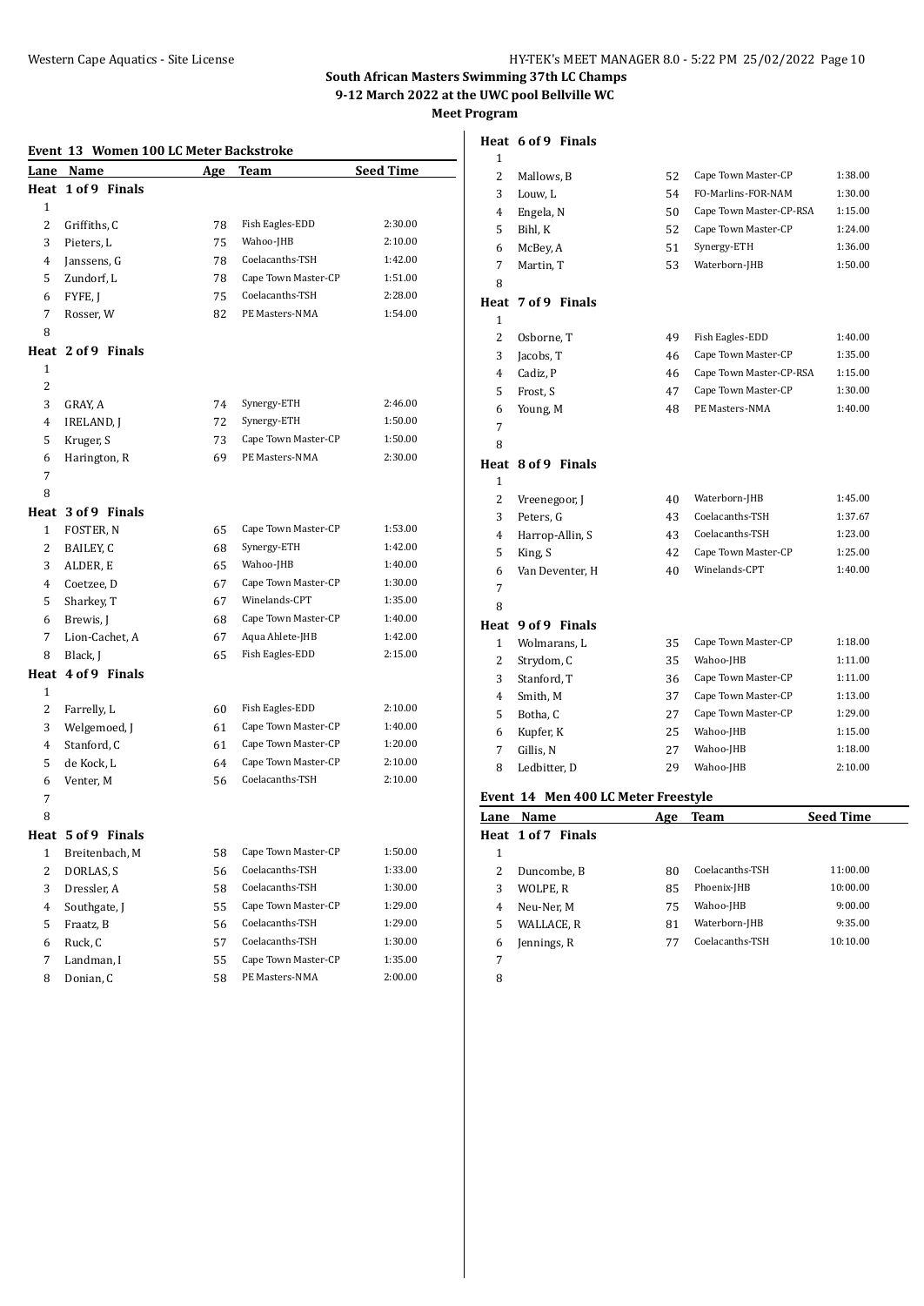**South African Masters Swimming 37th LC Champs**
**9-12 March 2022 at the UWC pool Bellville WC**
**Meet Program**

### Event 13 Women 100 LC Meter Backstroke

| Lane | Name | Age | Team | Seed Time |
|---|---|---|---|---|
| **Heat 1 of 9 Finals** | | | | |
| 1 | | | | |
| 2 | Griffiths, C | 78 | Fish Eagles-EDD | 2:30.00 |
| 3 | Pieters, L | 75 | Wahoo-JHB | 2:10.00 |
| 4 | Janssens, G | 78 | Coelacanths-TSH | 1:42.00 |
| 5 | Zundorf, L | 78 | Cape Town Master-CP | 1:51.00 |
| 6 | FYFE, J | 75 | Coelacanths-TSH | 2:28.00 |
| 7 | Rosser, W | 82 | PE Masters-NMA | 1:54.00 |
| 8 | | | | |
| **Heat 2 of 9 Finals** | | | | |
| 1 | | | | |
| 2 | | | | |
| 3 | GRAY, A | 74 | Synergy-ETH | 2:46.00 |
| 4 | IRELAND, J | 72 | Synergy-ETH | 1:50.00 |
| 5 | Kruger, S | 73 | Cape Town Master-CP | 1:50.00 |
| 6 | Harington, R | 69 | PE Masters-NMA | 2:30.00 |
| 7 | | | | |
| 8 | | | | |
| **Heat 3 of 9 Finals** | | | | |
| 1 | FOSTER, N | 65 | Cape Town Master-CP | 1:53.00 |
| 2 | BAILEY, C | 68 | Synergy-ETH | 1:42.00 |
| 3 | ALDER, E | 65 | Wahoo-JHB | 1:40.00 |
| 4 | Coetzee, D | 67 | Cape Town Master-CP | 1:30.00 |
| 5 | Sharkey, T | 67 | Winelands-CPT | 1:35.00 |
| 6 | Brewis, J | 68 | Cape Town Master-CP | 1:40.00 |
| 7 | Lion-Cachet, A | 67 | Aqua Ahlete-JHB | 1:42.00 |
| 8 | Black, J | 65 | Fish Eagles-EDD | 2:15.00 |
| **Heat 4 of 9 Finals** | | | | |
| 1 | | | | |
| 2 | Farrelly, L | 60 | Fish Eagles-EDD | 2:10.00 |
| 3 | Welgemoed, J | 61 | Cape Town Master-CP | 1:40.00 |
| 4 | Stanford, C | 61 | Cape Town Master-CP | 1:20.00 |
| 5 | de Kock, L | 64 | Cape Town Master-CP | 2:10.00 |
| 6 | Venter, M | 56 | Coelacanths-TSH | 2:10.00 |
| 7 | | | | |
| 8 | | | | |
| **Heat 5 of 9 Finals** | | | | |
| 1 | Breitenbach, M | 58 | Cape Town Master-CP | 1:50.00 |
| 2 | DORLAS, S | 56 | Coelacanths-TSH | 1:33.00 |
| 3 | Dressler, A | 58 | Coelacanths-TSH | 1:30.00 |
| 4 | Southgate, J | 55 | Cape Town Master-CP | 1:29.00 |
| 5 | Fraatz, B | 56 | Coelacanths-TSH | 1:29.00 |
| 6 | Ruck, C | 57 | Coelacanths-TSH | 1:30.00 |
| 7 | Landman, I | 55 | Cape Town Master-CP | 1:35.00 |
| 8 | Donian, C | 58 | PE Masters-NMA | 2:00.00 |
| **Heat 6 of 9 Finals** | | | | |
| 1 | | | | |
| 2 | Mallows, B | 52 | Cape Town Master-CP | 1:38.00 |
| 3 | Louw, L | 54 | FO-Marlins-FOR-NAM | 1:30.00 |
| 4 | Engela, N | 50 | Cape Town Master-CP-RSA | 1:15.00 |
| 5 | Bihl, K | 52 | Cape Town Master-CP | 1:24.00 |
| 6 | McBey, A | 51 | Synergy-ETH | 1:36.00 |
| 7 | Martin, T | 53 | Waterborn-JHB | 1:50.00 |
| 8 | | | | |
| **Heat 7 of 9 Finals** | | | | |
| 1 | | | | |
| 2 | Osborne, T | 49 | Fish Eagles-EDD | 1:40.00 |
| 3 | Jacobs, T | 46 | Cape Town Master-CP | 1:35.00 |
| 4 | Cadiz, P | 46 | Cape Town Master-CP-RSA | 1:15.00 |
| 5 | Frost, S | 47 | Cape Town Master-CP | 1:30.00 |
| 6 | Young, M | 48 | PE Masters-NMA | 1:40.00 |
| 7 | | | | |
| 8 | | | | |
| **Heat 8 of 9 Finals** | | | | |
| 1 | | | | |
| 2 | Vreenegoor, J | 40 | Waterborn-JHB | 1:45.00 |
| 3 | Peters, G | 43 | Coelacanths-TSH | 1:37.67 |
| 4 | Harrop-Allin, S | 43 | Coelacanths-TSH | 1:23.00 |
| 5 | King, S | 42 | Cape Town Master-CP | 1:25.00 |
| 6 | Van Deventer, H | 40 | Winelands-CPT | 1:40.00 |
| 7 | | | | |
| 8 | | | | |
| **Heat 9 of 9 Finals** | | | | |
| 1 | Wolmarans, L | 35 | Cape Town Master-CP | 1:18.00 |
| 2 | Strydom, C | 35 | Wahoo-JHB | 1:11.00 |
| 3 | Stanford, T | 36 | Cape Town Master-CP | 1:11.00 |
| 4 | Smith, M | 37 | Cape Town Master-CP | 1:13.00 |
| 5 | Botha, C | 27 | Cape Town Master-CP | 1:29.00 |
| 6 | Kupfer, K | 25 | Wahoo-JHB | 1:15.00 |
| 7 | Gillis, N | 27 | Wahoo-JHB | 1:18.00 |
| 8 | Ledbitter, D | 29 | Wahoo-JHB | 2:10.00 |

### Event 14 Men 400 LC Meter Freestyle

| Lane | Name | Age | Team | Seed Time |
|---|---|---|---|---|
| **Heat 1 of 7 Finals** | | | | |
| 1 | | | | |
| 2 | Duncombe, B | 80 | Coelacanths-TSH | 11:00.00 |
| 3 | WOLPE, R | 85 | Phoenix-JHB | 10:00.00 |
| 4 | Neu-Ner, M | 75 | Wahoo-JHB | 9:00.00 |
| 5 | WALLACE, R | 81 | Waterborn-JHB | 9:35.00 |
| 6 | Jennings, R | 77 | Coelacanths-TSH | 10:10.00 |
| 7 | | | | |
| 8 | | | | |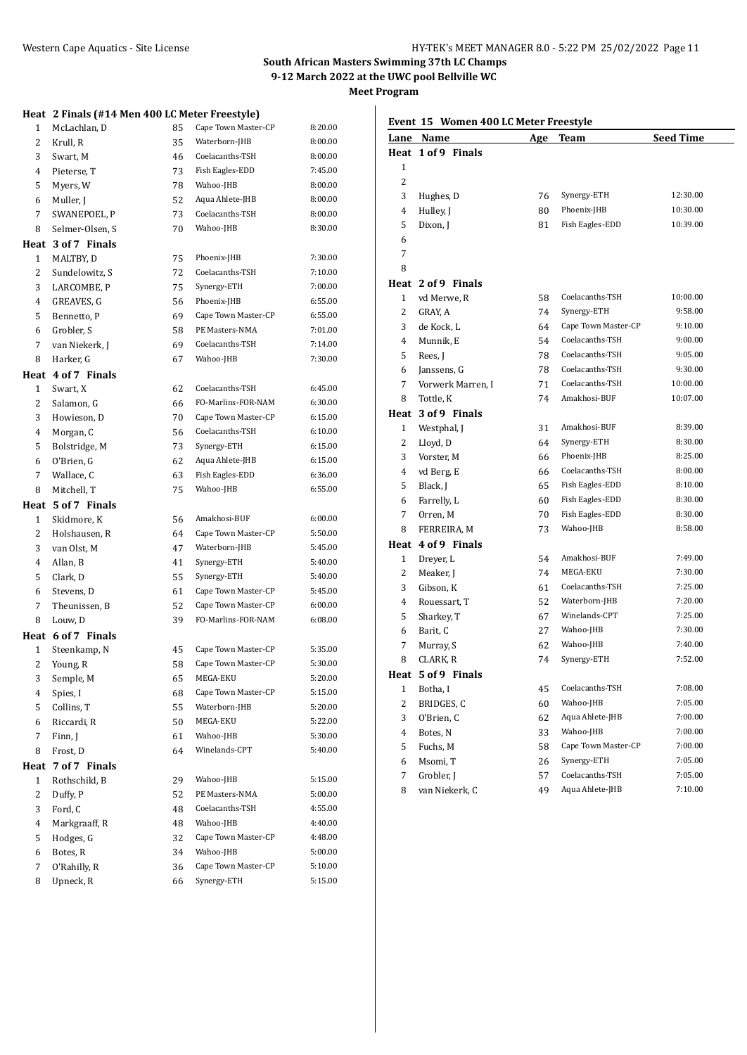**South African Masters Swimming 37th LC Champs**
**9-12 March 2022 at the UWC pool Bellville WC**
**Meet Program**

### Heat 2 Finals (#14 Men 400 LC Meter Freestyle)

| Lane | Name | Age | Team | Seed Time |
|---|---|---|---|---|
| 1 | McLachlan, D | 85 | Cape Town Master-CP | 8:20.00 |
| 2 | Krull, R | 35 | Waterborn-JHB | 8:00.00 |
| 3 | Swart, M | 46 | Coelacanths-TSH | 8:00.00 |
| 4 | Pieterse, T | 73 | Fish Eagles-EDD | 7:45.00 |
| 5 | Myers, W | 78 | Wahoo-JHB | 8:00.00 |
| 6 | Muller, J | 52 | Aqua Ahlete-JHB | 8:00.00 |
| 7 | SWANEPOEL, P | 73 | Coelacanths-TSH | 8:00.00 |
| 8 | Selmer-Olsen, S | 70 | Wahoo-JHB | 8:30.00 |
| **Heat 3 of 7 Finals** | | | | |
| 1 | MALTBY, D | 75 | Phoenix-JHB | 7:30.00 |
| 2 | Sundelowitz, S | 72 | Coelacanths-TSH | 7:10.00 |
| 3 | LARCOMBE, P | 75 | Synergy-ETH | 7:00.00 |
| 4 | GREAVES, G | 56 | Phoenix-JHB | 6:55.00 |
| 5 | Bennetto, P | 69 | Cape Town Master-CP | 6:55.00 |
| 6 | Grobler, S | 58 | PE Masters-NMA | 7:01.00 |
| 7 | van Niekerk, J | 69 | Coelacanths-TSH | 7:14.00 |
| 8 | Harker, G | 67 | Wahoo-JHB | 7:30.00 |
| **Heat 4 of 7 Finals** | | | | |
| 1 | Swart, X | 62 | Coelacanths-TSH | 6:45.00 |
| 2 | Salamon, G | 66 | FO-Marlins-FOR-NAM | 6:30.00 |
| 3 | Howieson, D | 70 | Cape Town Master-CP | 6:15.00 |
| 4 | Morgan, C | 56 | Coelacanths-TSH | 6:10.00 |
| 5 | Bolstridge, M | 73 | Synergy-ETH | 6:15.00 |
| 6 | O'Brien, G | 62 | Aqua Ahlete-JHB | 6:15.00 |
| 7 | Wallace, C | 63 | Fish Eagles-EDD | 6:36.00 |
| 8 | Mitchell, T | 75 | Wahoo-JHB | 6:55.00 |
| **Heat 5 of 7 Finals** | | | | |
| 1 | Skidmore, K | 56 | Amakhosi-BUF | 6:00.00 |
| 2 | Holshausen, R | 64 | Cape Town Master-CP | 5:50.00 |
| 3 | van Olst, M | 47 | Waterborn-JHB | 5:45.00 |
| 4 | Allan, B | 41 | Synergy-ETH | 5:40.00 |
| 5 | Clark, D | 55 | Synergy-ETH | 5:40.00 |
| 6 | Stevens, D | 61 | Cape Town Master-CP | 5:45.00 |
| 7 | Theunissen, B | 52 | Cape Town Master-CP | 6:00.00 |
| 8 | Louw, D | 39 | FO-Marlins-FOR-NAM | 6:08.00 |
| **Heat 6 of 7 Finals** | | | | |
| 1 | Steenkamp, N | 45 | Cape Town Master-CP | 5:35.00 |
| 2 | Young, R | 58 | Cape Town Master-CP | 5:30.00 |
| 3 | Semple, M | 65 | MEGA-EKU | 5:20.00 |
| 4 | Spies, I | 68 | Cape Town Master-CP | 5:15.00 |
| 5 | Collins, T | 55 | Waterborn-JHB | 5:20.00 |
| 6 | Riccardi, R | 50 | MEGA-EKU | 5:22.00 |
| 7 | Finn, J | 61 | Wahoo-JHB | 5:30.00 |
| 8 | Frost, D | 64 | Winelands-CPT | 5:40.00 |
| **Heat 7 of 7 Finals** | | | | |
| 1 | Rothschild, B | 29 | Wahoo-JHB | 5:15.00 |
| 2 | Duffy, P | 52 | PE Masters-NMA | 5:00.00 |
| 3 | Ford, C | 48 | Coelacanths-TSH | 4:55.00 |
| 4 | Markgraaff, R | 48 | Wahoo-JHB | 4:40.00 |
| 5 | Hodges, G | 32 | Cape Town Master-CP | 4:48.00 |
| 6 | Botes, R | 34 | Wahoo-JHB | 5:00.00 |
| 7 | O'Rahilly, R | 36 | Cape Town Master-CP | 5:10.00 |
| 8 | Upneck, R | 66 | Synergy-ETH | 5:15.00 |

### Event 15 Women 400 LC Meter Freestyle

| Lane | Name | Age | Team | Seed Time |
|---|---|---|---|---|
| **Heat 1 of 9 Finals** | | | | |
| 1 | | | | |
| 2 | | | | |
| 3 | Hughes, D | 76 | Synergy-ETH | 12:30.00 |
| 4 | Hulley, J | 80 | Phoenix-JHB | 10:30.00 |
| 5 | Dixon, J | 81 | Fish Eagles-EDD | 10:39.00 |
| 6 | | | | |
| 7 | | | | |
| 8 | | | | |
| **Heat 2 of 9 Finals** | | | | |
| 1 | vd Merwe, R | 58 | Coelacanths-TSH | 10:00.00 |
| 2 | GRAY, A | 74 | Synergy-ETH | 9:58.00 |
| 3 | de Kock, L | 64 | Cape Town Master-CP | 9:10.00 |
| 4 | Munnik, E | 54 | Coelacanths-TSH | 9:00.00 |
| 5 | Rees, J | 78 | Coelacanths-TSH | 9:05.00 |
| 6 | Janssens, G | 78 | Coelacanths-TSH | 9:30.00 |
| 7 | Vorwerk Marren, I | 71 | Coelacanths-TSH | 10:00.00 |
| 8 | Tottle, K | 74 | Amakhosi-BUF | 10:07.00 |
| **Heat 3 of 9 Finals** | | | | |
| 1 | Westphal, J | 31 | Amakhosi-BUF | 8:39.00 |
| 2 | Lloyd, D | 64 | Synergy-ETH | 8:30.00 |
| 3 | Vorster, M | 66 | Phoenix-JHB | 8:25.00 |
| 4 | vd Berg, E | 66 | Coelacanths-TSH | 8:00.00 |
| 5 | Black, J | 65 | Fish Eagles-EDD | 8:10.00 |
| 6 | Farrelly, L | 60 | Fish Eagles-EDD | 8:30.00 |
| 7 | Orren, M | 70 | Fish Eagles-EDD | 8:30.00 |
| 8 | FERREIRA, M | 73 | Wahoo-JHB | 8:58.00 |
| **Heat 4 of 9 Finals** | | | | |
| 1 | Dreyer, L | 54 | Amakhosi-BUF | 7:49.00 |
| 2 | Meaker, J | 74 | MEGA-EKU | 7:30.00 |
| 3 | Gibson, K | 61 | Coelacanths-TSH | 7:25.00 |
| 4 | Rouessart, T | 52 | Waterborn-JHB | 7:20.00 |
| 5 | Sharkey, T | 67 | Winelands-CPT | 7:25.00 |
| 6 | Barit, C | 27 | Wahoo-JHB | 7:30.00 |
| 7 | Murray, S | 62 | Wahoo-JHB | 7:40.00 |
| 8 | CLARK, R | 74 | Synergy-ETH | 7:52.00 |
| **Heat 5 of 9 Finals** | | | | |
| 1 | Botha, I | 45 | Coelacanths-TSH | 7:08.00 |
| 2 | BRIDGES, C | 60 | Wahoo-JHB | 7:05.00 |
| 3 | O'Brien, C | 62 | Aqua Ahlete-JHB | 7:00.00 |
| 4 | Botes, N | 33 | Wahoo-JHB | 7:00.00 |
| 5 | Fuchs, M | 58 | Cape Town Master-CP | 7:00.00 |
| 6 | Msomi, T | 26 | Synergy-ETH | 7:05.00 |
| 7 | Grobler, J | 57 | Coelacanths-TSH | 7:05.00 |
| 8 | van Niekerk, C | 49 | Aqua Ahlete-JHB | 7:10.00 |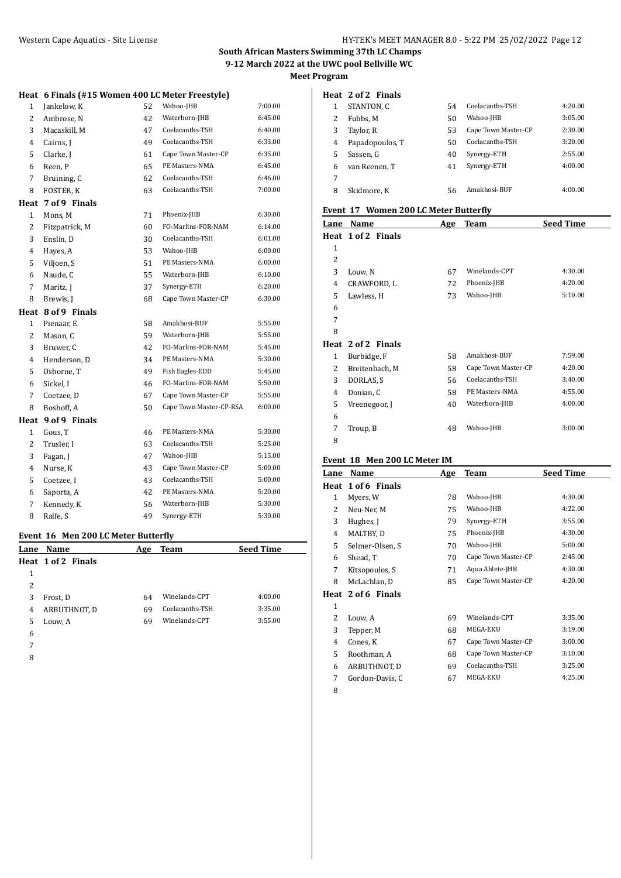**South African Masters Swimming 37th LC Champs**
**9-12 March 2022 at the UWC pool Bellville WC**
**Meet Program**

### Heat 6 Finals (#15 Women 400 LC Meter Freestyle)

| Lane | Name | Age | Team | Seed Time |
|---|---|---|---|---|
| 1 | Jankelow, K | 52 | Wahoo-JHB | 7:00.00 |
| 2 | Ambrose, N | 42 | Waterborn-JHB | 6:45.00 |
| 3 | Macaskill, M | 47 | Coelacanths-TSH | 6:40.00 |
| 4 | Cairns, J | 49 | Coelacanths-TSH | 6:33.00 |
| 5 | Clarke, J | 61 | Cape Town Master-CP | 6:35.00 |
| 6 | Reen, P | 65 | PE Masters-NMA | 6:45.00 |
| 7 | Bruining, C | 62 | Coelacanths-TSH | 6:46.00 |
| 8 | FOSTER, K | 63 | Coelacanths-TSH | 7:00.00 |
| **Heat 7 of 9 Finals** | | | | |
| 1 | Mons, M | 71 | Phoenix-JHB | 6:30.00 |
| 2 | Fitzpatrick, M | 60 | FO-Marlins-FOR-NAM | 6:14.00 |
| 3 | Enslin, D | 30 | Coelacanths-TSH | 6:01.00 |
| 4 | Hayes, A | 53 | Wahoo-JHB | 6:00.00 |
| 5 | Viljoen, S | 51 | PE Masters-NMA | 6:00.00 |
| 6 | Naude, C | 55 | Waterborn-JHB | 6:10.00 |
| 7 | Maritz, J | 37 | Synergy-ETH | 6:20.00 |
| 8 | Brewis, J | 68 | Cape Town Master-CP | 6:30.00 |
| **Heat 8 of 9 Finals** | | | | |
| 1 | Pienaar, E | 58 | Amakhosi-BUF | 5:55.00 |
| 2 | Mason, C | 59 | Waterborn-JHB | 5:55.00 |
| 3 | Bruwer, C | 42 | FO-Marlins-FOR-NAM | 5:45.00 |
| 4 | Henderson, D | 34 | PE Masters-NMA | 5:30.00 |
| 5 | Osborne, T | 49 | Fish Eagles-EDD | 5:45.00 |
| 6 | Sickel, I | 46 | FO-Marlins-FOR-NAM | 5:50.00 |
| 7 | Coetzee, D | 67 | Cape Town Master-CP | 5:55.00 |
| 8 | Boshoff, A | 50 | Cape Town Master-CP-RSA | 6:00.00 |
| **Heat 9 of 9 Finals** | | | | |
| 1 | Gous, T | 46 | PE Masters-NMA | 5:30.00 |
| 2 | Trusler, I | 63 | Coelacanths-TSH | 5:25.00 |
| 3 | Fagan, J | 47 | Wahoo-JHB | 5:15.00 |
| 4 | Nurse, K | 43 | Cape Town Master-CP | 5:00.00 |
| 5 | Coetzee, I | 43 | Coelacanths-TSH | 5:00.00 |
| 6 | Saporta, A | 42 | PE Masters-NMA | 5:20.00 |
| 7 | Kennedy, K | 56 | Waterborn-JHB | 5:30.00 |
| 8 | Ralfe, S | 49 | Synergy-ETH | 5:30.00 |

### Event 16 Men 200 LC Meter Butterfly

| Lane | Name | Age | Team | Seed Time |
|---|---|---|---|---|
| **Heat 1 of 2 Finals** | | | | |
| 1 | | | | |
| 2 | | | | |
| 3 | Frost, D | 64 | Winelands-CPT | 4:00.00 |
| 4 | ARBUTHNOT, D | 69 | Coelacanths-TSH | 3:35.00 |
| 5 | Louw, A | 69 | Winelands-CPT | 3:55.00 |
| 6 | | | | |
| 7 | | | | |
| 8 | | | | |
| **Heat 2 of 2 Finals** | | | | |
| 1 | STANTON, C | 54 | Coelacanths-TSH | 4:20.00 |
| 2 | Fubbs, M | 50 | Wahoo-JHB | 3:05.00 |
| 3 | Taylor, R | 53 | Cape Town Master-CP | 2:30.00 |
| 4 | Papadopoulos, T | 50 | Coelacanths-TSH | 3:20.00 |
| 5 | Sassen, G | 40 | Synergy-ETH | 2:55.00 |
| 6 | van Reenen, T | 41 | Synergy-ETH | 4:00.00 |
| 7 | | | | |
| 8 | Skidmore, K | 56 | Amakhosi-BUF | 4:00.00 |

### Event 17 Women 200 LC Meter Butterfly

| Lane | Name | Age | Team | Seed Time |
|---|---|---|---|---|
| **Heat 1 of 2 Finals** | | | | |
| 1 | | | | |
| 2 | | | | |
| 3 | Louw, N | 67 | Winelands-CPT | 4:30.00 |
| 4 | CRAWFORD, L | 72 | Phoenix-JHB | 4:20.00 |
| 5 | Lawless, H | 73 | Wahoo-JHB | 5:10.00 |
| 6 | | | | |
| 7 | | | | |
| 8 | | | | |
| **Heat 2 of 2 Finals** | | | | |
| 1 | Burbidge, F | 58 | Amakhosi-BUF | 7:59.00 |
| 2 | Breitenbach, M | 58 | Cape Town Master-CP | 4:20.00 |
| 3 | DORLAS, S | 56 | Coelacanths-TSH | 3:40.00 |
| 4 | Donian, C | 58 | PE Masters-NMA | 4:55.00 |
| 5 | Vreenegoor, J | 40 | Waterborn-JHB | 4:00.00 |
| 6 | | | | |
| 7 | Troup, B | 48 | Wahoo-JHB | 3:00.00 |
| 8 | | | | |

### Event 18 Men 200 LC Meter IM

| Lane | Name | Age | Team | Seed Time |
|---|---|---|---|---|
| **Heat 1 of 6 Finals** | | | | |
| 1 | Myers, W | 78 | Wahoo-JHB | 4:30.00 |
| 2 | Neu-Ner, M | 75 | Wahoo-JHB | 4:22.00 |
| 3 | Hughes, J | 79 | Synergy-ETH | 3:55.00 |
| 4 | MALTBY, D | 75 | Phoenix-JHB | 4:30.00 |
| 5 | Selmer-Olsen, S | 70 | Wahoo-JHB | 5:00.00 |
| 6 | Shead, T | 70 | Cape Town Master-CP | 2:45.00 |
| 7 | Kitsopoulos, S | 71 | Aqua Ahlete-JHB | 4:30.00 |
| 8 | McLachlan, D | 85 | Cape Town Master-CP | 4:20.00 |
| **Heat 2 of 6 Finals** | | | | |
| 1 | | | | |
| 2 | Louw, A | 69 | Winelands-CPT | 3:35.00 |
| 3 | Tepper, M | 68 | MEGA-EKU | 3:19.00 |
| 4 | Cones, K | 67 | Cape Town Master-CP | 3:00.00 |
| 5 | Roothman, A | 68 | Cape Town Master-CP | 3:10.00 |
| 6 | ARBUTHNOT, D | 69 | Coelacanths-TSH | 3:25.00 |
| 7 | Gordon-Davis, C | 67 | MEGA-EKU | 4:25.00 |
| 8 | | | | |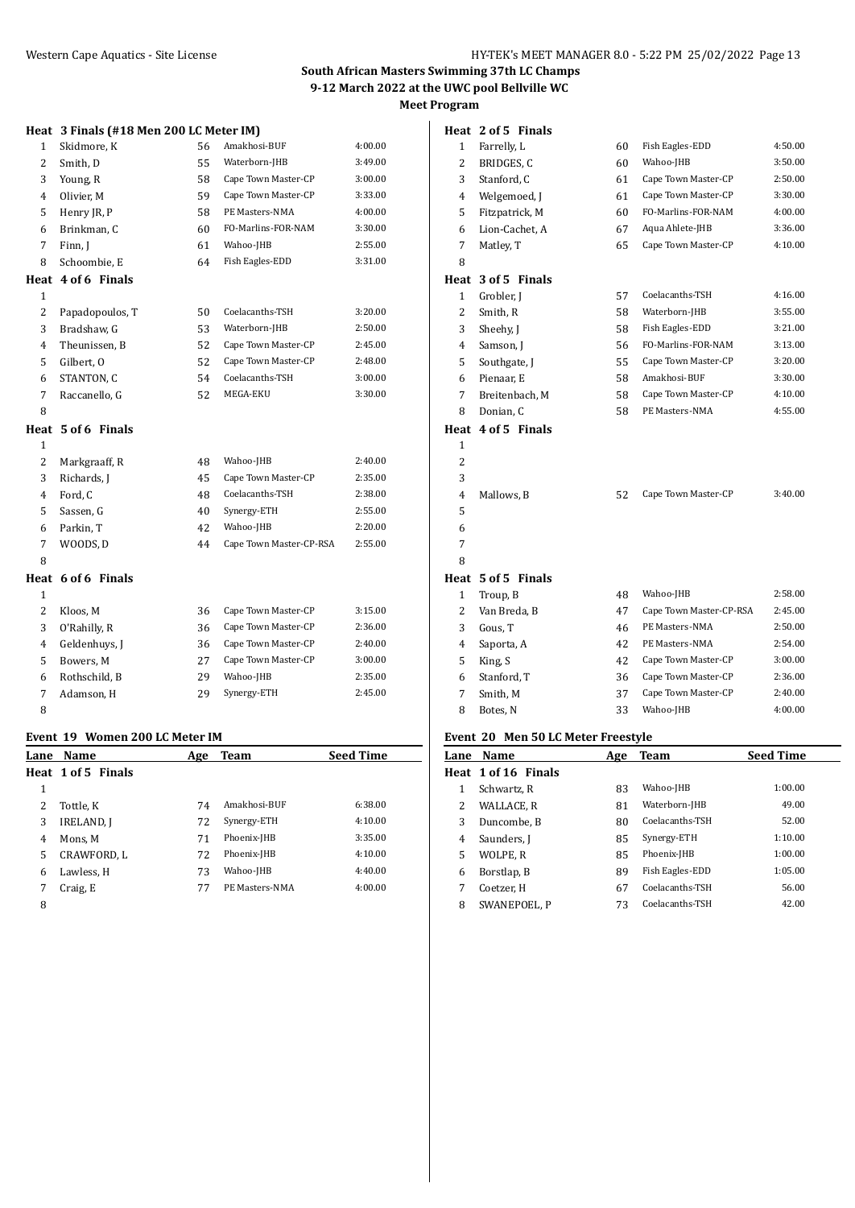**South African Masters Swimming 37th LC Champs**
**9-12 March 2022 at the UWC pool Bellville WC**
**Meet Program**

### Heat 3 Finals (#18 Men 200 LC Meter IM)

| Lane | Name | Age | Team | Seed Time |
|---|---|---|---|---|
| 1 | Skidmore, K | 56 | Amakhosi-BUF | 4:00.00 |
| 2 | Smith, D | 55 | Waterborn-JHB | 3:49.00 |
| 3 | Young, R | 58 | Cape Town Master-CP | 3:00.00 |
| 4 | Olivier, M | 59 | Cape Town Master-CP | 3:33.00 |
| 5 | Henry JR, P | 58 | PE Masters-NMA | 4:00.00 |
| 6 | Brinkman, C | 60 | FO-Marlins-FOR-NAM | 3:30.00 |
| 7 | Finn, J | 61 | Wahoo-JHB | 2:55.00 |
| 8 | Schoombie, E | 64 | Fish Eagles-EDD | 3:31.00 |

### Heat 4 of 6 Finals

| Lane | Name | Age | Team | Seed Time |
|---|---|---|---|---|
| 1 | | | | |
| 2 | Papadopoulos, T | 50 | Coelacanths-TSH | 3:20.00 |
| 3 | Bradshaw, G | 53 | Waterborn-JHB | 2:50.00 |
| 4 | Theunissen, B | 52 | Cape Town Master-CP | 2:45.00 |
| 5 | Gilbert, O | 52 | Cape Town Master-CP | 2:48.00 |
| 6 | STANTON, C | 54 | Coelacanths-TSH | 3:00.00 |
| 7 | Raccanello, G | 52 | MEGA-EKU | 3:30.00 |
| 8 | | | | |

### Heat 5 of 6 Finals

| Lane | Name | Age | Team | Seed Time |
|---|---|---|---|---|
| 1 | | | | |
| 2 | Markgraaff, R | 48 | Wahoo-JHB | 2:40.00 |
| 3 | Richards, J | 45 | Cape Town Master-CP | 2:35.00 |
| 4 | Ford, C | 48 | Coelacanths-TSH | 2:38.00 |
| 5 | Sassen, G | 40 | Synergy-ETH | 2:55.00 |
| 6 | Parkin, T | 42 | Wahoo-JHB | 2:20.00 |
| 7 | WOODS, D | 44 | Cape Town Master-CP-RSA | 2:55.00 |
| 8 | | | | |

### Heat 6 of 6 Finals

| Lane | Name | Age | Team | Seed Time |
|---|---|---|---|---|
| 1 | | | | |
| 2 | Kloos, M | 36 | Cape Town Master-CP | 3:15.00 |
| 3 | O'Rahilly, R | 36 | Cape Town Master-CP | 2:36.00 |
| 4 | Geldenhuys, J | 36 | Cape Town Master-CP | 2:40.00 |
| 5 | Bowers, M | 27 | Cape Town Master-CP | 3:00.00 |
| 6 | Rothschild, B | 29 | Wahoo-JHB | 2:35.00 |
| 7 | Adamson, H | 29 | Synergy-ETH | 2:45.00 |
| 8 | | | | |

## Event 19 Women 200 LC Meter IM

| Lane | Name | Age | Team | Seed Time |
|---|---|---|---|---|
| **Heat 1 of 5 Finals** | | | | |
| 1 | | | | |
| 2 | Tottle, K | 74 | Amakhosi-BUF | 6:38.00 |
| 3 | IRELAND, J | 72 | Synergy-ETH | 4:10.00 |
| 4 | Mons, M | 71 | Phoenix-JHB | 3:35.00 |
| 5 | CRAWFORD, L | 72 | Phoenix-JHB | 4:10.00 |
| 6 | Lawless, H | 73 | Wahoo-JHB | 4:40.00 |
| 7 | Craig, E | 77 | PE Masters-NMA | 4:00.00 |
| 8 | | | | |

### Heat 2 of 5 Finals

| Lane | Name | Age | Team | Seed Time |
|---|---|---|---|---|
| 1 | Farrelly, L | 60 | Fish Eagles-EDD | 4:50.00 |
| 2 | BRIDGES, C | 60 | Wahoo-JHB | 3:50.00 |
| 3 | Stanford, C | 61 | Cape Town Master-CP | 2:50.00 |
| 4 | Welgemoed, J | 61 | Cape Town Master-CP | 3:30.00 |
| 5 | Fitzpatrick, M | 60 | FO-Marlins-FOR-NAM | 4:00.00 |
| 6 | Lion-Cachet, A | 67 | Aqua Ahlete-JHB | 3:36.00 |
| 7 | Matley, T | 65 | Cape Town Master-CP | 4:10.00 |
| 8 | | | | |

### Heat 3 of 5 Finals

| Lane | Name | Age | Team | Seed Time |
|---|---|---|---|---|
| 1 | Grobler, J | 57 | Coelacanths-TSH | 4:16.00 |
| 2 | Smith, R | 58 | Waterborn-JHB | 3:55.00 |
| 3 | Sheehy, J | 58 | Fish Eagles-EDD | 3:21.00 |
| 4 | Samson, J | 56 | FO-Marlins-FOR-NAM | 3:13.00 |
| 5 | Southgate, J | 55 | Cape Town Master-CP | 3:20.00 |
| 6 | Pienaar, E | 58 | Amakhosi-BUF | 3:30.00 |
| 7 | Breitenbach, M | 58 | Cape Town Master-CP | 4:10.00 |
| 8 | Donian, C | 58 | PE Masters-NMA | 4:55.00 |

### Heat 4 of 5 Finals

| Lane | Name | Age | Team | Seed Time |
|---|---|---|---|---|
| 1 | | | | |
| 2 | | | | |
| 3 | | | | |
| 4 | Mallows, B | 52 | Cape Town Master-CP | 3:40.00 |
| 5 | | | | |
| 6 | | | | |
| 7 | | | | |
| 8 | | | | |

### Heat 5 of 5 Finals

| Lane | Name | Age | Team | Seed Time |
|---|---|---|---|---|
| 1 | Troup, B | 48 | Wahoo-JHB | 2:58.00 |
| 2 | Van Breda, B | 47 | Cape Town Master-CP-RSA | 2:45.00 |
| 3 | Gous, T | 46 | PE Masters-NMA | 2:50.00 |
| 4 | Saporta, A | 42 | PE Masters-NMA | 2:54.00 |
| 5 | King, S | 42 | Cape Town Master-CP | 3:00.00 |
| 6 | Stanford, T | 36 | Cape Town Master-CP | 2:36.00 |
| 7 | Smith, M | 37 | Cape Town Master-CP | 2:40.00 |
| 8 | Botes, N | 33 | Wahoo-JHB | 4:00.00 |

## Event 20 Men 50 LC Meter Freestyle

| Lane | Name | Age | Team | Seed Time |
|---|---|---|---|---|
| **Heat 1 of 16 Finals** | | | | |
| 1 | Schwartz, R | 83 | Wahoo-JHB | 1:00.00 |
| 2 | WALLACE, R | 81 | Waterborn-JHB | 49.00 |
| 3 | Duncombe, B | 80 | Coelacanths-TSH | 52.00 |
| 4 | Saunders, J | 85 | Synergy-ETH | 1:10.00 |
| 5 | WOLPE, R | 85 | Phoenix-JHB | 1:00.00 |
| 6 | Borstlap, B | 89 | Fish Eagles-EDD | 1:05.00 |
| 7 | Coetzer, H | 67 | Coelacanths-TSH | 56.00 |
| 8 | SWANEPOEL, P | 73 | Coelacanths-TSH | 42.00 |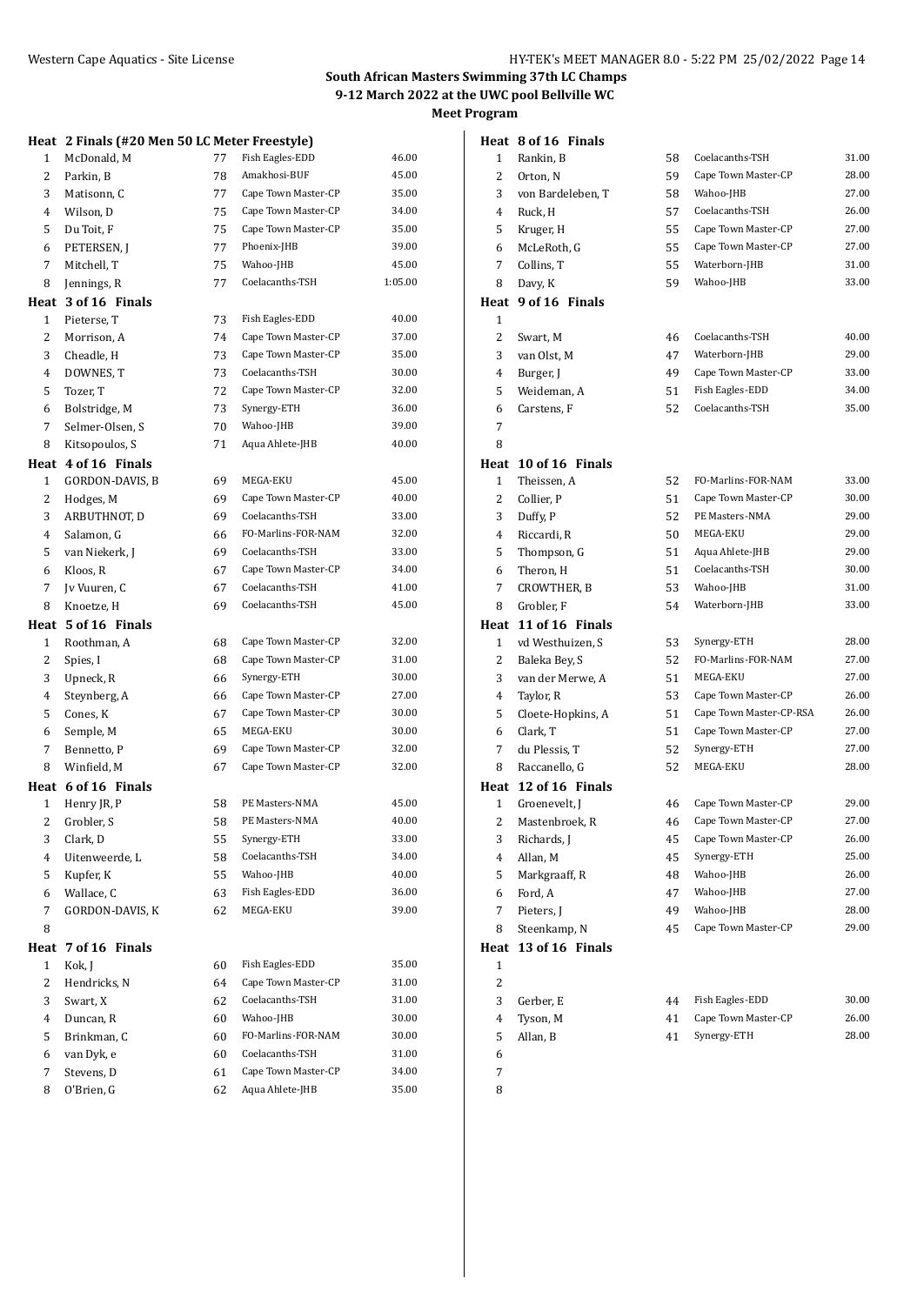## South African Masters Swimming 37th LC Champs
## 9-12 March 2022 at the UWC pool Bellville WC
### Meet Program

**Heat 2 Finals (#20 Men 50 LC Meter Freestyle)**

| Lane | Name | Age | Team | Seed Time |
|---|---|---|---|---|
| 1 | McDonald, M | 77 | Fish Eagles-EDD | 46.00 |
| 2 | Parkin, B | 78 | Amakhosi-BUF | 45.00 |
| 3 | Matisonn, C | 77 | Cape Town Master-CP | 35.00 |
| 4 | Wilson, D | 75 | Cape Town Master-CP | 34.00 |
| 5 | Du Toit, F | 75 | Cape Town Master-CP | 35.00 |
| 6 | PETERSEN, J | 77 | Phoenix-JHB | 39.00 |
| 7 | Mitchell, T | 75 | Wahoo-JHB | 45.00 |
| 8 | Jennings, R | 77 | Coelacanths-TSH | 1:05.00 |

**Heat 3 of 16 Finals**

| Lane | Name | Age | Team | Seed Time |
|---|---|---|---|---|
| 1 | Pieterse, T | 73 | Fish Eagles-EDD | 40.00 |
| 2 | Morrison, A | 74 | Cape Town Master-CP | 37.00 |
| 3 | Cheadle, H | 73 | Cape Town Master-CP | 35.00 |
| 4 | DOWNES, T | 73 | Coelacanths-TSH | 30.00 |
| 5 | Tozer, T | 72 | Cape Town Master-CP | 32.00 |
| 6 | Bolstridge, M | 73 | Synergy-ETH | 36.00 |
| 7 | Selmer-Olsen, S | 70 | Wahoo-JHB | 39.00 |
| 8 | Kitsopoulos, S | 71 | Aqua Ahlete-JHB | 40.00 |

**Heat 4 of 16 Finals**

| Lane | Name | Age | Team | Seed Time |
|---|---|---|---|---|
| 1 | GORDON-DAVIS, B | 69 | MEGA-EKU | 45.00 |
| 2 | Hodges, M | 69 | Cape Town Master-CP | 40.00 |
| 3 | ARBUTHNOT, D | 69 | Coelacanths-TSH | 33.00 |
| 4 | Salamon, G | 66 | FO-Marlins-FOR-NAM | 32.00 |
| 5 | van Niekerk, J | 69 | Coelacanths-TSH | 33.00 |
| 6 | Kloos, R | 67 | Cape Town Master-CP | 34.00 |
| 7 | Jv Vuuren, C | 67 | Coelacanths-TSH | 41.00 |
| 8 | Knoetze, H | 69 | Coelacanths-TSH | 45.00 |

**Heat 5 of 16 Finals**

| Lane | Name | Age | Team | Seed Time |
|---|---|---|---|---|
| 1 | Roothman, A | 68 | Cape Town Master-CP | 32.00 |
| 2 | Spies, I | 68 | Cape Town Master-CP | 31.00 |
| 3 | Upneck, R | 66 | Synergy-ETH | 30.00 |
| 4 | Steynberg, A | 66 | Cape Town Master-CP | 27.00 |
| 5 | Cones, K | 67 | Cape Town Master-CP | 30.00 |
| 6 | Semple, M | 65 | MEGA-EKU | 30.00 |
| 7 | Bennetto, P | 69 | Cape Town Master-CP | 32.00 |
| 8 | Winfield, M | 67 | Cape Town Master-CP | 32.00 |

**Heat 6 of 16 Finals**

| Lane | Name | Age | Team | Seed Time |
|---|---|---|---|---|
| 1 | Henry JR, P | 58 | PE Masters-NMA | 45.00 |
| 2 | Grobler, S | 58 | PE Masters-NMA | 40.00 |
| 3 | Clark, D | 55 | Synergy-ETH | 33.00 |
| 4 | Uitenweerde, L | 58 | Coelacanths-TSH | 34.00 |
| 5 | Kupfer, K | 55 | Wahoo-JHB | 40.00 |
| 6 | Wallace, C | 63 | Fish Eagles-EDD | 36.00 |
| 7 | GORDON-DAVIS, K | 62 | MEGA-EKU | 39.00 |
| 8 | | | | |

**Heat 7 of 16 Finals**

| Lane | Name | Age | Team | Seed Time |
|---|---|---|---|---|
| 1 | Kok, J | 60 | Fish Eagles-EDD | 35.00 |
| 2 | Hendricks, N | 64 | Cape Town Master-CP | 31.00 |
| 3 | Swart, X | 62 | Coelacanths-TSH | 31.00 |
| 4 | Duncan, R | 60 | Wahoo-JHB | 30.00 |
| 5 | Brinkman, C | 60 | FO-Marlins-FOR-NAM | 30.00 |
| 6 | van Dyk, e | 60 | Coelacanths-TSH | 31.00 |
| 7 | Stevens, D | 61 | Cape Town Master-CP | 34.00 |
| 8 | O'Brien, G | 62 | Aqua Ahlete-JHB | 35.00 |

**Heat 8 of 16 Finals**

| Lane | Name | Age | Team | Seed Time |
|---|---|---|---|---|
| 1 | Rankin, B | 58 | Coelacanths-TSH | 31.00 |
| 2 | Orton, N | 59 | Cape Town Master-CP | 28.00 |
| 3 | von Bardeleben, T | 58 | Wahoo-JHB | 27.00 |
| 4 | Ruck, H | 57 | Coelacanths-TSH | 26.00 |
| 5 | Kruger, H | 55 | Cape Town Master-CP | 27.00 |
| 6 | McLeRoth, G | 55 | Cape Town Master-CP | 27.00 |
| 7 | Collins, T | 55 | Waterborn-JHB | 31.00 |
| 8 | Davy, K | 59 | Wahoo-JHB | 33.00 |

**Heat 9 of 16 Finals**

| Lane | Name | Age | Team | Seed Time |
|---|---|---|---|---|
| 1 | | | | |
| 2 | Swart, M | 46 | Coelacanths-TSH | 40.00 |
| 3 | van Olst, M | 47 | Waterborn-JHB | 29.00 |
| 4 | Burger, J | 49 | Cape Town Master-CP | 33.00 |
| 5 | Weideman, A | 51 | Fish Eagles-EDD | 34.00 |
| 6 | Carstens, F | 52 | Coelacanths-TSH | 35.00 |
| 7 | | | | |
| 8 | | | | |

**Heat 10 of 16 Finals**

| Lane | Name | Age | Team | Seed Time |
|---|---|---|---|---|
| 1 | Theissen, A | 52 | FO-Marlins-FOR-NAM | 33.00 |
| 2 | Collier, P | 51 | Cape Town Master-CP | 30.00 |
| 3 | Duffy, P | 52 | PE Masters-NMA | 29.00 |
| 4 | Riccardi, R | 50 | MEGA-EKU | 29.00 |
| 5 | Thompson, G | 51 | Aqua Ahlete-JHB | 29.00 |
| 6 | Theron, H | 51 | Coelacanths-TSH | 30.00 |
| 7 | CROWTHER, B | 53 | Wahoo-JHB | 31.00 |
| 8 | Grobler, F | 54 | Waterborn-JHB | 33.00 |

**Heat 11 of 16 Finals**

| Lane | Name | Age | Team | Seed Time |
|---|---|---|---|---|
| 1 | vd Westhuizen, S | 53 | Synergy-ETH | 28.00 |
| 2 | Baleka Bey, S | 52 | FO-Marlins-FOR-NAM | 27.00 |
| 3 | van der Merwe, A | 51 | MEGA-EKU | 27.00 |
| 4 | Taylor, R | 53 | Cape Town Master-CP | 26.00 |
| 5 | Cloete-Hopkins, A | 51 | Cape Town Master-CP-RSA | 26.00 |
| 6 | Clark, T | 51 | Cape Town Master-CP | 27.00 |
| 7 | du Plessis, T | 52 | Synergy-ETH | 27.00 |
| 8 | Raccanello, G | 52 | MEGA-EKU | 28.00 |

**Heat 12 of 16 Finals**

| Lane | Name | Age | Team | Seed Time |
|---|---|---|---|---|
| 1 | Groenevelt, J | 46 | Cape Town Master-CP | 29.00 |
| 2 | Mastenbroek, R | 46 | Cape Town Master-CP | 27.00 |
| 3 | Richards, J | 45 | Cape Town Master-CP | 26.00 |
| 4 | Allan, M | 45 | Synergy-ETH | 25.00 |
| 5 | Markgraaff, R | 48 | Wahoo-JHB | 26.00 |
| 6 | Ford, A | 47 | Wahoo-JHB | 27.00 |
| 7 | Pieters, J | 49 | Wahoo-JHB | 28.00 |
| 8 | Steenkamp, N | 45 | Cape Town Master-CP | 29.00 |

**Heat 13 of 16 Finals**

| Lane | Name | Age | Team | Seed Time |
|---|---|---|---|---|
| 1 | | | | |
| 2 | | | | |
| 3 | Gerber, E | 44 | Fish Eagles-EDD | 30.00 |
| 4 | Tyson, M | 41 | Cape Town Master-CP | 26.00 |
| 5 | Allan, B | 41 | Synergy-ETH | 28.00 |
| 6 | | | | |
| 7 | | | | |
| 8 | | | | |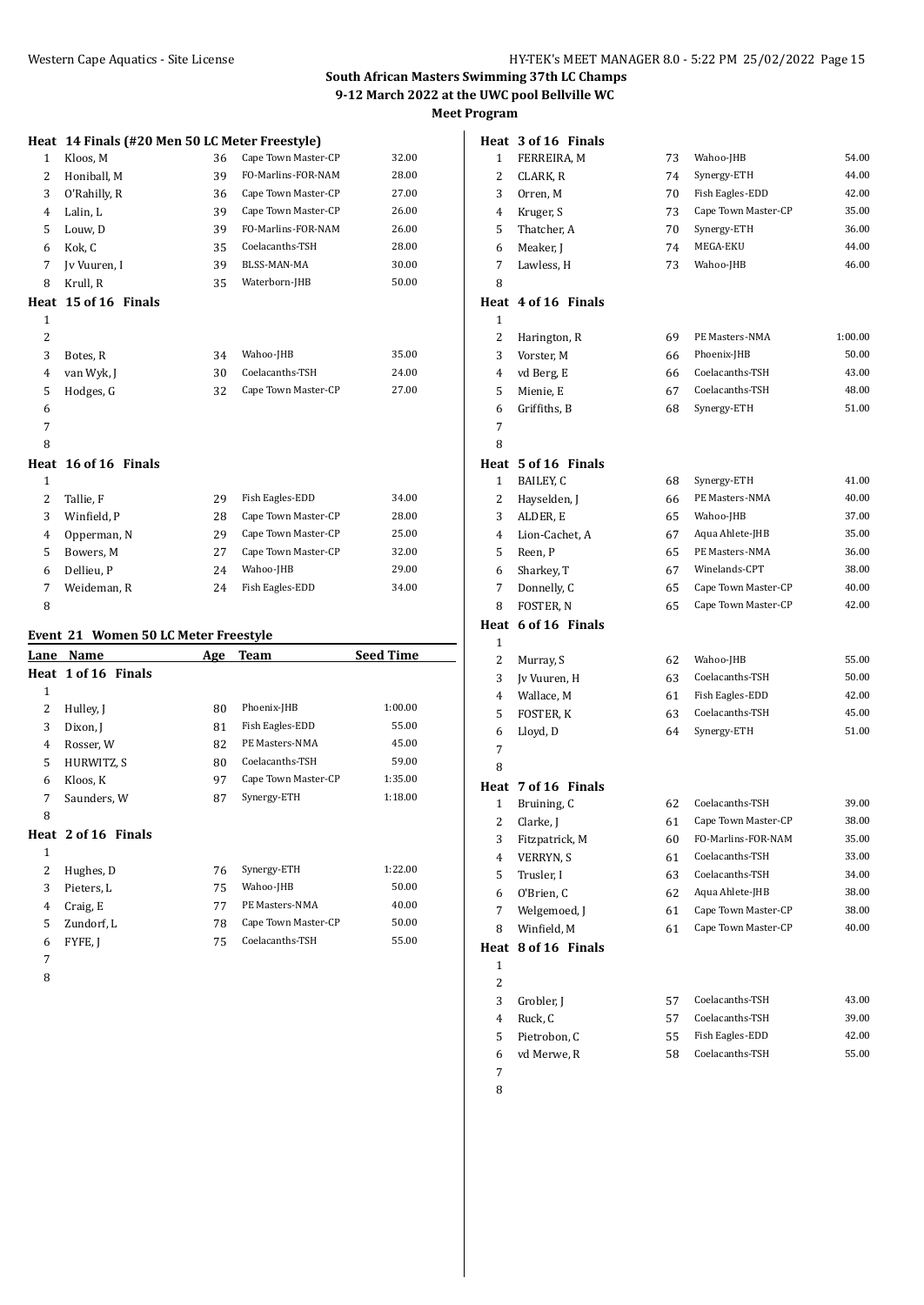## South African Masters Swimming 37th LC Champs

### 9-12 March 2022 at the UWC pool Bellville WC

### Meet Program

**Heat 14 Finals (#20 Men 50 LC Meter Freestyle)**

| Lane | Name | Age | Team | Seed Time |
|---|---|---|---|---|
| 1 | Kloos, M | 36 | Cape Town Master-CP | 32.00 |
| 2 | Honiball, M | 39 | FO-Marlins-FOR-NAM | 28.00 |
| 3 | O'Rahilly, R | 36 | Cape Town Master-CP | 27.00 |
| 4 | Lalin, L | 39 | Cape Town Master-CP | 26.00 |
| 5 | Louw, D | 39 | FO-Marlins-FOR-NAM | 26.00 |
| 6 | Kok, C | 35 | Coelacanths-TSH | 28.00 |
| 7 | Jv Vuuren, I | 39 | BLSS-MAN-MA | 30.00 |
| 8 | Krull, R | 35 | Waterborn-JHB | 50.00 |

**Heat 15 of 16 Finals**

| Lane | Name | Age | Team | Seed Time |
|---|---|---|---|---|
| 1 | | | | |
| 2 | | | | |
| 3 | Botes, R | 34 | Wahoo-JHB | 35.00 |
| 4 | van Wyk, J | 30 | Coelacanths-TSH | 24.00 |
| 5 | Hodges, G | 32 | Cape Town Master-CP | 27.00 |
| 6 | | | | |
| 7 | | | | |
| 8 | | | | |

**Heat 16 of 16 Finals**

| Lane | Name | Age | Team | Seed Time |
|---|---|---|---|---|
| 1 | | | | |
| 2 | Tallie, F | 29 | Fish Eagles-EDD | 34.00 |
| 3 | Winfield, P | 28 | Cape Town Master-CP | 28.00 |
| 4 | Opperman, N | 29 | Cape Town Master-CP | 25.00 |
| 5 | Bowers, M | 27 | Cape Town Master-CP | 32.00 |
| 6 | Dellieu, P | 24 | Wahoo-JHB | 29.00 |
| 7 | Weideman, R | 24 | Fish Eagles-EDD | 34.00 |
| 8 | | | | |

### Event 21 Women 50 LC Meter Freestyle

**Heat 1 of 16 Finals**

| Lane | Name | Age | Team | Seed Time |
|---|---|---|---|---|
| 1 | | | | |
| 2 | Hulley, J | 80 | Phoenix-JHB | 1:00.00 |
| 3 | Dixon, J | 81 | Fish Eagles-EDD | 55.00 |
| 4 | Rosser, W | 82 | PE Masters-NMA | 45.00 |
| 5 | HURWITZ, S | 80 | Coelacanths-TSH | 59.00 |
| 6 | Kloos, K | 97 | Cape Town Master-CP | 1:35.00 |
| 7 | Saunders, W | 87 | Synergy-ETH | 1:18.00 |
| 8 | | | | |

**Heat 2 of 16 Finals**

| Lane | Name | Age | Team | Seed Time |
|---|---|---|---|---|
| 1 | | | | |
| 2 | Hughes, D | 76 | Synergy-ETH | 1:22.00 |
| 3 | Pieters, L | 75 | Wahoo-JHB | 50.00 |
| 4 | Craig, E | 77 | PE Masters-NMA | 40.00 |
| 5 | Zundorf, L | 78 | Cape Town Master-CP | 50.00 |
| 6 | FYFE, J | 75 | Coelacanths-TSH | 55.00 |
| 7 | | | | |
| 8 | | | | |

**Heat 3 of 16 Finals**

| Lane | Name | Age | Team | Seed Time |
|---|---|---|---|---|
| 1 | FERREIRA, M | 73 | Wahoo-JHB | 54.00 |
| 2 | CLARK, R | 74 | Synergy-ETH | 44.00 |
| 3 | Orren, M | 70 | Fish Eagles-EDD | 42.00 |
| 4 | Kruger, S | 73 | Cape Town Master-CP | 35.00 |
| 5 | Thatcher, A | 70 | Synergy-ETH | 36.00 |
| 6 | Meaker, J | 74 | MEGA-EKU | 44.00 |
| 7 | Lawless, H | 73 | Wahoo-JHB | 46.00 |
| 8 | | | | |

**Heat 4 of 16 Finals**

| Lane | Name | Age | Team | Seed Time |
|---|---|---|---|---|
| 1 | | | | |
| 2 | Harington, R | 69 | PE Masters-NMA | 1:00.00 |
| 3 | Vorster, M | 66 | Phoenix-JHB | 50.00 |
| 4 | vd Berg, E | 66 | Coelacanths-TSH | 43.00 |
| 5 | Mienie, E | 67 | Coelacanths-TSH | 48.00 |
| 6 | Griffiths, B | 68 | Synergy-ETH | 51.00 |
| 7 | | | | |
| 8 | | | | |

**Heat 5 of 16 Finals**

| Lane | Name | Age | Team | Seed Time |
|---|---|---|---|---|
| 1 | BAILEY, C | 68 | Synergy-ETH | 41.00 |
| 2 | Hayselden, J | 66 | PE Masters-NMA | 40.00 |
| 3 | ALDER, E | 65 | Wahoo-JHB | 37.00 |
| 4 | Lion-Cachet, A | 67 | Aqua Ahlete-JHB | 35.00 |
| 5 | Reen, P | 65 | PE Masters-NMA | 36.00 |
| 6 | Sharkey, T | 67 | Winelands-CPT | 38.00 |
| 7 | Donnelly, C | 65 | Cape Town Master-CP | 40.00 |
| 8 | FOSTER, N | 65 | Cape Town Master-CP | 42.00 |

**Heat 6 of 16 Finals**

| Lane | Name | Age | Team | Seed Time |
|---|---|---|---|---|
| 1 | | | | |
| 2 | Murray, S | 62 | Wahoo-JHB | 55.00 |
| 3 | Jv Vuuren, H | 63 | Coelacanths-TSH | 50.00 |
| 4 | Wallace, M | 61 | Fish Eagles-EDD | 42.00 |
| 5 | FOSTER, K | 63 | Coelacanths-TSH | 45.00 |
| 6 | Lloyd, D | 64 | Synergy-ETH | 51.00 |
| 7 | | | | |
| 8 | | | | |

**Heat 7 of 16 Finals**

| Lane | Name | Age | Team | Seed Time |
|---|---|---|---|---|
| 1 | Bruining, C | 62 | Coelacanths-TSH | 39.00 |
| 2 | Clarke, J | 61 | Cape Town Master-CP | 38.00 |
| 3 | Fitzpatrick, M | 60 | FO-Marlins-FOR-NAM | 35.00 |
| 4 | VERRYN, S | 61 | Coelacanths-TSH | 33.00 |
| 5 | Trusler, I | 63 | Coelacanths-TSH | 34.00 |
| 6 | O'Brien, C | 62 | Aqua Ahlete-JHB | 38.00 |
| 7 | Welgemoed, J | 61 | Cape Town Master-CP | 38.00 |
| 8 | Winfield, M | 61 | Cape Town Master-CP | 40.00 |

**Heat 8 of 16 Finals**

| Lane | Name | Age | Team | Seed Time |
|---|---|---|---|---|
| 1 | | | | |
| 2 | | | | |
| 3 | Grobler, J | 57 | Coelacanths-TSH | 43.00 |
| 4 | Ruck, C | 57 | Coelacanths-TSH | 39.00 |
| 5 | Pietrobon, C | 55 | Fish Eagles-EDD | 42.00 |
| 6 | vd Merwe, R | 58 | Coelacanths-TSH | 55.00 |
| 7 | | | | |
| 8 | | | | |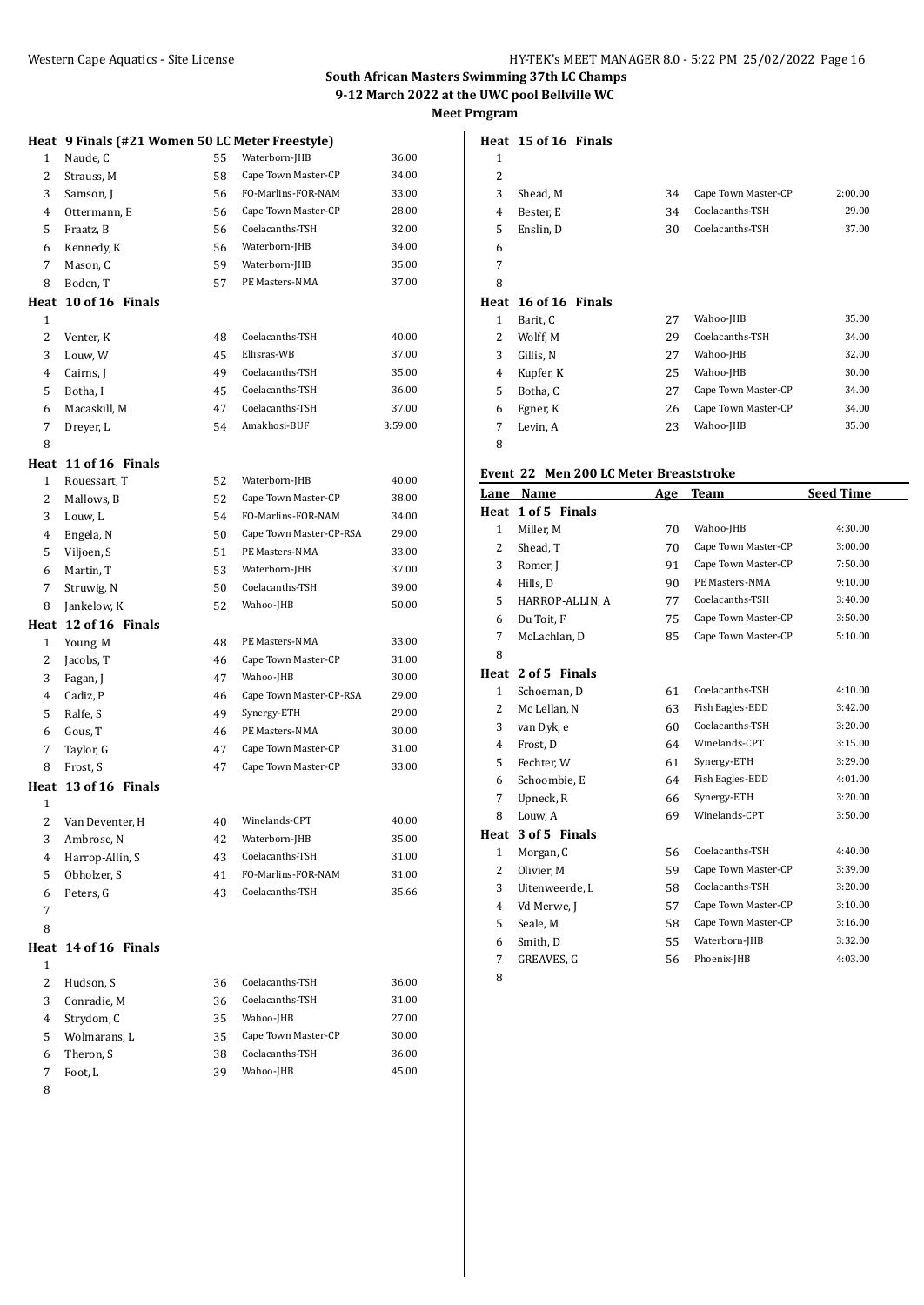## South African Masters Swimming 37th LC Champs
## 9-12 March 2022 at the UWC pool Bellville WC
## Meet Program

**Heat 9 Finals (#21 Women 50 LC Meter Freestyle)**

| Lane | Name | Age | Team | Seed Time |
|---|---|---|---|---|
| 1 | Naude, C | 55 | Waterborn-JHB | 36.00 |
| 2 | Strauss, M | 58 | Cape Town Master-CP | 34.00 |
| 3 | Samson, J | 56 | FO-Marlins-FOR-NAM | 33.00 |
| 4 | Ottermann, E | 56 | Cape Town Master-CP | 28.00 |
| 5 | Fraatz, B | 56 | Coelacanths-TSH | 32.00 |
| 6 | Kennedy, K | 56 | Waterborn-JHB | 34.00 |
| 7 | Mason, C | 59 | Waterborn-JHB | 35.00 |
| 8 | Boden, T | 57 | PE Masters-NMA | 37.00 |

**Heat 10 of 16 Finals**

| Lane | Name | Age | Team | Seed Time |
|---|---|---|---|---|
| 1 | | | | |
| 2 | Venter, K | 48 | Coelacanths-TSH | 40.00 |
| 3 | Louw, W | 45 | Ellisras-WB | 37.00 |
| 4 | Cairns, J | 49 | Coelacanths-TSH | 35.00 |
| 5 | Botha, I | 45 | Coelacanths-TSH | 36.00 |
| 6 | Macaskill, M | 47 | Coelacanths-TSH | 37.00 |
| 7 | Dreyer, L | 54 | Amakhosi-BUF | 3:59.00 |
| 8 | | | | |

**Heat 11 of 16 Finals**

| Lane | Name | Age | Team | Seed Time |
|---|---|---|---|---|
| 1 | Rouessart, T | 52 | Waterborn-JHB | 40.00 |
| 2 | Mallows, B | 52 | Cape Town Master-CP | 38.00 |
| 3 | Louw, L | 54 | FO-Marlins-FOR-NAM | 34.00 |
| 4 | Engela, N | 50 | Cape Town Master-CP-RSA | 29.00 |
| 5 | Viljoen, S | 51 | PE Masters-NMA | 33.00 |
| 6 | Martin, T | 53 | Waterborn-JHB | 37.00 |
| 7 | Struwig, N | 50 | Coelacanths-TSH | 39.00 |
| 8 | Jankelow, K | 52 | Wahoo-JHB | 50.00 |

**Heat 12 of 16 Finals**

| Lane | Name | Age | Team | Seed Time |
|---|---|---|---|---|
| 1 | Young, M | 48 | PE Masters-NMA | 33.00 |
| 2 | Jacobs, T | 46 | Cape Town Master-CP | 31.00 |
| 3 | Fagan, J | 47 | Wahoo-JHB | 30.00 |
| 4 | Cadiz, P | 46 | Cape Town Master-CP-RSA | 29.00 |
| 5 | Ralfe, S | 49 | Synergy-ETH | 29.00 |
| 6 | Gous, T | 46 | PE Masters-NMA | 30.00 |
| 7 | Taylor, G | 47 | Cape Town Master-CP | 31.00 |
| 8 | Frost, S | 47 | Cape Town Master-CP | 33.00 |

**Heat 13 of 16 Finals**

| Lane | Name | Age | Team | Seed Time |
|---|---|---|---|---|
| 1 | | | | |
| 2 | Van Deventer, H | 40 | Winelands-CPT | 40.00 |
| 3 | Ambrose, N | 42 | Waterborn-JHB | 35.00 |
| 4 | Harrop-Allin, S | 43 | Coelacanths-TSH | 31.00 |
| 5 | Obholzer, S | 41 | FO-Marlins-FOR-NAM | 31.00 |
| 6 | Peters, G | 43 | Coelacanths-TSH | 35.66 |
| 7 | | | | |
| 8 | | | | |

**Heat 14 of 16 Finals**

| Lane | Name | Age | Team | Seed Time |
|---|---|---|---|---|
| 1 | | | | |
| 2 | Hudson, S | 36 | Coelacanths-TSH | 36.00 |
| 3 | Conradie, M | 36 | Coelacanths-TSH | 31.00 |
| 4 | Strydom, C | 35 | Wahoo-JHB | 27.00 |
| 5 | Wolmarans, L | 35 | Cape Town Master-CP | 30.00 |
| 6 | Theron, S | 38 | Coelacanths-TSH | 36.00 |
| 7 | Foot, L | 39 | Wahoo-JHB | 45.00 |
| 8 | | | | |

**Heat 15 of 16 Finals**

| Lane | Name | Age | Team | Seed Time |
|---|---|---|---|---|
| 1 | | | | |
| 2 | | | | |
| 3 | Shead, M | 34 | Cape Town Master-CP | 2:00.00 |
| 4 | Bester, E | 34 | Coelacanths-TSH | 29.00 |
| 5 | Enslin, D | 30 | Coelacanths-TSH | 37.00 |
| 6 | | | | |
| 7 | | | | |
| 8 | | | | |

**Heat 16 of 16 Finals**

| Lane | Name | Age | Team | Seed Time |
|---|---|---|---|---|
| 1 | Barit, C | 27 | Wahoo-JHB | 35.00 |
| 2 | Wolff, M | 29 | Coelacanths-TSH | 34.00 |
| 3 | Gillis, N | 27 | Wahoo-JHB | 32.00 |
| 4 | Kupfer, K | 25 | Wahoo-JHB | 30.00 |
| 5 | Botha, C | 27 | Cape Town Master-CP | 34.00 |
| 6 | Egner, K | 26 | Cape Town Master-CP | 34.00 |
| 7 | Levin, A | 23 | Wahoo-JHB | 35.00 |
| 8 | | | | |

### Event 22 Men 200 LC Meter Breaststroke

**Heat 1 of 5 Finals**

| Lane | Name | Age | Team | Seed Time |
|---|---|---|---|---|
| 1 | Miller, M | 70 | Wahoo-JHB | 4:30.00 |
| 2 | Shead, T | 70 | Cape Town Master-CP | 3:00.00 |
| 3 | Romer, J | 91 | Cape Town Master-CP | 7:50.00 |
| 4 | Hills, D | 90 | PE Masters-NMA | 9:10.00 |
| 5 | HARROP-ALLIN, A | 77 | Coelacanths-TSH | 3:40.00 |
| 6 | Du Toit, F | 75 | Cape Town Master-CP | 3:50.00 |
| 7 | McLachlan, D | 85 | Cape Town Master-CP | 5:10.00 |
| 8 | | | | |

**Heat 2 of 5 Finals**

| Lane | Name | Age | Team | Seed Time |
|---|---|---|---|---|
| 1 | Schoeman, D | 61 | Coelacanths-TSH | 4:10.00 |
| 2 | Mc Lellan, N | 63 | Fish Eagles-EDD | 3:42.00 |
| 3 | van Dyk, e | 60 | Coelacanths-TSH | 3:20.00 |
| 4 | Frost, D | 64 | Winelands-CPT | 3:15.00 |
| 5 | Fechter, W | 61 | Synergy-ETH | 3:29.00 |
| 6 | Schoombie, E | 64 | Fish Eagles-EDD | 4:01.00 |
| 7 | Upneck, R | 66 | Synergy-ETH | 3:20.00 |
| 8 | Louw, A | 69 | Winelands-CPT | 3:50.00 |

**Heat 3 of 5 Finals**

| Lane | Name | Age | Team | Seed Time |
|---|---|---|---|---|
| 1 | Morgan, C | 56 | Coelacanths-TSH | 4:40.00 |
| 2 | Olivier, M | 59 | Cape Town Master-CP | 3:39.00 |
| 3 | Uitenweerde, L | 58 | Coelacanths-TSH | 3:20.00 |
| 4 | Vd Merwe, J | 57 | Cape Town Master-CP | 3:10.00 |
| 5 | Seale, M | 58 | Cape Town Master-CP | 3:16.00 |
| 6 | Smith, D | 55 | Waterborn-JHB | 3:32.00 |
| 7 | GREAVES, G | 56 | Phoenix-JHB | 4:03.00 |
| 8 | | | | |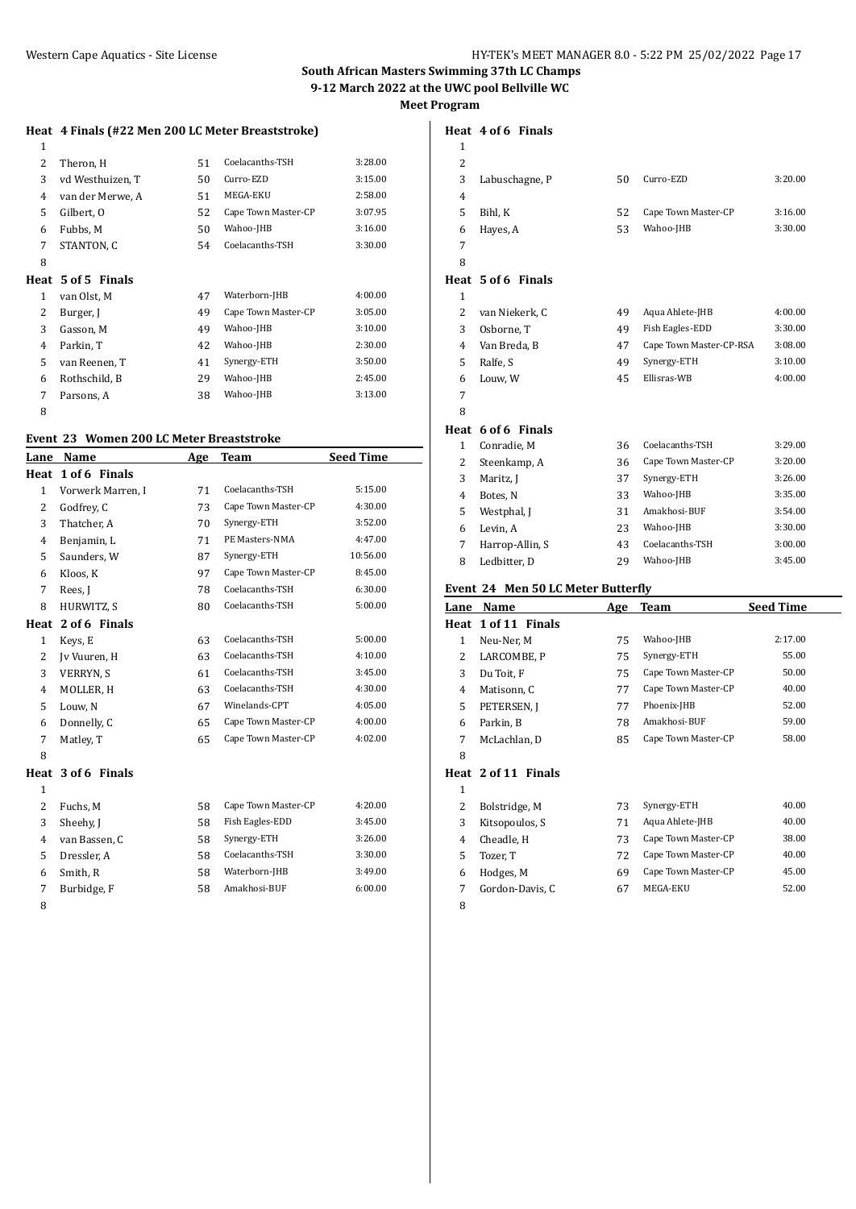**South African Masters Swimming 37th LC Champs**
**9-12 March 2022 at the UWC pool Bellville WC**
**Meet Program**

### Heat 4 Finals (#22 Men 200 LC Meter Breaststroke)

| Lane | Name | Age | Team | Seed Time |
|---|---|---|---|---|
| 1 | | | | |
| 2 | Theron, H | 51 | Coelacanths-TSH | 3:28.00 |
| 3 | vd Westhuizen, T | 50 | Curro-EZD | 3:15.00 |
| 4 | van der Merwe, A | 51 | MEGA-EKU | 2:58.00 |
| 5 | Gilbert, O | 52 | Cape Town Master-CP | 3:07.95 |
| 6 | Fubbs, M | 50 | Wahoo-JHB | 3:16.00 |
| 7 | STANTON, C | 54 | Coelacanths-TSH | 3:30.00 |
| 8 | | | | |

### Heat 5 of 5 Finals

| Lane | Name | Age | Team | Seed Time |
|---|---|---|---|---|
| 1 | van Olst, M | 47 | Waterborn-JHB | 4:00.00 |
| 2 | Burger, J | 49 | Cape Town Master-CP | 3:05.00 |
| 3 | Gasson, M | 49 | Wahoo-JHB | 3:10.00 |
| 4 | Parkin, T | 42 | Wahoo-JHB | 2:30.00 |
| 5 | van Reenen, T | 41 | Synergy-ETH | 3:50.00 |
| 6 | Rothschild, B | 29 | Wahoo-JHB | 2:45.00 |
| 7 | Parsons, A | 38 | Wahoo-JHB | 3:13.00 |
| 8 | | | | |

## Event 23 Women 200 LC Meter Breaststroke

| Lane | Name | Age | Team | Seed Time |
|---|---|---|---|---|
| **Heat 1 of 6 Finals** | | | | |
| 1 | Vorwerk Marren, I | 71 | Coelacanths-TSH | 5:15.00 |
| 2 | Godfrey, C | 73 | Cape Town Master-CP | 4:30.00 |
| 3 | Thatcher, A | 70 | Synergy-ETH | 3:52.00 |
| 4 | Benjamin, L | 71 | PE Masters-NMA | 4:47.00 |
| 5 | Saunders, W | 87 | Synergy-ETH | 10:56.00 |
| 6 | Kloos, K | 97 | Cape Town Master-CP | 8:45.00 |
| 7 | Rees, J | 78 | Coelacanths-TSH | 6:30.00 |
| 8 | HURWITZ, S | 80 | Coelacanths-TSH | 5:00.00 |
| **Heat 2 of 6 Finals** | | | | |
| 1 | Keys, E | 63 | Coelacanths-TSH | 5:00.00 |
| 2 | Jv Vuuren, H | 63 | Coelacanths-TSH | 4:10.00 |
| 3 | VERRYN, S | 61 | Coelacanths-TSH | 3:45.00 |
| 4 | MOLLER, H | 63 | Coelacanths-TSH | 4:30.00 |
| 5 | Louw, N | 67 | Winelands-CPT | 4:05.00 |
| 6 | Donnelly, C | 65 | Cape Town Master-CP | 4:00.00 |
| 7 | Matley, T | 65 | Cape Town Master-CP | 4:02.00 |
| 8 | | | | |
| **Heat 3 of 6 Finals** | | | | |
| 1 | | | | |
| 2 | Fuchs, M | 58 | Cape Town Master-CP | 4:20.00 |
| 3 | Sheehy, J | 58 | Fish Eagles-EDD | 3:45.00 |
| 4 | van Bassen, C | 58 | Synergy-ETH | 3:26.00 |
| 5 | Dressler, A | 58 | Coelacanths-TSH | 3:30.00 |
| 6 | Smith, R | 58 | Waterborn-JHB | 3:49.00 |
| 7 | Burbidge, F | 58 | Amakhosi-BUF | 6:00.00 |
| 8 | | | | |
| **Heat 4 of 6 Finals** | | | | |
| 1 | | | | |
| 2 | | | | |
| 3 | Labuschagne, P | 50 | Curro-EZD | 3:20.00 |
| 4 | | | | |
| 5 | Bihl, K | 52 | Cape Town Master-CP | 3:16.00 |
| 6 | Hayes, A | 53 | Wahoo-JHB | 3:30.00 |
| 7 | | | | |
| 8 | | | | |
| **Heat 5 of 6 Finals** | | | | |
| 1 | | | | |
| 2 | van Niekerk, C | 49 | Aqua Ahlete-JHB | 4:00.00 |
| 3 | Osborne, T | 49 | Fish Eagles-EDD | 3:30.00 |
| 4 | Van Breda, B | 47 | Cape Town Master-CP-RSA | 3:08.00 |
| 5 | Ralfe, S | 49 | Synergy-ETH | 3:10.00 |
| 6 | Louw, W | 45 | Ellisras-WB | 4:00.00 |
| 7 | | | | |
| 8 | | | | |
| **Heat 6 of 6 Finals** | | | | |
| 1 | Conradie, M | 36 | Coelacanths-TSH | 3:29.00 |
| 2 | Steenkamp, A | 36 | Cape Town Master-CP | 3:20.00 |
| 3 | Maritz, J | 37 | Synergy-ETH | 3:26.00 |
| 4 | Botes, N | 33 | Wahoo-JHB | 3:35.00 |
| 5 | Westphal, J | 31 | Amakhosi-BUF | 3:54.00 |
| 6 | Levin, A | 23 | Wahoo-JHB | 3:30.00 |
| 7 | Harrop-Allin, S | 43 | Coelacanths-TSH | 3:00.00 |
| 8 | Ledbitter, D | 29 | Wahoo-JHB | 3:45.00 |

## Event 24 Men 50 LC Meter Butterfly

| Lane | Name | Age | Team | Seed Time |
|---|---|---|---|---|
| **Heat 1 of 11 Finals** | | | | |
| 1 | Neu-Ner, M | 75 | Wahoo-JHB | 2:17.00 |
| 2 | LARCOMBE, P | 75 | Synergy-ETH | 55.00 |
| 3 | Du Toit, F | 75 | Cape Town Master-CP | 50.00 |
| 4 | Matisonn, C | 77 | Cape Town Master-CP | 40.00 |
| 5 | PETERSEN, J | 77 | Phoenix-JHB | 52.00 |
| 6 | Parkin, B | 78 | Amakhosi-BUF | 59.00 |
| 7 | McLachlan, D | 85 | Cape Town Master-CP | 58.00 |
| 8 | | | | |
| **Heat 2 of 11 Finals** | | | | |
| 1 | | | | |
| 2 | Bolstridge, M | 73 | Synergy-ETH | 40.00 |
| 3 | Kitsopoulos, S | 71 | Aqua Ahlete-JHB | 40.00 |
| 4 | Cheadle, H | 73 | Cape Town Master-CP | 38.00 |
| 5 | Tozer, T | 72 | Cape Town Master-CP | 40.00 |
| 6 | Hodges, M | 69 | Cape Town Master-CP | 45.00 |
| 7 | Gordon-Davis, C | 67 | MEGA-EKU | 52.00 |
| 8 | | | | |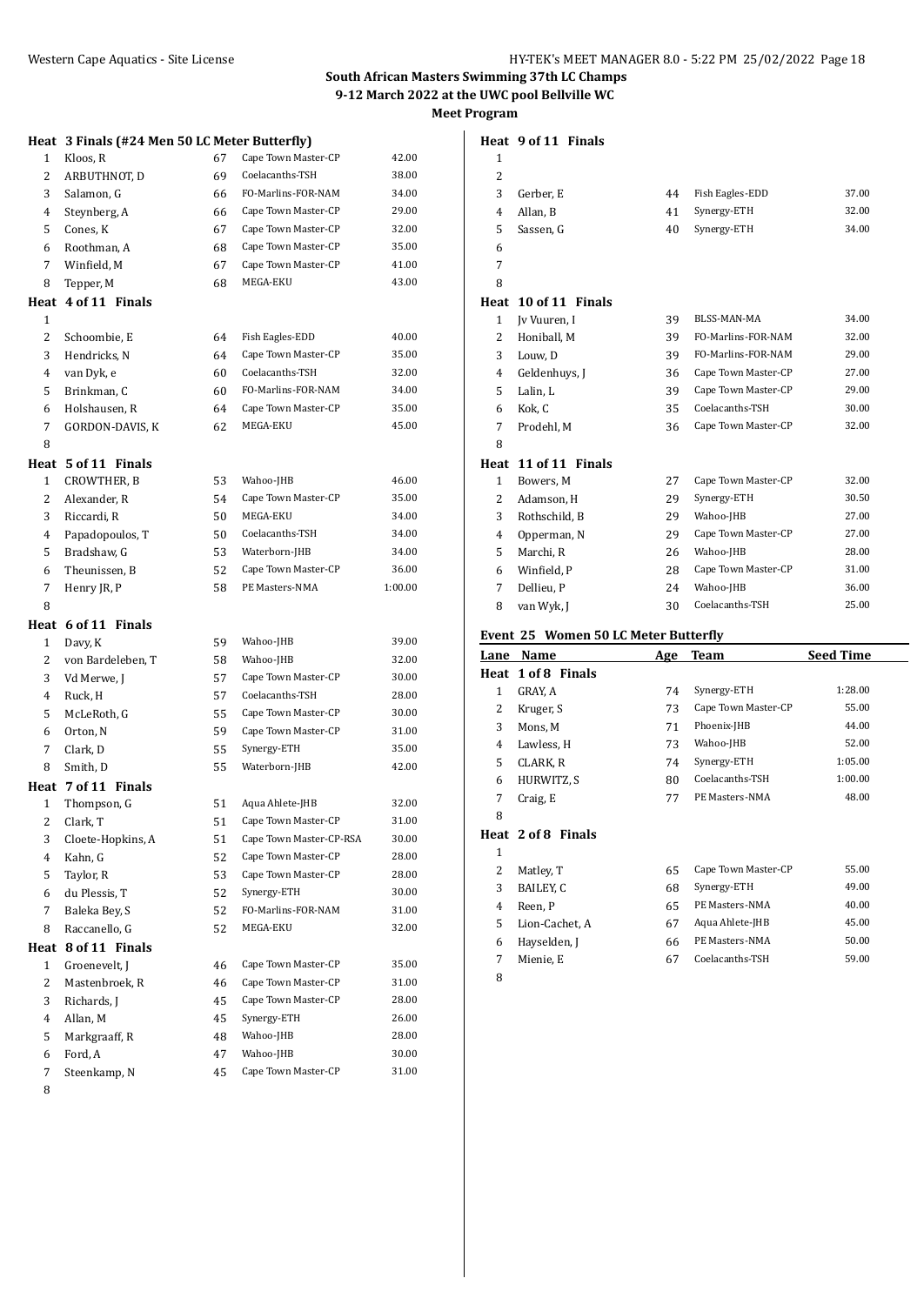**South African Masters Swimming 37th LC Champs**
**9-12 March 2022 at the UWC pool Bellville WC**
**Meet Program**

### Heat 3 Finals (#24 Men 50 LC Meter Butterfly)

| Lane | Name | Age | Team | Seed Time |
|---|---|---|---|---|
| 1 | Kloos, R | 67 | Cape Town Master-CP | 42.00 |
| 2 | ARBUTHNOT, D | 69 | Coelacanths-TSH | 38.00 |
| 3 | Salamon, G | 66 | FO-Marlins-FOR-NAM | 34.00 |
| 4 | Steynberg, A | 66 | Cape Town Master-CP | 29.00 |
| 5 | Cones, K | 67 | Cape Town Master-CP | 32.00 |
| 6 | Roothman, A | 68 | Cape Town Master-CP | 35.00 |
| 7 | Winfield, M | 67 | Cape Town Master-CP | 41.00 |
| 8 | Tepper, M | 68 | MEGA-EKU | 43.00 |

### Heat 4 of 11 Finals

| Lane | Name | Age | Team | Seed Time |
|---|---|---|---|---|
| 1 | | | | |
| 2 | Schoombie, E | 64 | Fish Eagles-EDD | 40.00 |
| 3 | Hendricks, N | 64 | Cape Town Master-CP | 35.00 |
| 4 | van Dyk, e | 60 | Coelacanths-TSH | 32.00 |
| 5 | Brinkman, C | 60 | FO-Marlins-FOR-NAM | 34.00 |
| 6 | Holshausen, R | 64 | Cape Town Master-CP | 35.00 |
| 7 | GORDON-DAVIS, K | 62 | MEGA-EKU | 45.00 |
| 8 | | | | |

### Heat 5 of 11 Finals

| Lane | Name | Age | Team | Seed Time |
|---|---|---|---|---|
| 1 | CROWTHER, B | 53 | Wahoo-JHB | 46.00 |
| 2 | Alexander, R | 54 | Cape Town Master-CP | 35.00 |
| 3 | Riccardi, R | 50 | MEGA-EKU | 34.00 |
| 4 | Papadopoulos, T | 50 | Coelacanths-TSH | 34.00 |
| 5 | Bradshaw, G | 53 | Waterborn-JHB | 34.00 |
| 6 | Theunissen, B | 52 | Cape Town Master-CP | 36.00 |
| 7 | Henry JR, P | 58 | PE Masters-NMA | 1:00.00 |
| 8 | | | | |

### Heat 6 of 11 Finals

| Lane | Name | Age | Team | Seed Time |
|---|---|---|---|---|
| 1 | Davy, K | 59 | Wahoo-JHB | 39.00 |
| 2 | von Bardeleben, T | 58 | Wahoo-JHB | 32.00 |
| 3 | Vd Merwe, J | 57 | Cape Town Master-CP | 30.00 |
| 4 | Ruck, H | 57 | Coelacanths-TSH | 28.00 |
| 5 | McLeRoth, G | 55 | Cape Town Master-CP | 30.00 |
| 6 | Orton, N | 59 | Cape Town Master-CP | 31.00 |
| 7 | Clark, D | 55 | Synergy-ETH | 35.00 |
| 8 | Smith, D | 55 | Waterborn-JHB | 42.00 |

### Heat 7 of 11 Finals

| Lane | Name | Age | Team | Seed Time |
|---|---|---|---|---|
| 1 | Thompson, G | 51 | Aqua Ahlete-JHB | 32.00 |
| 2 | Clark, T | 51 | Cape Town Master-CP | 31.00 |
| 3 | Cloete-Hopkins, A | 51 | Cape Town Master-CP-RSA | 30.00 |
| 4 | Kahn, G | 52 | Cape Town Master-CP | 28.00 |
| 5 | Taylor, R | 53 | Cape Town Master-CP | 28.00 |
| 6 | du Plessis, T | 52 | Synergy-ETH | 30.00 |
| 7 | Baleka Bey, S | 52 | FO-Marlins-FOR-NAM | 31.00 |
| 8 | Raccanello, G | 52 | MEGA-EKU | 32.00 |

### Heat 8 of 11 Finals

| Lane | Name | Age | Team | Seed Time |
|---|---|---|---|---|
| 1 | Groenevelt, J | 46 | Cape Town Master-CP | 35.00 |
| 2 | Mastenbroek, R | 46 | Cape Town Master-CP | 31.00 |
| 3 | Richards, J | 45 | Cape Town Master-CP | 28.00 |
| 4 | Allan, M | 45 | Synergy-ETH | 26.00 |
| 5 | Markgraaff, R | 48 | Wahoo-JHB | 28.00 |
| 6 | Ford, A | 47 | Wahoo-JHB | 30.00 |
| 7 | Steenkamp, N | 45 | Cape Town Master-CP | 31.00 |
| 8 | | | | |

### Heat 9 of 11 Finals

| Lane | Name | Age | Team | Seed Time |
|---|---|---|---|---|
| 1 | | | | |
| 2 | | | | |
| 3 | Gerber, E | 44 | Fish Eagles-EDD | 37.00 |
| 4 | Allan, B | 41 | Synergy-ETH | 32.00 |
| 5 | Sassen, G | 40 | Synergy-ETH | 34.00 |
| 6 | | | | |
| 7 | | | | |
| 8 | | | | |

### Heat 10 of 11 Finals

| Lane | Name | Age | Team | Seed Time |
|---|---|---|---|---|
| 1 | Jv Vuuren, I | 39 | BLSS-MAN-MA | 34.00 |
| 2 | Honiball, M | 39 | FO-Marlins-FOR-NAM | 32.00 |
| 3 | Louw, D | 39 | FO-Marlins-FOR-NAM | 29.00 |
| 4 | Geldenhuys, J | 36 | Cape Town Master-CP | 27.00 |
| 5 | Lalin, L | 39 | Cape Town Master-CP | 29.00 |
| 6 | Kok, C | 35 | Coelacanths-TSH | 30.00 |
| 7 | Prodehl, M | 36 | Cape Town Master-CP | 32.00 |
| 8 | | | | |

### Heat 11 of 11 Finals

| Lane | Name | Age | Team | Seed Time |
|---|---|---|---|---|
| 1 | Bowers, M | 27 | Cape Town Master-CP | 32.00 |
| 2 | Adamson, H | 29 | Synergy-ETH | 30.50 |
| 3 | Rothschild, B | 29 | Wahoo-JHB | 27.00 |
| 4 | Opperman, N | 29 | Cape Town Master-CP | 27.00 |
| 5 | Marchi, R | 26 | Wahoo-JHB | 28.00 |
| 6 | Winfield, P | 28 | Cape Town Master-CP | 31.00 |
| 7 | Dellieu, P | 24 | Wahoo-JHB | 36.00 |
| 8 | van Wyk, J | 30 | Coelacanths-TSH | 25.00 |

## Event 25 Women 50 LC Meter Butterfly

### Heat 1 of 8 Finals

| Lane | Name | Age | Team | Seed Time |
|---|---|---|---|---|
| 1 | GRAY, A | 74 | Synergy-ETH | 1:28.00 |
| 2 | Kruger, S | 73 | Cape Town Master-CP | 55.00 |
| 3 | Mons, M | 71 | Phoenix-JHB | 44.00 |
| 4 | Lawless, H | 73 | Wahoo-JHB | 52.00 |
| 5 | CLARK, R | 74 | Synergy-ETH | 1:05.00 |
| 6 | HURWITZ, S | 80 | Coelacanths-TSH | 1:00.00 |
| 7 | Craig, E | 77 | PE Masters-NMA | 48.00 |
| 8 | | | | |

### Heat 2 of 8 Finals

| Lane | Name | Age | Team | Seed Time |
|---|---|---|---|---|
| 1 | | | | |
| 2 | Matley, T | 65 | Cape Town Master-CP | 55.00 |
| 3 | BAILEY, C | 68 | Synergy-ETH | 49.00 |
| 4 | Reen, P | 65 | PE Masters-NMA | 40.00 |
| 5 | Lion-Cachet, A | 67 | Aqua Ahlete-JHB | 45.00 |
| 6 | Hayselden, J | 66 | PE Masters-NMA | 50.00 |
| 7 | Mienie, E | 67 | Coelacanths-TSH | 59.00 |
| 8 | | | | |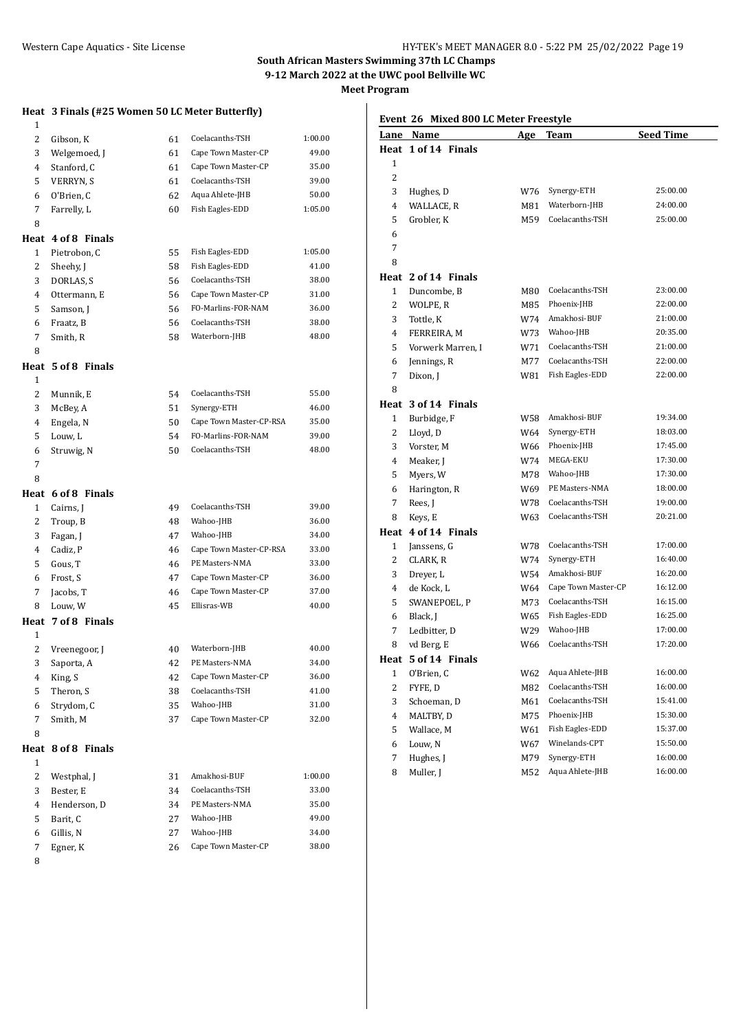## South African Masters Swimming 37th LC Champs

**9-12 March 2022 at the UWC pool Bellville WC**

**Meet Program**

### Heat 3 Finals (#25 Women 50 LC Meter Butterfly)

| Lane | Name | Age | Team | Seed Time |
|---|---|---|---|---|
| 1 | | | | |
| 2 | Gibson, K | 61 | Coelacanths-TSH | 1:00.00 |
| 3 | Welgemoed, J | 61 | Cape Town Master-CP | 49.00 |
| 4 | Stanford, C | 61 | Cape Town Master-CP | 35.00 |
| 5 | VERRYN, S | 61 | Coelacanths-TSH | 39.00 |
| 6 | O'Brien, C | 62 | Aqua Ahlete-JHB | 50.00 |
| 7 | Farrelly, L | 60 | Fish Eagles-EDD | 1:05.00 |
| 8 | | | | |

**Heat 4 of 8 Finals**

| Lane | Name | Age | Team | Seed Time |
|---|---|---|---|---|
| 1 | Pietrobon, C | 55 | Fish Eagles-EDD | 1:05.00 |
| 2 | Sheehy, J | 58 | Fish Eagles-EDD | 41.00 |
| 3 | DORLAS, S | 56 | Coelacanths-TSH | 38.00 |
| 4 | Ottermann, E | 56 | Cape Town Master-CP | 31.00 |
| 5 | Samson, J | 56 | FO-Marlins-FOR-NAM | 36.00 |
| 6 | Fraatz, B | 56 | Coelacanths-TSH | 38.00 |
| 7 | Smith, R | 58 | Waterborn-JHB | 48.00 |
| 8 | | | | |

**Heat 5 of 8 Finals**

| Lane | Name | Age | Team | Seed Time |
|---|---|---|---|---|
| 1 | | | | |
| 2 | Munnik, E | 54 | Coelacanths-TSH | 55.00 |
| 3 | McBey, A | 51 | Synergy-ETH | 46.00 |
| 4 | Engela, N | 50 | Cape Town Master-CP-RSA | 35.00 |
| 5 | Louw, L | 54 | FO-Marlins-FOR-NAM | 39.00 |
| 6 | Struwig, N | 50 | Coelacanths-TSH | 48.00 |
| 7 | | | | |
| 8 | | | | |

**Heat 6 of 8 Finals**

| Lane | Name | Age | Team | Seed Time |
|---|---|---|---|---|
| 1 | Cairns, J | 49 | Coelacanths-TSH | 39.00 |
| 2 | Troup, B | 48 | Wahoo-JHB | 36.00 |
| 3 | Fagan, J | 47 | Wahoo-JHB | 34.00 |
| 4 | Cadiz, P | 46 | Cape Town Master-CP-RSA | 33.00 |
| 5 | Gous, T | 46 | PE Masters-NMA | 33.00 |
| 6 | Frost, S | 47 | Cape Town Master-CP | 36.00 |
| 7 | Jacobs, T | 46 | Cape Town Master-CP | 37.00 |
| 8 | Louw, W | 45 | Ellisras-WB | 40.00 |

**Heat 7 of 8 Finals**

| Lane | Name | Age | Team | Seed Time |
|---|---|---|---|---|
| 1 | | | | |
| 2 | Vreenegoor, J | 40 | Waterborn-JHB | 40.00 |
| 3 | Saporta, A | 42 | PE Masters-NMA | 34.00 |
| 4 | King, S | 42 | Cape Town Master-CP | 36.00 |
| 5 | Theron, S | 38 | Coelacanths-TSH | 41.00 |
| 6 | Strydom, C | 35 | Wahoo-JHB | 31.00 |
| 7 | Smith, M | 37 | Cape Town Master-CP | 32.00 |
| 8 | | | | |

**Heat 8 of 8 Finals**

| Lane | Name | Age | Team | Seed Time |
|---|---|---|---|---|
| 1 | | | | |
| 2 | Westphal, J | 31 | Amakhosi-BUF | 1:00.00 |
| 3 | Bester, E | 34 | Coelacanths-TSH | 33.00 |
| 4 | Henderson, D | 34 | PE Masters-NMA | 35.00 |
| 5 | Barit, C | 27 | Wahoo-JHB | 49.00 |
| 6 | Gillis, N | 27 | Wahoo-JHB | 34.00 |
| 7 | Egner, K | 26 | Cape Town Master-CP | 38.00 |
| 8 | | | | |

### Event 26 Mixed 800 LC Meter Freestyle

**Heat 1 of 14 Finals**

| Lane | Name | Age | Team | Seed Time |
|---|---|---|---|---|
| 1 | | | | |
| 2 | | | | |
| 3 | Hughes, D | W76 | Synergy-ETH | 25:00.00 |
| 4 | WALLACE, R | M81 | Waterborn-JHB | 24:00.00 |
| 5 | Grobler, K | M59 | Coelacanths-TSH | 25:00.00 |
| 6 | | | | |
| 7 | | | | |
| 8 | | | | |

**Heat 2 of 14 Finals**

| Lane | Name | Age | Team | Seed Time |
|---|---|---|---|---|
| 1 | Duncombe, B | M80 | Coelacanths-TSH | 23:00.00 |
| 2 | WOLPE, R | M85 | Phoenix-JHB | 22:00.00 |
| 3 | Tottle, K | W74 | Amakhosi-BUF | 21:00.00 |
| 4 | FERREIRA, M | W73 | Wahoo-JHB | 20:35.00 |
| 5 | Vorwerk Marren, I | W71 | Coelacanths-TSH | 21:00.00 |
| 6 | Jennings, R | M77 | Coelacanths-TSH | 22:00.00 |
| 7 | Dixon, J | W81 | Fish Eagles-EDD | 22:00.00 |
| 8 | | | | |

**Heat 3 of 14 Finals**

| Lane | Name | Age | Team | Seed Time |
|---|---|---|---|---|
| 1 | Burbidge, F | W58 | Amakhosi-BUF | 19:34.00 |
| 2 | Lloyd, D | W64 | Synergy-ETH | 18:03.00 |
| 3 | Vorster, M | W66 | Phoenix-JHB | 17:45.00 |
| 4 | Meaker, J | W74 | MEGA-EKU | 17:30.00 |
| 5 | Myers, W | M78 | Wahoo-JHB | 17:30.00 |
| 6 | Harington, R | W69 | PE Masters-NMA | 18:00.00 |
| 7 | Rees, J | W78 | Coelacanths-TSH | 19:00.00 |
| 8 | Keys, E | W63 | Coelacanths-TSH | 20:21.00 |

**Heat 4 of 14 Finals**

| Lane | Name | Age | Team | Seed Time |
|---|---|---|---|---|
| 1 | Janssens, G | W78 | Coelacanths-TSH | 17:00.00 |
| 2 | CLARK, R | W74 | Synergy-ETH | 16:40.00 |
| 3 | Dreyer, L | W54 | Amakhosi-BUF | 16:20.00 |
| 4 | de Kock, L | W64 | Cape Town Master-CP | 16:12.00 |
| 5 | SWANEPOEL, P | M73 | Coelacanths-TSH | 16:15.00 |
| 6 | Black, J | W65 | Fish Eagles-EDD | 16:25.00 |
| 7 | Ledbitter, D | W29 | Wahoo-JHB | 17:00.00 |
| 8 | vd Berg, E | W66 | Coelacanths-TSH | 17:20.00 |

**Heat 5 of 14 Finals**

| Lane | Name | Age | Team | Seed Time |
|---|---|---|---|---|
| 1 | O'Brien, C | W62 | Aqua Ahlete-JHB | 16:00.00 |
| 2 | FYFE, D | M82 | Coelacanths-TSH | 16:00.00 |
| 3 | Schoeman, D | M61 | Coelacanths-TSH | 15:41.00 |
| 4 | MALTBY, D | M75 | Phoenix-JHB | 15:30.00 |
| 5 | Wallace, M | W61 | Fish Eagles-EDD | 15:37.00 |
| 6 | Louw, N | W67 | Winelands-CPT | 15:50.00 |
| 7 | Hughes, J | M79 | Synergy-ETH | 16:00.00 |
| 8 | Muller, J | M52 | Aqua Ahlete-JHB | 16:00.00 |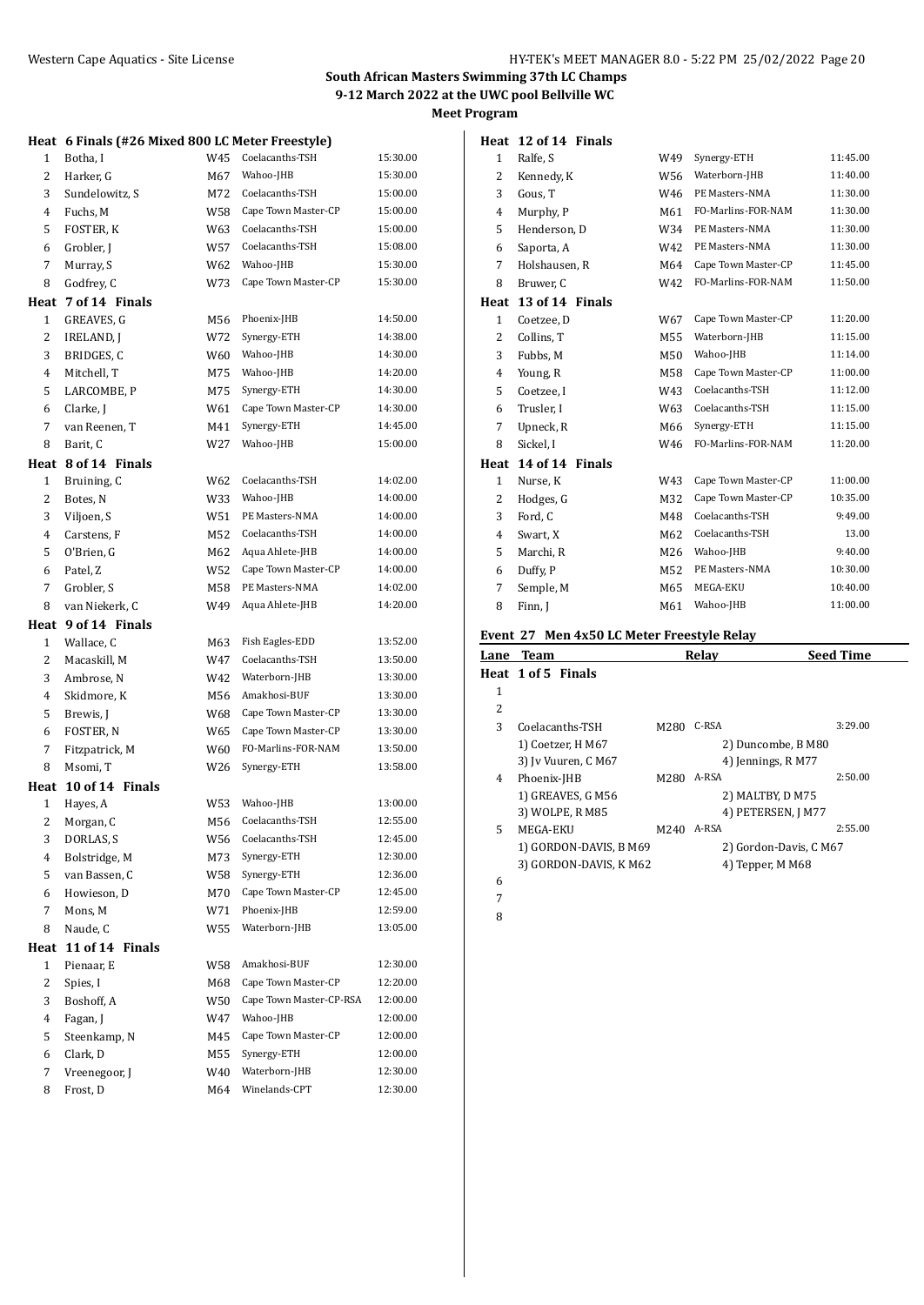## South African Masters Swimming 37th LC Champs

## 9-12 March 2022 at the UWC pool Bellville WC

## Meet Program

### Heat 6 Finals (#26 Mixed 800 LC Meter Freestyle)

| | | | | |
|---|---|---|---|---|
| 1 | Botha, I | W45 | Coelacanths-TSH | 15:30.00 |
| 2 | Harker, G | M67 | Wahoo-JHB | 15:30.00 |
| 3 | Sundelowitz, S | M72 | Coelacanths-TSH | 15:00.00 |
| 4 | Fuchs, M | W58 | Cape Town Master-CP | 15:00.00 |
| 5 | FOSTER, K | W63 | Coelacanths-TSH | 15:00.00 |
| 6 | Grobler, J | W57 | Coelacanths-TSH | 15:08.00 |
| 7 | Murray, S | W62 | Wahoo-JHB | 15:30.00 |
| 8 | Godfrey, C | W73 | Cape Town Master-CP | 15:30.00 |

### Heat 7 of 14 Finals

| | | | | |
|---|---|---|---|---|
| 1 | GREAVES, G | M56 | Phoenix-JHB | 14:50.00 |
| 2 | IRELAND, J | W72 | Synergy-ETH | 14:38.00 |
| 3 | BRIDGES, C | W60 | Wahoo-JHB | 14:30.00 |
| 4 | Mitchell, T | M75 | Wahoo-JHB | 14:20.00 |
| 5 | LARCOMBE, P | M75 | Synergy-ETH | 14:30.00 |
| 6 | Clarke, J | W61 | Cape Town Master-CP | 14:30.00 |
| 7 | van Reenen, T | M41 | Synergy-ETH | 14:45.00 |
| 8 | Barit, C | W27 | Wahoo-JHB | 15:00.00 |

### Heat 8 of 14 Finals

| | | | | |
|---|---|---|---|---|
| 1 | Bruining, C | W62 | Coelacanths-TSH | 14:02.00 |
| 2 | Botes, N | W33 | Wahoo-JHB | 14:00.00 |
| 3 | Viljoen, S | W51 | PE Masters-NMA | 14:00.00 |
| 4 | Carstens, F | M52 | Coelacanths-TSH | 14:00.00 |
| 5 | O'Brien, G | M62 | Aqua Ahlete-JHB | 14:00.00 |
| 6 | Patel, Z | W52 | Cape Town Master-CP | 14:00.00 |
| 7 | Grobler, S | M58 | PE Masters-NMA | 14:02.00 |
| 8 | van Niekerk, C | W49 | Aqua Ahlete-JHB | 14:20.00 |

### Heat 9 of 14 Finals

| | | | | |
|---|---|---|---|---|
| 1 | Wallace, C | M63 | Fish Eagles-EDD | 13:52.00 |
| 2 | Macaskill, M | W47 | Coelacanths-TSH | 13:50.00 |
| 3 | Ambrose, N | W42 | Waterborn-JHB | 13:30.00 |
| 4 | Skidmore, K | M56 | Amakhosi-BUF | 13:30.00 |
| 5 | Brewis, J | W68 | Cape Town Master-CP | 13:30.00 |
| 6 | FOSTER, N | W65 | Cape Town Master-CP | 13:30.00 |
| 7 | Fitzpatrick, M | W60 | FO-Marlins-FOR-NAM | 13:50.00 |
| 8 | Msomi, T | W26 | Synergy-ETH | 13:58.00 |

### Heat 10 of 14 Finals

| | | | | |
|---|---|---|---|---|
| 1 | Hayes, A | W53 | Wahoo-JHB | 13:00.00 |
| 2 | Morgan, C | M56 | Coelacanths-TSH | 12:55.00 |
| 3 | DORLAS, S | W56 | Coelacanths-TSH | 12:45.00 |
| 4 | Bolstridge, M | M73 | Synergy-ETH | 12:30.00 |
| 5 | van Bassen, C | W58 | Synergy-ETH | 12:36.00 |
| 6 | Howieson, D | M70 | Cape Town Master-CP | 12:45.00 |
| 7 | Mons, M | W71 | Phoenix-JHB | 12:59.00 |
| 8 | Naude, C | W55 | Waterborn-JHB | 13:05.00 |

### Heat 11 of 14 Finals

| | | | | |
|---|---|---|---|---|
| 1 | Pienaar, E | W58 | Amakhosi-BUF | 12:30.00 |
| 2 | Spies, I | M68 | Cape Town Master-CP | 12:20.00 |
| 3 | Boshoff, A | W50 | Cape Town Master-CP-RSA | 12:00.00 |
| 4 | Fagan, J | W47 | Wahoo-JHB | 12:00.00 |
| 5 | Steenkamp, N | M45 | Cape Town Master-CP | 12:00.00 |
| 6 | Clark, D | M55 | Synergy-ETH | 12:00.00 |
| 7 | Vreeegoor, J | W40 | Waterborn-JHB | 12:30.00 |
| 8 | Frost, D | M64 | Winelands-CPT | 12:30.00 |

### Heat 12 of 14 Finals

| | | | | |
|---|---|---|---|---|
| 1 | Ralfe, S | W49 | Synergy-ETH | 11:45.00 |
| 2 | Kennedy, K | W56 | Waterborn-JHB | 11:40.00 |
| 3 | Gous, T | W46 | PE Masters-NMA | 11:30.00 |
| 4 | Murphy, P | M61 | FO-Marlins-FOR-NAM | 11:30.00 |
| 5 | Henderson, D | W34 | PE Masters-NMA | 11:30.00 |
| 6 | Saporta, A | W42 | PE Masters-NMA | 11:30.00 |
| 7 | Holshausen, R | M64 | Cape Town Master-CP | 11:45.00 |
| 8 | Bruwer, C | W42 | FO-Marlins-FOR-NAM | 11:50.00 |

### Heat 13 of 14 Finals

| | | | | |
|---|---|---|---|---|
| 1 | Coetzee, D | W67 | Cape Town Master-CP | 11:20.00 |
| 2 | Collins, T | M55 | Waterborn-JHB | 11:15.00 |
| 3 | Fubbs, M | M50 | Wahoo-JHB | 11:14.00 |
| 4 | Young, R | M58 | Cape Town Master-CP | 11:00.00 |
| 5 | Coetzee, I | W43 | Coelacanths-TSH | 11:12.00 |
| 6 | Trusler, I | W63 | Coelacanths-TSH | 11:15.00 |
| 7 | Upneck, R | M66 | Synergy-ETH | 11:15.00 |
| 8 | Sickel, I | W46 | FO-Marlins-FOR-NAM | 11:20.00 |

### Heat 14 of 14 Finals

| | | | | |
|---|---|---|---|---|
| 1 | Nurse, K | W43 | Cape Town Master-CP | 11:00.00 |
| 2 | Hodges, G | M32 | Cape Town Master-CP | 10:35.00 |
| 3 | Ford, C | M48 | Coelacanths-TSH | 9:49.00 |
| 4 | Swart, X | M62 | Coelacanths-TSH | 13.00 |
| 5 | Marchi, R | M26 | Wahoo-JHB | 9:40.00 |
| 6 | Duffy, P | M52 | PE Masters-NMA | 10:30.00 |
| 7 | Semple, M | M65 | MEGA-EKU | 10:40.00 |
| 8 | Finn, J | M61 | Wahoo-JHB | 11:00.00 |

### Event 27 Men 4x50 LC Meter Freestyle Relay

| Lane | Team | | Relay | Seed Time |
|---|---|---|---|---|
| **Heat 1 of 5 Finals** | | | | |
| 1 | | | | |
| 2 | | | | |
| 3 | Coelacanths-TSH | M280 | C-RSA | 3:29.00 |
| | 1) Coetzer, H M67 | | 2) Duncombe, B M80 | |
| | 3) Jv Vuuren, C M67 | | 4) Jennings, R M77 | |
| 4 | Phoenix-JHB | M280 | A-RSA | 2:50.00 |
| | 1) GREAVES, G M56 | | 2) MALTBY, D M75 | |
| | 3) WOLPE, R M85 | | 4) PETERSEN, J M77 | |
| 5 | MEGA-EKU | M240 | A-RSA | 2:55.00 |
| | 1) GORDON-DAVIS, B M69 | | 2) Gordon-Davis, C M67 | |
| | 3) GORDON-DAVIS, K M62 | | 4) Tepper, M M68 | |
| 6 | | | | |
| 7 | | | | |
| 8 | | | | |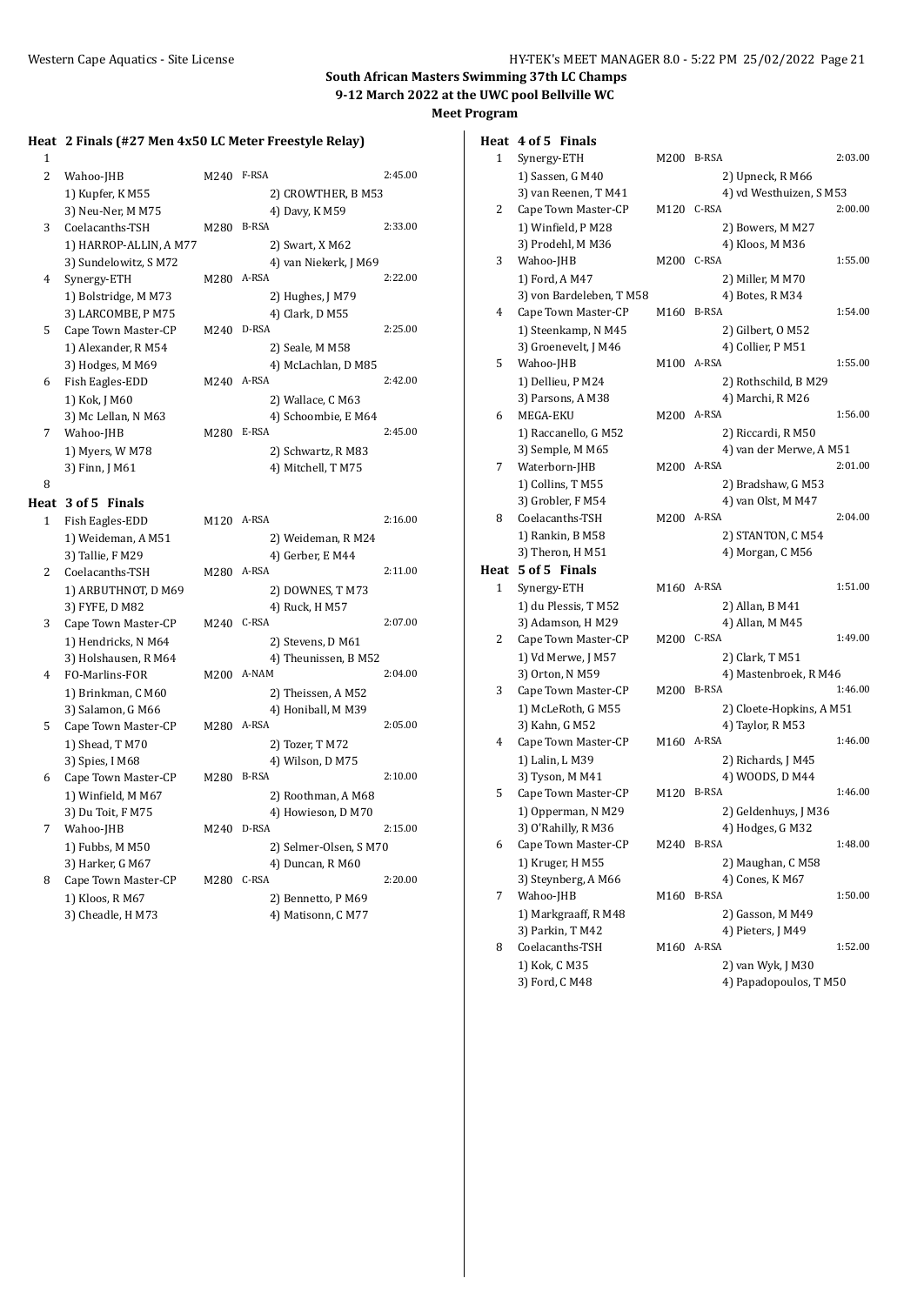**South African Masters Swimming 37th LC Champs**
**9-12 March 2022 at the UWC pool Bellville WC**
**Meet Program**

### Heat 2 Finals (#27 Men 4x50 LC Meter Freestyle Relay)

| Lane | Team | Age | Relay | Seed Time |
|---|---|---|---|---|
| 1 | | | | |
| 2 | Wahoo-JHB | M240 | F-RSA | 2:45.00 |
| | 1) Kupfer, K M55 | | 2) CROWTHER, B M53 | |
| | 3) Neu-Ner, M M75 | | 4) Davy, K M59 | |
| 3 | Coelacanths-TSH | M280 | B-RSA | 2:33.00 |
| | 1) HARROP-ALLIN, A M77 | | 2) Swart, X M62 | |
| | 3) Sundelowitz, S M72 | | 4) van Niekerk, J M69 | |
| 4 | Synergy-ETH | M280 | A-RSA | 2:22.00 |
| | 1) Bolstridge, M M73 | | 2) Hughes, J M79 | |
| | 3) LARCOMBE, P M75 | | 4) Clark, D M55 | |
| 5 | Cape Town Master-CP | M240 | D-RSA | 2:25.00 |
| | 1) Alexander, R M54 | | 2) Seale, M M58 | |
| | 3) Hodges, M M69 | | 4) McLachlan, D M85 | |
| 6 | Fish Eagles-EDD | M240 | A-RSA | 2:42.00 |
| | 1) Kok, J M60 | | 2) Wallace, C M63 | |
| | 3) Mc Lellan, N M63 | | 4) Schoombie, E M64 | |
| 7 | Wahoo-JHB | M280 | E-RSA | 2:45.00 |
| | 1) Myers, W M78 | | 2) Schwartz, R M83 | |
| | 3) Finn, J M61 | | 4) Mitchell, T M75 | |
| 8 | | | | |

### Heat 3 of 5 Finals

| Lane | Team | Age | Relay | Seed Time |
|---|---|---|---|---|
| 1 | Fish Eagles-EDD | M120 | A-RSA | 2:16.00 |
| | 1) Weideman, A M51 | | 2) Weideman, R M24 | |
| | 3) Tallie, F M29 | | 4) Gerber, E M44 | |
| 2 | Coelacanths-TSH | M280 | A-RSA | 2:11.00 |
| | 1) ARBUTHNOT, D M69 | | 2) DOWNES, T M73 | |
| | 3) FYFE, D M82 | | 4) Ruck, H M57 | |
| 3 | Cape Town Master-CP | M240 | C-RSA | 2:07.00 |
| | 1) Hendricks, N M64 | | 2) Stevens, D M61 | |
| | 3) Holshausen, R M64 | | 4) Theunissen, B M52 | |
| 4 | FO-Marlins-FOR | M200 | A-NAM | 2:04.00 |
| | 1) Brinkman, C M60 | | 2) Theissen, A M52 | |
| | 3) Salamon, G M66 | | 4) Honiball, M M39 | |
| 5 | Cape Town Master-CP | M280 | A-RSA | 2:05.00 |
| | 1) Shead, T M70 | | 2) Tozer, T M72 | |
| | 3) Spies, I M68 | | 4) Wilson, D M75 | |
| 6 | Cape Town Master-CP | M280 | B-RSA | 2:10.00 |
| | 1) Winfield, M M67 | | 2) Roothman, A M68 | |
| | 3) Du Toit, F M75 | | 4) Howieson, D M70 | |
| 7 | Wahoo-JHB | M240 | D-RSA | 2:15.00 |
| | 1) Fubbs, M M50 | | 2) Selmer-Olsen, S M70 | |
| | 3) Harker, G M67 | | 4) Duncan, R M60 | |
| 8 | Cape Town Master-CP | M280 | C-RSA | 2:20.00 |
| | 1) Kloos, R M67 | | 2) Bennetto, P M69 | |
| | 3) Cheadle, H M73 | | 4) Matisonn, C M77 | |

### Heat 4 of 5 Finals

| Lane | Team | Age | Relay | Seed Time |
|---|---|---|---|---|
| 1 | Synergy-ETH | M200 | B-RSA | 2:03.00 |
| | 1) Sassen, G M40 | | 2) Upneck, R M66 | |
| | 3) van Reenen, T M41 | | 4) vd Westhuizen, S M53 | |
| 2 | Cape Town Master-CP | M120 | C-RSA | 2:00.00 |
| | 1) Winfield, P M28 | | 2) Bowers, M M27 | |
| | 3) Prodehl, M M36 | | 4) Kloos, M M36 | |
| 3 | Wahoo-JHB | M200 | C-RSA | 1:55.00 |
| | 1) Ford, A M47 | | 2) Miller, M M70 | |
| | 3) von Bardeleben, T M58 | | 4) Botes, R M34 | |
| 4 | Cape Town Master-CP | M160 | B-RSA | 1:54.00 |
| | 1) Steenkamp, N M45 | | 2) Gilbert, O M52 | |
| | 3) Groenevelt, J M46 | | 4) Collier, P M51 | |
| 5 | Wahoo-JHB | M100 | A-RSA | 1:55.00 |
| | 1) Dellieu, P M24 | | 2) Rothschild, B M29 | |
| | 3) Parsons, A M38 | | 4) Marchi, R M26 | |
| 6 | MEGA-EKU | M200 | A-RSA | 1:56.00 |
| | 1) Raccanello, G M52 | | 2) Riccardi, R M50 | |
| | 3) Semple, M M65 | | 4) van der Merwe, A M51 | |
| 7 | Waterborn-JHB | M200 | A-RSA | 2:01.00 |
| | 1) Collins, T M55 | | 2) Bradshaw, G M53 | |
| | 3) Grobler, F M54 | | 4) van Olst, M M47 | |
| 8 | Coelacanths-TSH | M200 | A-RSA | 2:04.00 |
| | 1) Rankin, B M58 | | 2) STANTON, C M54 | |
| | 3) Theron, H M51 | | 4) Morgan, C M56 | |

### Heat 5 of 5 Finals

| Lane | Team | Age | Relay | Seed Time |
|---|---|---|---|---|
| 1 | Synergy-ETH | M160 | A-RSA | 1:51.00 |
| | 1) du Plessis, T M52 | | 2) Allan, B M41 | |
| | 3) Adamson, H M29 | | 4) Allan, M M45 | |
| 2 | Cape Town Master-CP | M200 | C-RSA | 1:49.00 |
| | 1) Vd Merwe, J M57 | | 2) Clark, T M51 | |
| | 3) Orton, N M59 | | 4) Mastenbroek, R M46 | |
| 3 | Cape Town Master-CP | M200 | B-RSA | 1:46.00 |
| | 1) McLeRoth, G M55 | | 2) Cloete-Hopkins, A M51 | |
| | 3) Kahn, G M52 | | 4) Taylor, R M53 | |
| 4 | Cape Town Master-CP | M160 | A-RSA | 1:46.00 |
| | 1) Lalin, L M39 | | 2) Richards, J M45 | |
| | 3) Tyson, M M41 | | 4) WOODS, D M44 | |
| 5 | Cape Town Master-CP | M120 | B-RSA | 1:46.00 |
| | 1) Opperman, N M29 | | 2) Geldenhuys, J M36 | |
| | 3) O'Rahilly, R M36 | | 4) Hodges, G M32 | |
| 6 | Cape Town Master-CP | M240 | B-RSA | 1:48.00 |
| | 1) Kruger, H M55 | | 2) Maughan, C M58 | |
| | 3) Steynberg, A M66 | | 4) Cones, K M67 | |
| 7 | Wahoo-JHB | M160 | B-RSA | 1:50.00 |
| | 1) Markgraaff, R M48 | | 2) Gasson, M M49 | |
| | 3) Parkin, T M42 | | 4) Pieters, J M49 | |
| 8 | Coelacanths-TSH | M160 | A-RSA | 1:52.00 |
| | 1) Kok, C M35 | | 2) van Wyk, J M30 | |
| | 3) Ford, C M48 | | 4) Papadopoulos, T M50 | |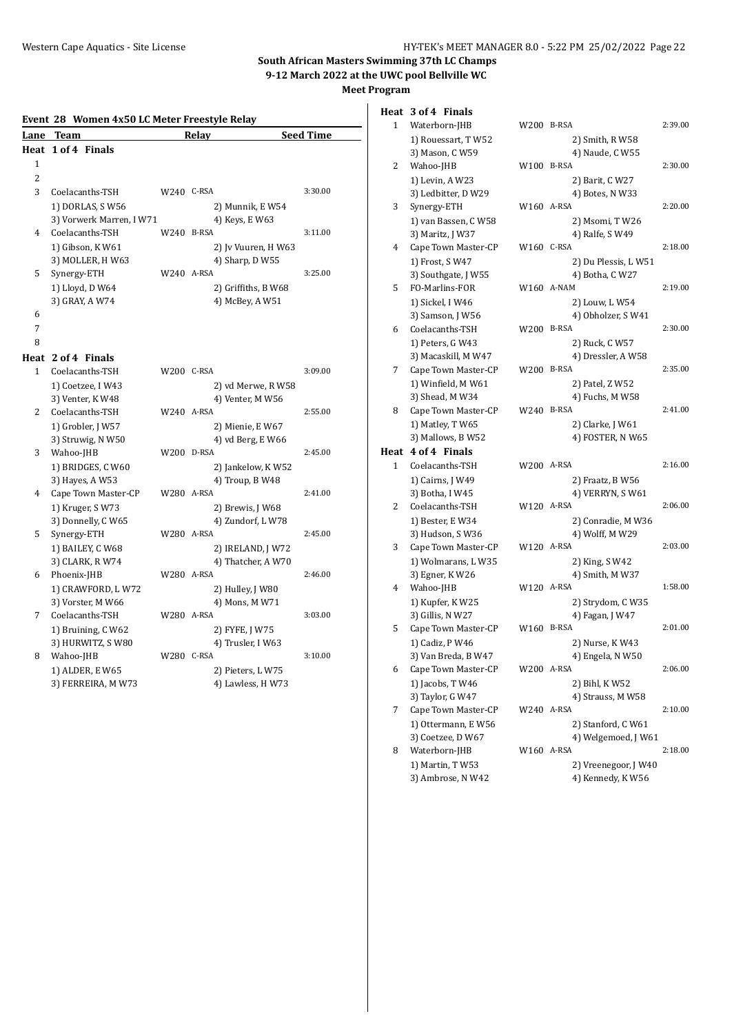## South African Masters Swimming 37th LC Champs

**9-12 March 2022 at the UWC pool Bellville WC**

**Meet Program**

### Event 28 Women 4x50 LC Meter Freestyle Relay

| Lane | Team | Relay | | Seed Time |
|---|---|---|---|---|
| **Heat 1 of 4 Finals** | | | | |
| 1 | | | | |
| 2 | | | | |
| 3 | Coelacanths-TSH | W240 | C-RSA | 3:30.00 |
| | 1) DORLAS, S W56 | | 2) Munnik, E W54 | |
| | 3) Vorwerk Marren, I W71 | | 4) Keys, E W63 | |
| 4 | Coelacanths-TSH | W240 | B-RSA | 3:11.00 |
| | 1) Gibson, K W61 | | 2) Jv Vuuren, H W63 | |
| | 3) MOLLER, H W63 | | 4) Sharp, D W55 | |
| 5 | Synergy-ETH | W240 | A-RSA | 3:25.00 |
| | 1) Lloyd, D W64 | | 2) Griffiths, B W68 | |
| | 3) GRAY, A W74 | | 4) McBey, A W51 | |
| 6 | | | | |
| 7 | | | | |
| 8 | | | | |
| **Heat 2 of 4 Finals** | | | | |
| 1 | Coelacanths-TSH | W200 | C-RSA | 3:09.00 |
| | 1) Coetzee, I W43 | | 2) vd Merwe, R W58 | |
| | 3) Venter, K W48 | | 4) Venter, M W56 | |
| 2 | Coelacanths-TSH | W240 | A-RSA | 2:55.00 |
| | 1) Grobler, J W57 | | 2) Mienie, E W67 | |
| | 3) Struwig, N W50 | | 4) vd Berg, E W66 | |
| 3 | Wahoo-JHB | W200 | D-RSA | 2:45.00 |
| | 1) BRIDGES, C W60 | | 2) Jankelow, K W52 | |
| | 3) Hayes, A W53 | | 4) Troup, B W48 | |
| 4 | Cape Town Master-CP | W280 | A-RSA | 2:41.00 |
| | 1) Kruger, S W73 | | 2) Brewis, J W68 | |
| | 3) Donnelly, C W65 | | 4) Zundorf, L W78 | |
| 5 | Synergy-ETH | W280 | A-RSA | 2:45.00 |
| | 1) BAILEY, C W68 | | 2) IRELAND, J W72 | |
| | 3) CLARK, R W74 | | 4) Thatcher, A W70 | |
| 6 | Phoenix-JHB | W280 | A-RSA | 2:46.00 |
| | 1) CRAWFORD, L W72 | | 2) Hulley, J W80 | |
| | 3) Vorster, M W66 | | 4) Mons, M W71 | |
| 7 | Coelacanths-TSH | W280 | A-RSA | 3:03.00 |
| | 1) Bruining, C W62 | | 2) FYFE, J W75 | |
| | 3) HURWITZ, S W80 | | 4) Trusler, I W63 | |
| 8 | Wahoo-JHB | W280 | C-RSA | 3:10.00 |
| | 1) ALDER, E W65 | | 2) Pieters, L W75 | |
| | 3) FERREIRA, M W73 | | 4) Lawless, H W73 | |
| **Heat 3 of 4 Finals** | | | | |
| 1 | Waterborn-JHB | W200 | B-RSA | 2:39.00 |
| | 1) Rouessart, T W52 | | 2) Smith, R W58 | |
| | 3) Mason, C W59 | | 4) Naude, C W55 | |
| 2 | Wahoo-JHB | W100 | B-RSA | 2:30.00 |
| | 1) Levin, A W23 | | 2) Barit, C W27 | |
| | 3) Ledbitter, D W29 | | 4) Botes, N W33 | |
| 3 | Synergy-ETH | W160 | A-RSA | 2:20.00 |
| | 1) van Bassen, C W58 | | 2) Msomi, T W26 | |
| | 3) Maritz, J W37 | | 4) Ralfe, S W49 | |
| 4 | Cape Town Master-CP | W160 | C-RSA | 2:18.00 |
| | 1) Frost, S W47 | | 2) Du Plessis, L W51 | |
| | 3) Southgate, J W55 | | 4) Botha, C W27 | |
| 5 | FO-Marlins-FOR | W160 | A-NAM | 2:19.00 |
| | 1) Sickel, I W46 | | 2) Louw, L W54 | |
| | 3) Samson, J W56 | | 4) Obholzer, S W41 | |
| 6 | Coelacanths-TSH | W200 | B-RSA | 2:30.00 |
| | 1) Peters, G W43 | | 2) Ruck, C W57 | |
| | 3) Macaskill, M W47 | | 4) Dressler, A W58 | |
| 7 | Cape Town Master-CP | W200 | B-RSA | 2:35.00 |
| | 1) Winfield, M W61 | | 2) Patel, Z W52 | |
| | 3) Shead, M W34 | | 4) Fuchs, M W58 | |
| 8 | Cape Town Master-CP | W240 | B-RSA | 2:41.00 |
| | 1) Matley, T W65 | | 2) Clarke, J W61 | |
| | 3) Mallows, B W52 | | 4) FOSTER, N W65 | |
| **Heat 4 of 4 Finals** | | | | |
| 1 | Coelacanths-TSH | W200 | A-RSA | 2:16.00 |
| | 1) Cairns, J W49 | | 2) Fraatz, B W56 | |
| | 3) Botha, I W45 | | 4) VERRYN, S W61 | |
| 2 | Coelacanths-TSH | W120 | A-RSA | 2:06.00 |
| | 1) Bester, E W34 | | 2) Conradie, M W36 | |
| | 3) Hudson, S W36 | | 4) Wolff, M W29 | |
| 3 | Cape Town Master-CP | W120 | A-RSA | 2:03.00 |
| | 1) Wolmarans, L W35 | | 2) King, S W42 | |
| | 3) Egner, K W26 | | 4) Smith, M W37 | |
| 4 | Wahoo-JHB | W120 | A-RSA | 1:58.00 |
| | 1) Kupfer, K W25 | | 2) Strydom, C W35 | |
| | 3) Gillis, N W27 | | 4) Fagan, J W47 | |
| 5 | Cape Town Master-CP | W160 | B-RSA | 2:01.00 |
| | 1) Cadiz, P W46 | | 2) Nurse, K W43 | |
| | 3) Van Breda, B W47 | | 4) Engela, N W50 | |
| 6 | Cape Town Master-CP | W200 | A-RSA | 2:06.00 |
| | 1) Jacobs, T W46 | | 2) Bihl, K W52 | |
| | 3) Taylor, G W47 | | 4) Strauss, M W58 | |
| 7 | Cape Town Master-CP | W240 | A-RSA | 2:10.00 |
| | 1) Ottermann, E W56 | | 2) Stanford, C W61 | |
| | 3) Coetzee, D W67 | | 4) Welgemoed, J W61 | |
| 8 | Waterborn-JHB | W160 | A-RSA | 2:18.00 |
| | 1) Martin, T W53 | | 2) Vreenegoor, J W40 | |
| | 3) Ambrose, N W42 | | 4) Kennedy, K W56 | |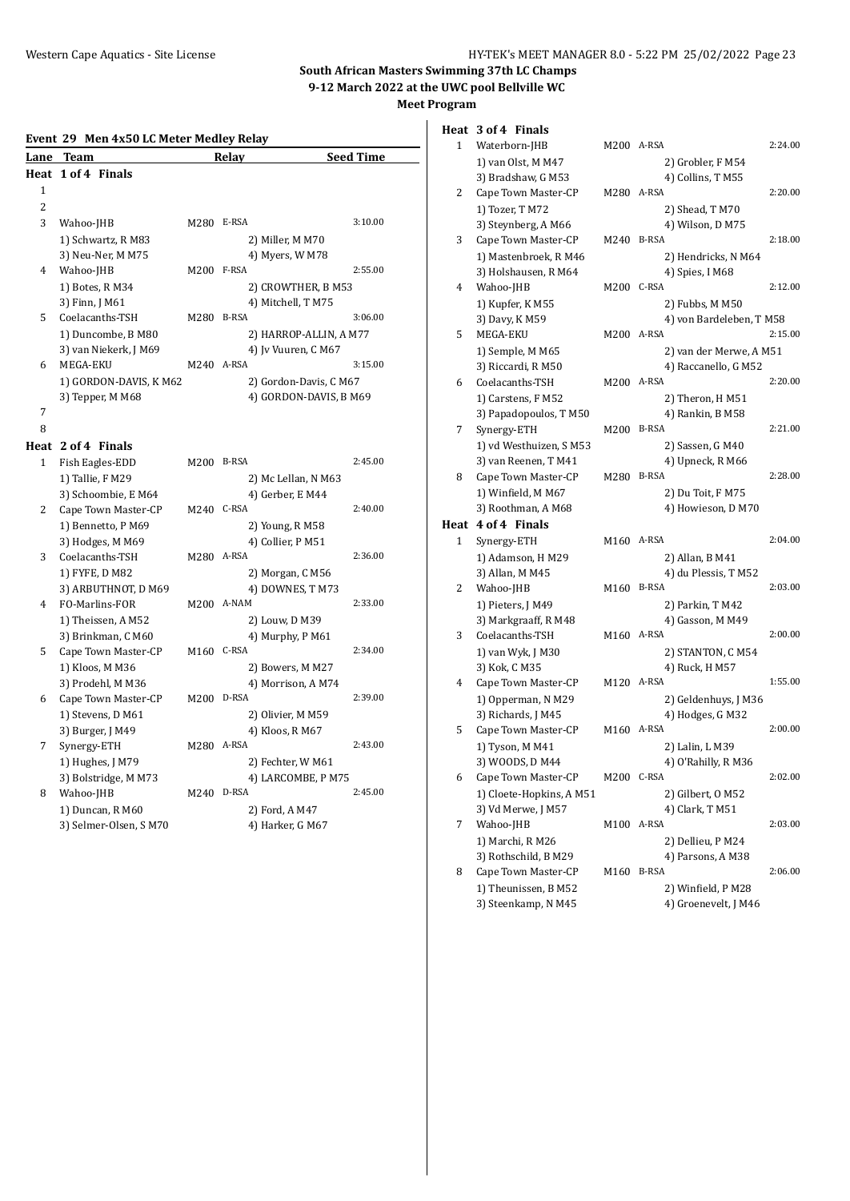**South African Masters Swimming 37th LC Champs**
**9-12 March 2022 at the UWC pool Bellville WC**
**Meet Program**

### Event 29 Men 4x50 LC Meter Medley Relay

| Lane | Team | | Relay | Seed Time |
|---|---|---|---|---|
| **Heat 1 of 4 Finals** | | | | |
| 1 | | | | |
| 2 | | | | |
| 3 | Wahoo-JHB | M280 | E-RSA | 3:10.00 |
| | 1) Schwartz, R M83 | | 2) Miller, M M70 | |
| | 3) Neu-Ner, M M75 | | 4) Myers, W M78 | |
| 4 | Wahoo-JHB | M200 | F-RSA | 2:55.00 |
| | 1) Botes, R M34 | | 2) CROWTHER, B M53 | |
| | 3) Finn, J M61 | | 4) Mitchell, T M75 | |
| 5 | Coelacanths-TSH | M280 | B-RSA | 3:06.00 |
| | 1) Duncombe, B M80 | | 2) HARROP-ALLIN, A M77 | |
| | 3) van Niekerk, J M69 | | 4) Jv Vuuren, C M67 | |
| 6 | MEGA-EKU | M240 | A-RSA | 3:15.00 |
| | 1) GORDON-DAVIS, K M62 | | 2) Gordon-Davis, C M67 | |
| | 3) Tepper, M M68 | | 4) GORDON-DAVIS, B M69 | |
| 7 | | | | |
| 8 | | | | |
| **Heat 2 of 4 Finals** | | | | |
| 1 | Fish Eagles-EDD | M200 | B-RSA | 2:45.00 |
| | 1) Tallie, F M29 | | 2) Mc Lellan, N M63 | |
| | 3) Schoombie, E M64 | | 4) Gerber, E M44 | |
| 2 | Cape Town Master-CP | M240 | C-RSA | 2:40.00 |
| | 1) Bennetto, P M69 | | 2) Young, R M58 | |
| | 3) Hodges, M M69 | | 4) Collier, P M51 | |
| 3 | Coelacanths-TSH | M280 | A-RSA | 2:36.00 |
| | 1) FYFE, D M82 | | 2) Morgan, C M56 | |
| | 3) ARBUTHNOT, D M69 | | 4) DOWNES, T M73 | |
| 4 | FO-Marlins-FOR | M200 | A-NAM | 2:33.00 |
| | 1) Theissen, A M52 | | 2) Louw, D M39 | |
| | 3) Brinkman, C M60 | | 4) Murphy, P M61 | |
| 5 | Cape Town Master-CP | M160 | C-RSA | 2:34.00 |
| | 1) Kloos, M M36 | | 2) Bowers, M M27 | |
| | 3) Prodehl, M M36 | | 4) Morrison, A M74 | |
| 6 | Cape Town Master-CP | M200 | D-RSA | 2:39.00 |
| | 1) Stevens, D M61 | | 2) Olivier, M M59 | |
| | 3) Burger, J M49 | | 4) Kloos, R M67 | |
| 7 | Synergy-ETH | M280 | A-RSA | 2:43.00 |
| | 1) Hughes, J M79 | | 2) Fechter, W M61 | |
| | 3) Bolstridge, M M73 | | 4) LARCOMBE, P M75 | |
| 8 | Wahoo-JHB | M240 | D-RSA | 2:45.00 |
| | 1) Duncan, R M60 | | 2) Ford, A M47 | |
| | 3) Selmer-Olsen, S M70 | | 4) Harker, G M67 | |
| **Heat 3 of 4 Finals** | | | | |
| 1 | Waterborn-JHB | M200 | A-RSA | 2:24.00 |
| | 1) van Olst, M M47 | | 2) Grobler, F M54 | |
| | 3) Bradshaw, G M53 | | 4) Collins, T M55 | |
| 2 | Cape Town Master-CP | M280 | A-RSA | 2:20.00 |
| | 1) Tozer, T M72 | | 2) Shead, T M70 | |
| | 3) Steynberg, A M66 | | 4) Wilson, D M75 | |
| 3 | Cape Town Master-CP | M240 | B-RSA | 2:18.00 |
| | 1) Mastenbroek, R M46 | | 2) Hendricks, N M64 | |
| | 3) Holshausen, R M64 | | 4) Spies, I M68 | |
| 4 | Wahoo-JHB | M200 | C-RSA | 2:12.00 |
| | 1) Kupfer, K M55 | | 2) Fubbs, M M50 | |
| | 3) Davy, K M59 | | 4) von Bardeleben, T M58 | |
| 5 | MEGA-EKU | M200 | A-RSA | 2:15.00 |
| | 1) Semple, M M65 | | 2) van der Merwe, A M51 | |
| | 3) Riccardi, R M50 | | 4) Raccanello, G M52 | |
| 6 | Coelacanths-TSH | M200 | A-RSA | 2:20.00 |
| | 1) Carstens, F M52 | | 2) Theron, H M51 | |
| | 3) Papadopoulos, T M50 | | 4) Rankin, B M58 | |
| 7 | Synergy-ETH | M200 | B-RSA | 2:21.00 |
| | 1) vd Westhuizen, S M53 | | 2) Sassen, G M40 | |
| | 3) van Reenen, T M41 | | 4) Upneck, R M66 | |
| 8 | Cape Town Master-CP | M280 | B-RSA | 2:28.00 |
| | 1) Winfield, M M67 | | 2) Du Toit, F M75 | |
| | 3) Roothman, A M68 | | 4) Howieson, D M70 | |
| **Heat 4 of 4 Finals** | | | | |
| 1 | Synergy-ETH | M160 | A-RSA | 2:04.00 |
| | 1) Adamson, H M29 | | 2) Allan, B M41 | |
| | 3) Allan, M M45 | | 4) du Plessis, T M52 | |
| 2 | Wahoo-JHB | M160 | B-RSA | 2:03.00 |
| | 1) Pieters, J M49 | | 2) Parkin, T M42 | |
| | 3) Markgraaff, R M48 | | 4) Gasson, M M49 | |
| 3 | Coelacanths-TSH | M160 | A-RSA | 2:00.00 |
| | 1) van Wyk, J M30 | | 2) STANTON, C M54 | |
| | 3) Kok, C M35 | | 4) Ruck, H M57 | |
| 4 | Cape Town Master-CP | M120 | A-RSA | 1:55.00 |
| | 1) Opperman, N M29 | | 2) Geldenhuys, J M36 | |
| | 3) Richards, J M45 | | 4) Hodges, G M32 | |
| 5 | Cape Town Master-CP | M160 | A-RSA | 2:00.00 |
| | 1) Tyson, M M41 | | 2) Lalin, L M39 | |
| | 3) WOODS, D M44 | | 4) O'Rahilly, R M36 | |
| 6 | Cape Town Master-CP | M200 | C-RSA | 2:02.00 |
| | 1) Cloete-Hopkins, A M51 | | 2) Gilbert, O M52 | |
| | 3) Vd Merwe, J M57 | | 4) Clark, T M51 | |
| 7 | Wahoo-JHB | M100 | A-RSA | 2:03.00 |
| | 1) Marchi, R M26 | | 2) Dellieu, P M24 | |
| | 3) Rothschild, B M29 | | 4) Parsons, A M38 | |
| 8 | Cape Town Master-CP | M160 | B-RSA | 2:06.00 |
| | 1) Theunissen, B M52 | | 2) Winfield, P M28 | |
| | 3) Steenkamp, N M45 | | 4) Groenevelt, J M46 | |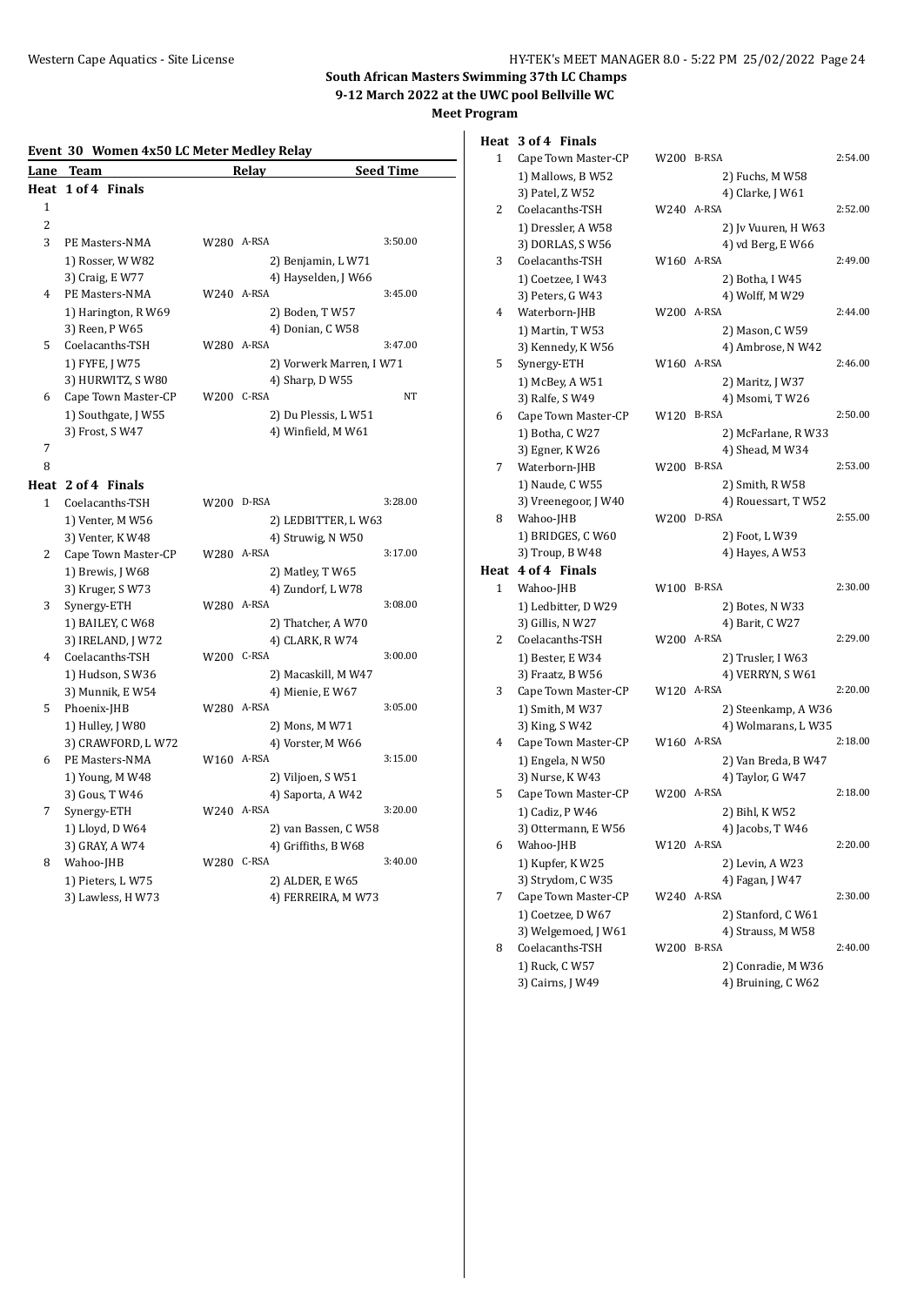**South African Masters Swimming 37th LC Champs**
**9-12 March 2022 at the UWC pool Bellville WC**
**Meet Program**

### Event 30 Women 4x50 LC Meter Medley Relay

| Lane | Team | Relay | | Seed Time |
|---|---|---|---|---|
| **Heat 1 of 4 Finals** | | | | |
| 1 | | | | |
| 2 | | | | |
| 3 | PE Masters-NMA | W280 | A-RSA | 3:50.00 |
| | 1) Rosser, W W82 | | 2) Benjamin, L W71 | |
| | 3) Craig, E W77 | | 4) Hayselden, J W66 | |
| 4 | PE Masters-NMA | W240 | A-RSA | 3:45.00 |
| | 1) Harington, R W69 | | 2) Boden, T W57 | |
| | 3) Reen, P W65 | | 4) Donian, C W58 | |
| 5 | Coelacanths-TSH | W280 | A-RSA | 3:47.00 |
| | 1) FYFE, J W75 | | 2) Vorwerk Marren, I W71 | |
| | 3) HURWITZ, S W80 | | 4) Sharp, D W55 | |
| 6 | Cape Town Master-CP | W200 | C-RSA | NT |
| | 1) Southgate, J W55 | | 2) Du Plessis, L W51 | |
| | 3) Frost, S W47 | | 4) Winfield, M W61 | |
| 7 | | | | |
| 8 | | | | |
| **Heat 2 of 4 Finals** | | | | |
| 1 | Coelacanths-TSH | W200 | D-RSA | 3:28.00 |
| | 1) Venter, M W56 | | 2) LEDBITTER, L W63 | |
| | 3) Venter, K W48 | | 4) Struwig, N W50 | |
| 2 | Cape Town Master-CP | W280 | A-RSA | 3:17.00 |
| | 1) Brewis, J W68 | | 2) Matley, T W65 | |
| | 3) Kruger, S W73 | | 4) Zundorf, L W78 | |
| 3 | Synergy-ETH | W280 | A-RSA | 3:08.00 |
| | 1) BAILEY, C W68 | | 2) Thatcher, A W70 | |
| | 3) IRELAND, J W72 | | 4) CLARK, R W74 | |
| 4 | Coelacanths-TSH | W200 | C-RSA | 3:00.00 |
| | 1) Hudson, S W36 | | 2) Macaskill, M W47 | |
| | 3) Munnik, E W54 | | 4) Mienie, E W67 | |
| 5 | Phoenix-JHB | W280 | A-RSA | 3:05.00 |
| | 1) Hulley, J W80 | | 2) Mons, M W71 | |
| | 3) CRAWFORD, L W72 | | 4) Vorster, M W66 | |
| 6 | PE Masters-NMA | W160 | A-RSA | 3:15.00 |
| | 1) Young, M W48 | | 2) Viljoen, S W51 | |
| | 3) Gous, T W46 | | 4) Saporta, A W42 | |
| 7 | Synergy-ETH | W240 | A-RSA | 3:20.00 |
| | 1) Lloyd, D W64 | | 2) van Bassen, C W58 | |
| | 3) GRAY, A W74 | | 4) Griffiths, B W68 | |
| 8 | Wahoo-JHB | W280 | C-RSA | 3:40.00 |
| | 1) Pieters, L W75 | | 2) ALDER, E W65 | |
| | 3) Lawless, H W73 | | 4) FERREIRA, M W73 | |
| **Heat 3 of 4 Finals** | | | | |
| 1 | Cape Town Master-CP | W200 | B-RSA | 2:54.00 |
| | 1) Mallows, B W52 | | 2) Fuchs, M W58 | |
| | 3) Patel, Z W52 | | 4) Clarke, J W61 | |
| 2 | Coelacanths-TSH | W240 | A-RSA | 2:52.00 |
| | 1) Dressler, A W58 | | 2) Jv Vuuren, H W63 | |
| | 3) DORLAS, S W56 | | 4) vd Berg, E W66 | |
| 3 | Coelacanths-TSH | W160 | A-RSA | 2:49.00 |
| | 1) Coetzee, I W43 | | 2) Botha, I W45 | |
| | 3) Peters, G W43 | | 4) Wolff, M W29 | |
| 4 | Waterborn-JHB | W200 | A-RSA | 2:44.00 |
| | 1) Martin, T W53 | | 2) Mason, C W59 | |
| | 3) Kennedy, K W56 | | 4) Ambrose, N W42 | |
| 5 | Synergy-ETH | W160 | A-RSA | 2:46.00 |
| | 1) McBey, A W51 | | 2) Maritz, J W37 | |
| | 3) Ralfe, S W49 | | 4) Msomi, T W26 | |
| 6 | Cape Town Master-CP | W120 | B-RSA | 2:50.00 |
| | 1) Botha, C W27 | | 2) McFarlane, R W33 | |
| | 3) Egner, K W26 | | 4) Shead, M W34 | |
| 7 | Waterborn-JHB | W200 | B-RSA | 2:53.00 |
| | 1) Naude, C W55 | | 2) Smith, R W58 | |
| | 3) Vreenegoor, J W40 | | 4) Rouessart, T W52 | |
| 8 | Wahoo-JHB | W200 | D-RSA | 2:55.00 |
| | 1) BRIDGES, C W60 | | 2) Foot, L W39 | |
| | 3) Troup, B W48 | | 4) Hayes, A W53 | |
| **Heat 4 of 4 Finals** | | | | |
| 1 | Wahoo-JHB | W100 | B-RSA | 2:30.00 |
| | 1) Ledbitter, D W29 | | 2) Botes, N W33 | |
| | 3) Gillis, N W27 | | 4) Barit, C W27 | |
| 2 | Coelacanths-TSH | W200 | A-RSA | 2:29.00 |
| | 1) Bester, E W34 | | 2) Trusler, I W63 | |
| | 3) Fraatz, B W56 | | 4) VERRYN, S W61 | |
| 3 | Cape Town Master-CP | W120 | A-RSA | 2:20.00 |
| | 1) Smith, M W37 | | 2) Steenkamp, A W36 | |
| | 3) King, S W42 | | 4) Wolmarans, L W35 | |
| 4 | Cape Town Master-CP | W160 | A-RSA | 2:18.00 |
| | 1) Engela, N W50 | | 2) Van Breda, B W47 | |
| | 3) Nurse, K W43 | | 4) Taylor, G W47 | |
| 5 | Cape Town Master-CP | W200 | A-RSA | 2:18.00 |
| | 1) Cadiz, P W46 | | 2) Bihl, K W52 | |
| | 3) Ottermann, E W56 | | 4) Jacobs, T W46 | |
| 6 | Wahoo-JHB | W120 | A-RSA | 2:20.00 |
| | 1) Kupfer, K W25 | | 2) Levin, A W23 | |
| | 3) Strydom, C W35 | | 4) Fagan, J W47 | |
| 7 | Cape Town Master-CP | W240 | A-RSA | 2:30.00 |
| | 1) Coetzee, D W67 | | 2) Stanford, C W61 | |
| | 3) Welgemoed, J W61 | | 4) Strauss, M W58 | |
| 8 | Coelacanths-TSH | W200 | B-RSA | 2:40.00 |
| | 1) Ruck, C W57 | | 2) Conradie, M W36 | |
| | 3) Cairns, J W49 | | 4) Bruining, C W62 | |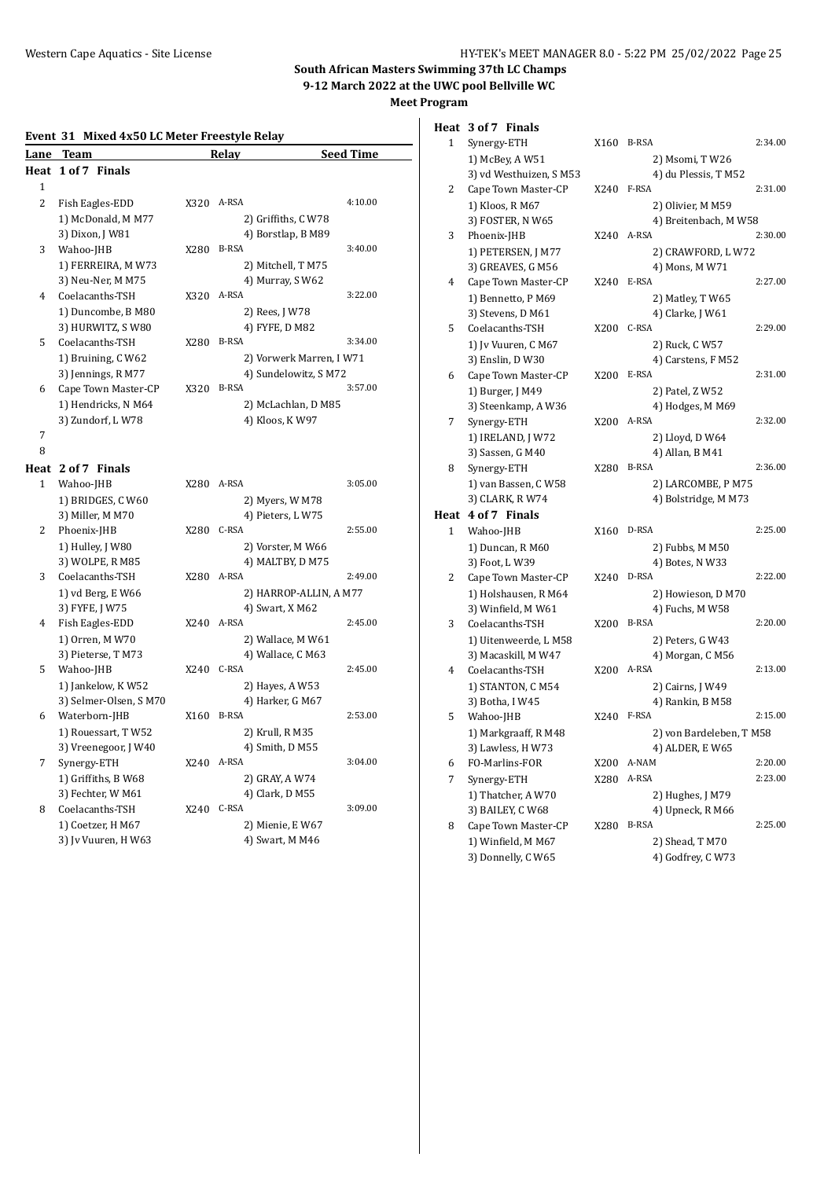**South African Masters Swimming 37th LC Champs**
**9-12 March 2022 at the UWC pool Bellville WC**
**Meet Program**

### Event 31 Mixed 4x50 LC Meter Freestyle Relay

| Lane | Team | Relay | | Seed Time |
|---|---|---|---|---|
| **Heat 1 of 7 Finals** | | | | |
| 1 | | | | |
| 2 | Fish Eagles-EDD | X320 | A-RSA | 4:10.00 |
| | 1) McDonald, M M77 | | 2) Griffiths, C W78 | |
| | 3) Dixon, J W81 | | 4) Borstlap, B M89 | |
| 3 | Wahoo-JHB | X280 | B-RSA | 3:40.00 |
| | 1) FERREIRA, M W73 | | 2) Mitchell, T M75 | |
| | 3) Neu-Ner, M M75 | | 4) Murray, S W62 | |
| 4 | Coelacanths-TSH | X320 | A-RSA | 3:22.00 |
| | 1) Duncombe, B M80 | | 2) Rees, J W78 | |
| | 3) HURWITZ, S W80 | | 4) FYFE, D M82 | |
| 5 | Coelacanths-TSH | X280 | B-RSA | 3:34.00 |
| | 1) Bruining, C W62 | | 2) Vorwerk Marren, I W71 | |
| | 3) Jennings, R M77 | | 4) Sundelowitz, S M72 | |
| 6 | Cape Town Master-CP | X320 | B-RSA | 3:57.00 |
| | 1) Hendricks, N M64 | | 2) McLachlan, D M85 | |
| | 3) Zundorf, L W78 | | 4) Kloos, K W97 | |
| 7 | | | | |
| 8 | | | | |
| **Heat 2 of 7 Finals** | | | | |
| 1 | Wahoo-JHB | X280 | A-RSA | 3:05.00 |
| | 1) BRIDGES, C W60 | | 2) Myers, W M78 | |
| | 3) Miller, M M70 | | 4) Pieters, L W75 | |
| 2 | Phoenix-JHB | X280 | C-RSA | 2:55.00 |
| | 1) Hulley, J W80 | | 2) Vorster, M W66 | |
| | 3) WOLPE, R M85 | | 4) MALTBY, D M75 | |
| 3 | Coelacanths-TSH | X280 | A-RSA | 2:49.00 |
| | 1) vd Berg, E W66 | | 2) HARROP-ALLIN, A M77 | |
| | 3) FYFE, J W75 | | 4) Swart, X M62 | |
| 4 | Fish Eagles-EDD | X240 | A-RSA | 2:45.00 |
| | 1) Orren, M W70 | | 2) Wallace, M W61 | |
| | 3) Pieterse, T M73 | | 4) Wallace, C M63 | |
| 5 | Wahoo-JHB | X240 | C-RSA | 2:45.00 |
| | 1) Jankelow, K W52 | | 2) Hayes, A W53 | |
| | 3) Selmer-Olsen, S M70 | | 4) Harker, G M67 | |
| 6 | Waterborn-JHB | X160 | B-RSA | 2:53.00 |
| | 1) Rouessart, T W52 | | 2) Krull, R M35 | |
| | 3) Vreenegoor, J W40 | | 4) Smith, D M55 | |
| 7 | Synergy-ETH | X240 | A-RSA | 3:04.00 |
| | 1) Griffiths, B W68 | | 2) GRAY, A W74 | |
| | 3) Fechter, W M61 | | 4) Clark, D M55 | |
| 8 | Coelacanths-TSH | X240 | C-RSA | 3:09.00 |
| | 1) Coetzer, H M67 | | 2) Mienie, E W67 | |
| | 3) Jv Vuuren, H W63 | | 4) Swart, M M46 | |
| **Heat 3 of 7 Finals** | | | | |
| 1 | Synergy-ETH | X160 | B-RSA | 2:34.00 |
| | 1) McBey, A W51 | | 2) Msomi, T W26 | |
| | 3) vd Westhuizen, S M53 | | 4) du Plessis, T M52 | |
| 2 | Cape Town Master-CP | X240 | F-RSA | 2:31.00 |
| | 1) Kloos, R M67 | | 2) Olivier, M M59 | |
| | 3) FOSTER, N W65 | | 4) Breitenbach, M W58 | |
| 3 | Phoenix-JHB | X240 | A-RSA | 2:30.00 |
| | 1) PETERSEN, J M77 | | 2) CRAWFORD, L W72 | |
| | 3) GREAVES, G M56 | | 4) Mons, M W71 | |
| 4 | Cape Town Master-CP | X240 | E-RSA | 2:27.00 |
| | 1) Bennetto, P M69 | | 2) Matley, T W65 | |
| | 3) Stevens, D M61 | | 4) Clarke, J W61 | |
| 5 | Coelacanths-TSH | X200 | C-RSA | 2:29.00 |
| | 1) Jv Vuuren, C M67 | | 2) Ruck, C W57 | |
| | 3) Enslin, D W30 | | 4) Carstens, F M52 | |
| 6 | Cape Town Master-CP | X200 | E-RSA | 2:31.00 |
| | 1) Burger, J M49 | | 2) Patel, Z W52 | |
| | 3) Steenkamp, A W36 | | 4) Hodges, M M69 | |
| 7 | Synergy-ETH | X200 | A-RSA | 2:32.00 |
| | 1) IRELAND, J W72 | | 2) Lloyd, D W64 | |
| | 3) Sassen, G M40 | | 4) Allan, B M41 | |
| 8 | Synergy-ETH | X280 | B-RSA | 2:36.00 |
| | 1) van Bassen, C W58 | | 2) LARCOMBE, P M75 | |
| | 3) CLARK, R W74 | | 4) Bolstridge, M M73 | |
| **Heat 4 of 7 Finals** | | | | |
| 1 | Wahoo-JHB | X160 | D-RSA | 2:25.00 |
| | 1) Duncan, R M60 | | 2) Fubbs, M M50 | |
| | 3) Foot, L W39 | | 4) Botes, N W33 | |
| 2 | Cape Town Master-CP | X240 | D-RSA | 2:22.00 |
| | 1) Holshausen, R M64 | | 2) Howieson, D M70 | |
| | 3) Winfield, M W61 | | 4) Fuchs, M W58 | |
| 3 | Coelacanths-TSH | X200 | B-RSA | 2:20.00 |
| | 1) Uitenweerde, L M58 | | 2) Peters, G W43 | |
| | 3) Macaskill, M W47 | | 4) Morgan, C M56 | |
| 4 | Coelacanths-TSH | X200 | A-RSA | 2:13.00 |
| | 1) STANTON, C M54 | | 2) Cairns, J W49 | |
| | 3) Botha, I W45 | | 4) Rankin, B M58 | |
| 5 | Wahoo-JHB | X240 | F-RSA | 2:15.00 |
| | 1) Markgraaff, R M48 | | 2) von Bardeleben, T M58 | |
| | 3) Lawless, H W73 | | 4) ALDER, E W65 | |
| 6 | FO-Marlins-FOR | X200 | A-NAM | 2:20.00 |
| 7 | Synergy-ETH | X280 | A-RSA | 2:23.00 |
| | 1) Thatcher, A W70 | | 2) Hughes, J M79 | |
| | 3) BAILEY, C W68 | | 4) Upneck, R M66 | |
| 8 | Cape Town Master-CP | X280 | B-RSA | 2:25.00 |
| | 1) Winfield, M M67 | | 2) Shead, T M70 | |
| | 3) Donnelly, C W65 | | 4) Godfrey, C W73 | |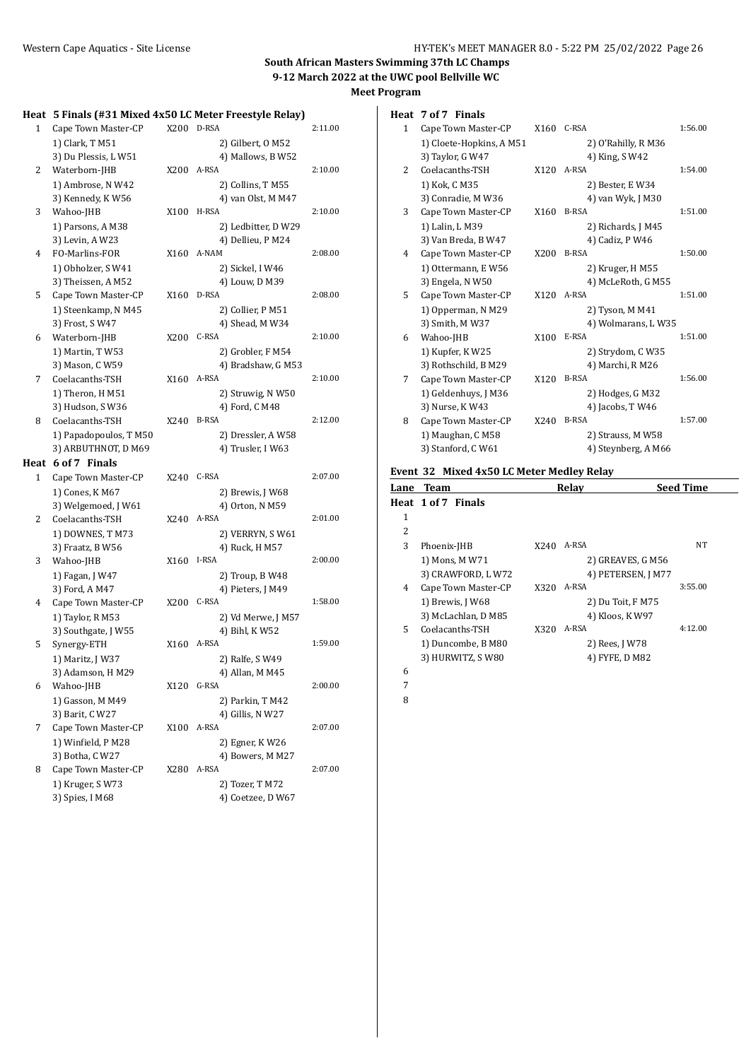## South African Masters Swimming 37th LC Champs
## 9-12 March 2022 at the UWC pool Bellville WC
### Meet Program

**Heat 5 Finals (#31 Mixed 4x50 LC Meter Freestyle Relay)**

| Lane | Team | | Relay | Seed Time |
|---|---|---|---|---|
| 1 | Cape Town Master-CP | X200 | D-RSA | 2:11.00 |
| | 1) Clark, T M51 | | 2) Gilbert, O M52 | |
| | 3) Du Plessis, L W51 | | 4) Mallows, B W52 | |
| 2 | Waterborn-JHB | X200 | A-RSA | 2:10.00 |
| | 1) Ambrose, N W42 | | 2) Collins, T M55 | |
| | 3) Kennedy, K W56 | | 4) van Olst, M M47 | |
| 3 | Wahoo-JHB | X100 | H-RSA | 2:10.00 |
| | 1) Parsons, A M38 | | 2) Ledbitter, D W29 | |
| | 3) Levin, A W23 | | 4) Dellieu, P M24 | |
| 4 | FO-Marlins-FOR | X160 | A-NAM | 2:08.00 |
| | 1) Obholzer, S W41 | | 2) Sickel, I W46 | |
| | 3) Theissen, A M52 | | 4) Louw, D M39 | |
| 5 | Cape Town Master-CP | X160 | D-RSA | 2:08.00 |
| | 1) Steenkamp, N M45 | | 2) Collier, P M51 | |
| | 3) Frost, S W47 | | 4) Shead, M W34 | |
| 6 | Waterborn-JHB | X200 | C-RSA | 2:10.00 |
| | 1) Martin, T W53 | | 2) Grobler, F M54 | |
| | 3) Mason, C W59 | | 4) Bradshaw, G M53 | |
| 7 | Coelacanths-TSH | X160 | A-RSA | 2:10.00 |
| | 1) Theron, H M51 | | 2) Struwig, N W50 | |
| | 3) Hudson, S W36 | | 4) Ford, C M48 | |
| 8 | Coelacanths-TSH | X240 | B-RSA | 2:12.00 |
| | 1) Papadopoulos, T M50 | | 2) Dressler, A W58 | |
| | 3) ARBUTHNOT, D M69 | | 4) Trusler, I W63 | |

**Heat 6 of 7 Finals**

| Lane | Team | | Relay | Seed Time |
|---|---|---|---|---|
| 1 | Cape Town Master-CP | X240 | C-RSA | 2:07.00 |
| | 1) Cones, K M67 | | 2) Brewis, J W68 | |
| | 3) Welgemoed, J W61 | | 4) Orton, N M59 | |
| 2 | Coelacanths-TSH | X240 | A-RSA | 2:01.00 |
| | 1) DOWNES, T M73 | | 2) VERRYN, S W61 | |
| | 3) Fraatz, B W56 | | 4) Ruck, H M57 | |
| 3 | Wahoo-JHB | X160 | I-RSA | 2:00.00 |
| | 1) Fagan, J W47 | | 2) Troup, B W48 | |
| | 3) Ford, A M47 | | 4) Pieters, J M49 | |
| 4 | Cape Town Master-CP | X200 | C-RSA | 1:58.00 |
| | 1) Taylor, R M53 | | 2) Vd Merwe, J M57 | |
| | 3) Southgate, J W55 | | 4) Bihl, K W52 | |
| 5 | Synergy-ETH | X160 | A-RSA | 1:59.00 |
| | 1) Maritz, J W37 | | 2) Ralfe, S W49 | |
| | 3) Adamson, H M29 | | 4) Allan, M M45 | |
| 6 | Wahoo-JHB | X120 | G-RSA | 2:00.00 |
| | 1) Gasson, M M49 | | 2) Parkin, T M42 | |
| | 3) Barit, C W27 | | 4) Gillis, N W27 | |
| 7 | Cape Town Master-CP | X100 | A-RSA | 2:07.00 |
| | 1) Winfield, P M28 | | 2) Egner, K W26 | |
| | 3) Botha, C W27 | | 4) Bowers, M M27 | |
| 8 | Cape Town Master-CP | X280 | A-RSA | 2:07.00 |
| | 1) Kruger, S W73 | | 2) Tozer, T M72 | |
| | 3) Spies, I M68 | | 4) Coetzee, D W67 | |

**Heat 7 of 7 Finals**

| Lane | Team | | Relay | Seed Time |
|---|---|---|---|---|
| 1 | Cape Town Master-CP | X160 | C-RSA | 1:56.00 |
| | 1) Cloete-Hopkins, A M51 | | 2) O'Rahilly, R M36 | |
| | 3) Taylor, G W47 | | 4) King, S W42 | |
| 2 | Coelacanths-TSH | X120 | A-RSA | 1:54.00 |
| | 1) Kok, C M35 | | 2) Bester, E W34 | |
| | 3) Conradie, M W36 | | 4) van Wyk, J M30 | |
| 3 | Cape Town Master-CP | X160 | B-RSA | 1:51.00 |
| | 1) Lalin, L M39 | | 2) Richards, J M45 | |
| | 3) Van Breda, B W47 | | 4) Cadiz, P W46 | |
| 4 | Cape Town Master-CP | X200 | B-RSA | 1:50.00 |
| | 1) Ottermann, E W56 | | 2) Kruger, H M55 | |
| | 3) Engela, N W50 | | 4) McLeRoth, G M55 | |
| 5 | Cape Town Master-CP | X120 | A-RSA | 1:51.00 |
| | 1) Opperman, N M29 | | 2) Tyson, M M41 | |
| | 3) Smith, M W37 | | 4) Wolmarans, L W35 | |
| 6 | Wahoo-JHB | X100 | E-RSA | 1:51.00 |
| | 1) Kupfer, K W25 | | 2) Strydom, C W35 | |
| | 3) Rothschild, B M29 | | 4) Marchi, R M26 | |
| 7 | Cape Town Master-CP | X120 | B-RSA | 1:56.00 |
| | 1) Geldenhuys, J M36 | | 2) Hodges, G M32 | |
| | 3) Nurse, K W43 | | 4) Jacobs, T W46 | |
| 8 | Cape Town Master-CP | X240 | B-RSA | 1:57.00 |
| | 1) Maughan, C M58 | | 2) Strauss, M W58 | |
| | 3) Stanford, C W61 | | 4) Steynberg, A M66 | |

### Event 32 Mixed 4x50 LC Meter Medley Relay

**Heat 1 of 7 Finals**

| Lane | Team | | Relay | Seed Time |
|---|---|---|---|---|
| 1 | | | | |
| 2 | | | | |
| 3 | Phoenix-JHB | X240 | A-RSA | NT |
| | 1) Mons, M W71 | | 2) GREAVES, G M56 | |
| | 3) CRAWFORD, L W72 | | 4) PETERSEN, J M77 | |
| 4 | Cape Town Master-CP | X320 | A-RSA | 3:55.00 |
| | 1) Brewis, J W68 | | 2) Du Toit, F M75 | |
| | 3) McLachlan, D M85 | | 4) Kloos, K W97 | |
| 5 | Coelacanths-TSH | X320 | A-RSA | 4:12.00 |
| | 1) Duncombe, B M80 | | 2) Rees, J W78 | |
| | 3) HURWITZ, S W80 | | 4) FYFE, D M82 | |
| 6 | | | | |
| 7 | | | | |
| 8 | | | | |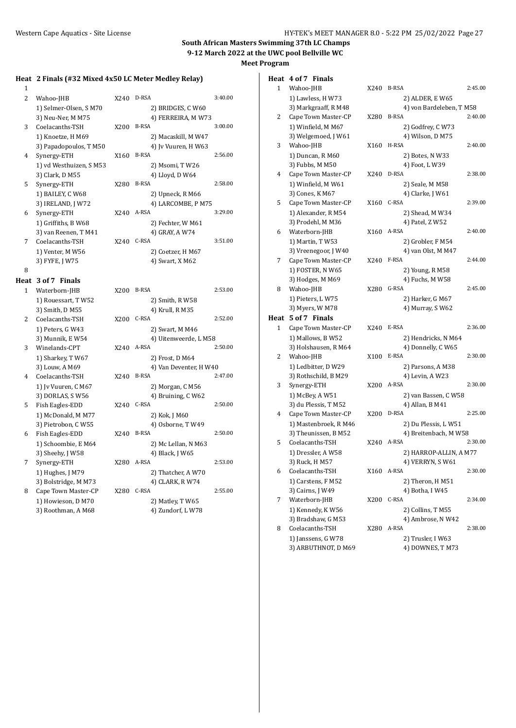**South African Masters Swimming 37th LC Champs**
**9-12 March 2022 at the UWC pool Bellville WC**
**Meet Program**

**Heat 2 Finals (#32 Mixed 4x50 LC Meter Medley Relay)**

| Lane | Team | Age | Relay | Seed Time |
|---|---|---|---|---|
| 1 | | | | |
| 2 | Wahoo-JHB | X240 | D-RSA | 3:40.00 |
| | 1) Selmer-Olsen, S M70 | | 2) BRIDGES, C W60 | |
| | 3) Neu-Ner, M M75 | | 4) FERREIRA, M W73 | |
| 3 | Coelacanths-TSH | X200 | B-RSA | 3:00.00 |
| | 1) Knoetze, H M69 | | 2) Macaskill, M W47 | |
| | 3) Papadopoulos, T M50 | | 4) Jv Vuuren, H W63 | |
| 4 | Synergy-ETH | X160 | B-RSA | 2:56.00 |
| | 1) vd Westhuizen, S M53 | | 2) Msomi, T W26 | |
| | 3) Clark, D M55 | | 4) Lloyd, D W64 | |
| 5 | Synergy-ETH | X280 | B-RSA | 2:58.00 |
| | 1) BAILEY, C W68 | | 2) Upneck, R M66 | |
| | 3) IRELAND, J W72 | | 4) LARCOMBE, P M75 | |
| 6 | Synergy-ETH | X240 | A-RSA | 3:29.00 |
| | 1) Griffiths, B W68 | | 2) Fechter, W M61 | |
| | 3) van Reenen, T M41 | | 4) GRAY, A W74 | |
| 7 | Coelacanths-TSH | X240 | C-RSA | 3:51.00 |
| | 1) Venter, M W56 | | 2) Coetzer, H M67 | |
| | 3) FYFE, J W75 | | 4) Swart, X M62 | |
| 8 | | | | |

**Heat 3 of 7 Finals**

| Lane | Team | Age | Relay | Seed Time |
|---|---|---|---|---|
| 1 | Waterborn-JHB | X200 | B-RSA | 2:53.00 |
| | 1) Rouessart, T W52 | | 2) Smith, R W58 | |
| | 3) Smith, D M55 | | 4) Krull, R M35 | |
| 2 | Coelacanths-TSH | X200 | C-RSA | 2:52.00 |
| | 1) Peters, G W43 | | 2) Swart, M M46 | |
| | 3) Munnik, E W54 | | 4) Uitenweerde, L M58 | |
| 3 | Winelands-CPT | X240 | A-RSA | 2:50.00 |
| | 1) Sharkey, T W67 | | 2) Frost, D M64 | |
| | 3) Louw, A M69 | | 4) Van Deventer, H W40 | |
| 4 | Coelacanths-TSH | X240 | B-RSA | 2:47.00 |
| | 1) Jv Vuuren, C M67 | | 2) Morgan, C M56 | |
| | 3) DORLAS, S W56 | | 4) Bruining, C W62 | |
| 5 | Fish Eagles-EDD | X240 | C-RSA | 2:50.00 |
| | 1) McDonald, M M77 | | 2) Kok, J M60 | |
| | 3) Pietrobon, C W55 | | 4) Osborne, T W49 | |
| 6 | Fish Eagles-EDD | X240 | B-RSA | 2:50.00 |
| | 1) Schoombie, E M64 | | 2) Mc Lellan, N M63 | |
| | 3) Sheehy, J W58 | | 4) Black, J W65 | |
| 7 | Synergy-ETH | X280 | A-RSA | 2:53.00 |
| | 1) Hughes, J M79 | | 2) Thatcher, A W70 | |
| | 3) Bolstridge, M M73 | | 4) CLARK, R W74 | |
| 8 | Cape Town Master-CP | X280 | C-RSA | 2:55.00 |
| | 1) Howieson, D M70 | | 2) Matley, T W65 | |
| | 3) Roothman, A M68 | | 4) Zundorf, L W78 | |

**Heat 4 of 7 Finals**

| Lane | Team | Age | Relay | Seed Time |
|---|---|---|---|---|
| 1 | Wahoo-JHB | X240 | B-RSA | 2:45.00 |
| | 1) Lawless, H W73 | | 2) ALDER, E W65 | |
| | 3) Markgraaff, R M48 | | 4) von Bardeleben, T M58 | |
| 2 | Cape Town Master-CP | X280 | B-RSA | 2:40.00 |
| | 1) Winfield, M M67 | | 2) Godfrey, C W73 | |
| | 3) Welgemoed, J W61 | | 4) Wilson, D M75 | |
| 3 | Wahoo-JHB | X160 | H-RSA | 2:40.00 |
| | 1) Duncan, R M60 | | 2) Botes, N W33 | |
| | 3) Fubbs, M M50 | | 4) Foot, L W39 | |
| 4 | Cape Town Master-CP | X240 | D-RSA | 2:38.00 |
| | 1) Winfield, M W61 | | 2) Seale, M M58 | |
| | 3) Cones, K M67 | | 4) Clarke, J W61 | |
| 5 | Cape Town Master-CP | X160 | C-RSA | 2:39.00 |
| | 1) Alexander, R M54 | | 2) Shead, M W34 | |
| | 3) Prodehl, M M36 | | 4) Patel, Z W52 | |
| 6 | Waterborn-JHB | X160 | A-RSA | 2:40.00 |
| | 1) Martin, T W53 | | 2) Grobler, F M54 | |
| | 3) Vreenegoor, J W40 | | 4) van Olst, M M47 | |
| 7 | Cape Town Master-CP | X240 | F-RSA | 2:44.00 |
| | 1) FOSTER, N W65 | | 2) Young, R M58 | |
| | 3) Hodges, M M69 | | 4) Fuchs, M W58 | |
| 8 | Wahoo-JHB | X280 | G-RSA | 2:45.00 |
| | 1) Pieters, L W75 | | 2) Harker, G M67 | |
| | 3) Myers, W M78 | | 4) Murray, S W62 | |

**Heat 5 of 7 Finals**

| Lane | Team | Age | Relay | Seed Time |
|---|---|---|---|---|
| 1 | Cape Town Master-CP | X240 | E-RSA | 2:36.00 |
| | 1) Mallows, B W52 | | 2) Hendricks, N M64 | |
| | 3) Holshausen, R M64 | | 4) Donnelly, C W65 | |
| 2 | Wahoo-JHB | X100 | E-RSA | 2:30.00 |
| | 1) Ledbitter, D W29 | | 2) Parsons, A M38 | |
| | 3) Rothschild, B M29 | | 4) Levin, A W23 | |
| 3 | Synergy-ETH | X200 | A-RSA | 2:30.00 |
| | 1) McBey, A W51 | | 2) van Bassen, C W58 | |
| | 3) du Plessis, T M52 | | 4) Allan, B M41 | |
| 4 | Cape Town Master-CP | X200 | D-RSA | 2:25.00 |
| | 1) Mastenbroek, R M46 | | 2) Du Plessis, L W51 | |
| | 3) Theunissen, B M52 | | 4) Breitenbach, M W58 | |
| 5 | Coelacanths-TSH | X240 | A-RSA | 2:30.00 |
| | 1) Dressler, A W58 | | 2) HARROP-ALLIN, A M77 | |
| | 3) Ruck, H M57 | | 4) VERRYN, S W61 | |
| 6 | Coelacanths-TSH | X160 | A-RSA | 2:30.00 |
| | 1) Carstens, F M52 | | 2) Theron, H M51 | |
| | 3) Cairns, J W49 | | 4) Botha, I W45 | |
| 7 | Waterborn-JHB | X200 | C-RSA | 2:34.00 |
| | 1) Kennedy, K W56 | | 2) Collins, T M55 | |
| | 3) Bradshaw, G M53 | | 4) Ambrose, N W42 | |
| 8 | Coelacanths-TSH | X280 | A-RSA | 2:38.00 |
| | 1) Janssens, G W78 | | 2) Trusler, I W63 | |
| | 3) ARBUTHNOT, D M69 | | 4) DOWNES, T M73 | |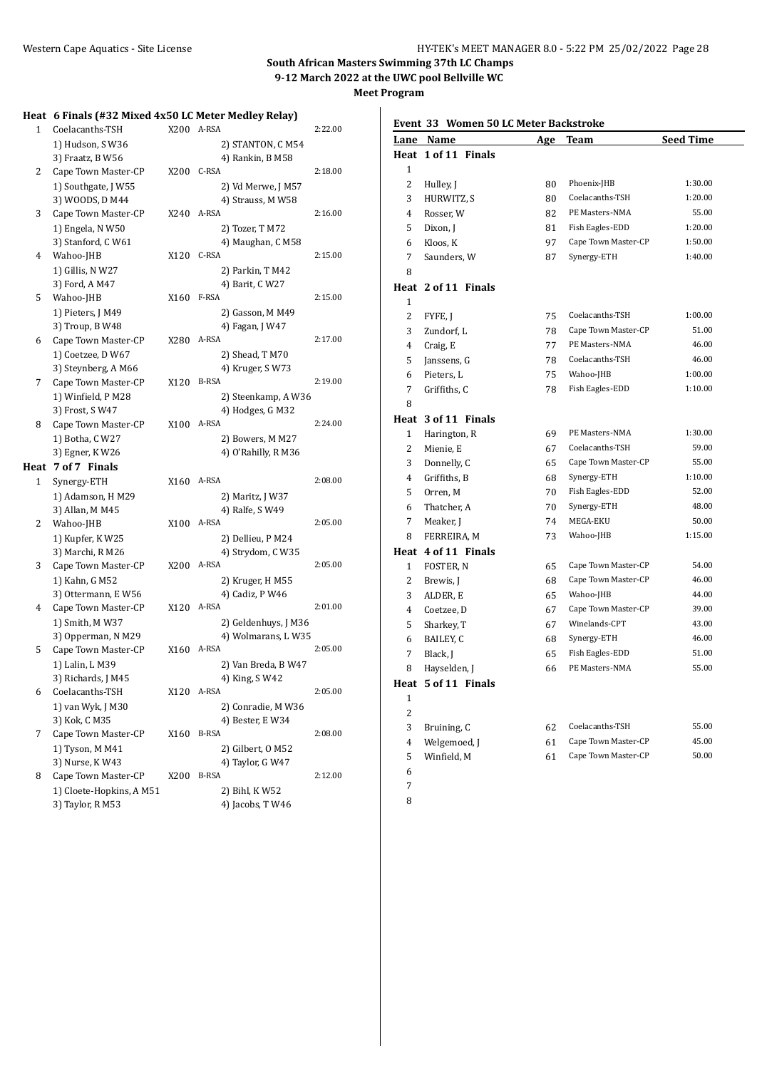## South African Masters Swimming 37th LC Champs

**9-12 March 2022 at the UWC pool Bellville WC**

**Meet Program**

### Heat 6 Finals (#32 Mixed 4x50 LC Meter Medley Relay)

| Lane | Team | Age | Relay | Seed Time |
|---|---|---|---|---|
| 1 | Coelacanths-TSH | X200 | A-RSA | 2:22.00 |
| | 1) Hudson, S W36 | | 2) STANTON, C M54 | |
| | 3) Fraatz, B W56 | | 4) Rankin, B M58 | |
| 2 | Cape Town Master-CP | X200 | C-RSA | 2:18.00 |
| | 1) Southgate, J W55 | | 2) Vd Merwe, J M57 | |
| | 3) WOODS, D M44 | | 4) Strauss, M W58 | |
| 3 | Cape Town Master-CP | X240 | A-RSA | 2:16.00 |
| | 1) Engela, N W50 | | 2) Tozer, T M72 | |
| | 3) Stanford, C W61 | | 4) Maughan, C M58 | |
| 4 | Wahoo-JHB | X120 | C-RSA | 2:15.00 |
| | 1) Gillis, N W27 | | 2) Parkin, T M42 | |
| | 3) Ford, A M47 | | 4) Barit, C W27 | |
| 5 | Wahoo-JHB | X160 | F-RSA | 2:15.00 |
| | 1) Pieters, J M49 | | 2) Gasson, M M49 | |
| | 3) Troup, B W48 | | 4) Fagan, J W47 | |
| 6 | Cape Town Master-CP | X280 | A-RSA | 2:17.00 |
| | 1) Coetzee, D W67 | | 2) Shead, T M70 | |
| | 3) Steynberg, A M66 | | 4) Kruger, S W73 | |
| 7 | Cape Town Master-CP | X120 | B-RSA | 2:19.00 |
| | 1) Winfield, P M28 | | 2) Steenkamp, A W36 | |
| | 3) Frost, S W47 | | 4) Hodges, G M32 | |
| 8 | Cape Town Master-CP | X100 | A-RSA | 2:24.00 |
| | 1) Botha, C W27 | | 2) Bowers, M M27 | |
| | 3) Egner, K W26 | | 4) O'Rahilly, R M36 | |

### Heat 7 of 7 Finals

| Lane | Team | Age | Relay | Seed Time |
|---|---|---|---|---|
| 1 | Synergy-ETH | X160 | A-RSA | 2:08.00 |
| | 1) Adamson, H M29 | | 2) Maritz, J W37 | |
| | 3) Allan, M M45 | | 4) Ralfe, S W49 | |
| 2 | Wahoo-JHB | X100 | A-RSA | 2:05.00 |
| | 1) Kupfer, K W25 | | 2) Dellieu, P M24 | |
| | 3) Marchi, R M26 | | 4) Strydom, C W35 | |
| 3 | Cape Town Master-CP | X200 | A-RSA | 2:05.00 |
| | 1) Kahn, G M52 | | 2) Kruger, H M55 | |
| | 3) Ottermann, E W56 | | 4) Cadiz, P W46 | |
| 4 | Cape Town Master-CP | X120 | A-RSA | 2:01.00 |
| | 1) Smith, M W37 | | 2) Geldenhuys, J M36 | |
| | 3) Opperman, N M29 | | 4) Wolmarans, L W35 | |
| 5 | Cape Town Master-CP | X160 | A-RSA | 2:05.00 |
| | 1) Lalin, L M39 | | 2) Van Breda, B W47 | |
| | 3) Richards, J M45 | | 4) King, S W42 | |
| 6 | Coelacanths-TSH | X120 | A-RSA | 2:05.00 |
| | 1) van Wyk, J M30 | | 2) Conradie, M W36 | |
| | 3) Kok, C M35 | | 4) Bester, E W34 | |
| 7 | Cape Town Master-CP | X160 | B-RSA | 2:08.00 |
| | 1) Tyson, M M41 | | 2) Gilbert, O M52 | |
| | 3) Nurse, K W43 | | 4) Taylor, G W47 | |
| 8 | Cape Town Master-CP | X200 | B-RSA | 2:12.00 |
| | 1) Cloete-Hopkins, A M51 | | 2) Bihl, K W52 | |
| | 3) Taylor, R M53 | | 4) Jacobs, T W46 | |

### Event 33 Women 50 LC Meter Backstroke

| Lane | Name | Age | Team | Seed Time |
|---|---|---|---|---|
| **Heat 1 of 11 Finals** | | | | |
| 1 | | | | |
| 2 | Hulley, J | 80 | Phoenix-JHB | 1:30.00 |
| 3 | HURWITZ, S | 80 | Coelacanths-TSH | 1:20.00 |
| 4 | Rosser, W | 82 | PE Masters-NMA | 55.00 |
| 5 | Dixon, J | 81 | Fish Eagles-EDD | 1:20.00 |
| 6 | Kloos, K | 97 | Cape Town Master-CP | 1:50.00 |
| 7 | Saunders, W | 87 | Synergy-ETH | 1:40.00 |
| 8 | | | | |
| **Heat 2 of 11 Finals** | | | | |
| 1 | | | | |
| 2 | FYFE, J | 75 | Coelacanths-TSH | 1:00.00 |
| 3 | Zundorf, L | 78 | Cape Town Master-CP | 51.00 |
| 4 | Craig, E | 77 | PE Masters-NMA | 46.00 |
| 5 | Janssens, G | 78 | Coelacanths-TSH | 46.00 |
| 6 | Pieters, L | 75 | Wahoo-JHB | 1:00.00 |
| 7 | Griffiths, C | 78 | Fish Eagles-EDD | 1:10.00 |
| 8 | | | | |
| **Heat 3 of 11 Finals** | | | | |
| 1 | Harington, R | 69 | PE Masters-NMA | 1:30.00 |
| 2 | Mienie, E | 67 | Coelacanths-TSH | 59.00 |
| 3 | Donnelly, C | 65 | Cape Town Master-CP | 55.00 |
| 4 | Griffiths, B | 68 | Synergy-ETH | 1:10.00 |
| 5 | Orren, M | 70 | Fish Eagles-EDD | 52.00 |
| 6 | Thatcher, A | 70 | Synergy-ETH | 48.00 |
| 7 | Meaker, J | 74 | MEGA-EKU | 50.00 |
| 8 | FERREIRA, M | 73 | Wahoo-JHB | 1:15.00 |
| **Heat 4 of 11 Finals** | | | | |
| 1 | FOSTER, N | 65 | Cape Town Master-CP | 54.00 |
| 2 | Brewis, J | 68 | Cape Town Master-CP | 46.00 |
| 3 | ALDER, E | 65 | Wahoo-JHB | 44.00 |
| 4 | Coetzee, D | 67 | Cape Town Master-CP | 39.00 |
| 5 | Sharkey, T | 67 | Winelands-CPT | 43.00 |
| 6 | BAILEY, C | 68 | Synergy-ETH | 46.00 |
| 7 | Black, J | 65 | Fish Eagles-EDD | 51.00 |
| 8 | Hayselden, J | 66 | PE Masters-NMA | 55.00 |
| **Heat 5 of 11 Finals** | | | | |
| 1 | | | | |
| 2 | | | | |
| 3 | Bruining, C | 62 | Coelacanths-TSH | 55.00 |
| 4 | Welgemoed, J | 61 | Cape Town Master-CP | 45.00 |
| 5 | Winfield, M | 61 | Cape Town Master-CP | 50.00 |
| 6 | | | | |
| 7 | | | | |
| 8 | | | | |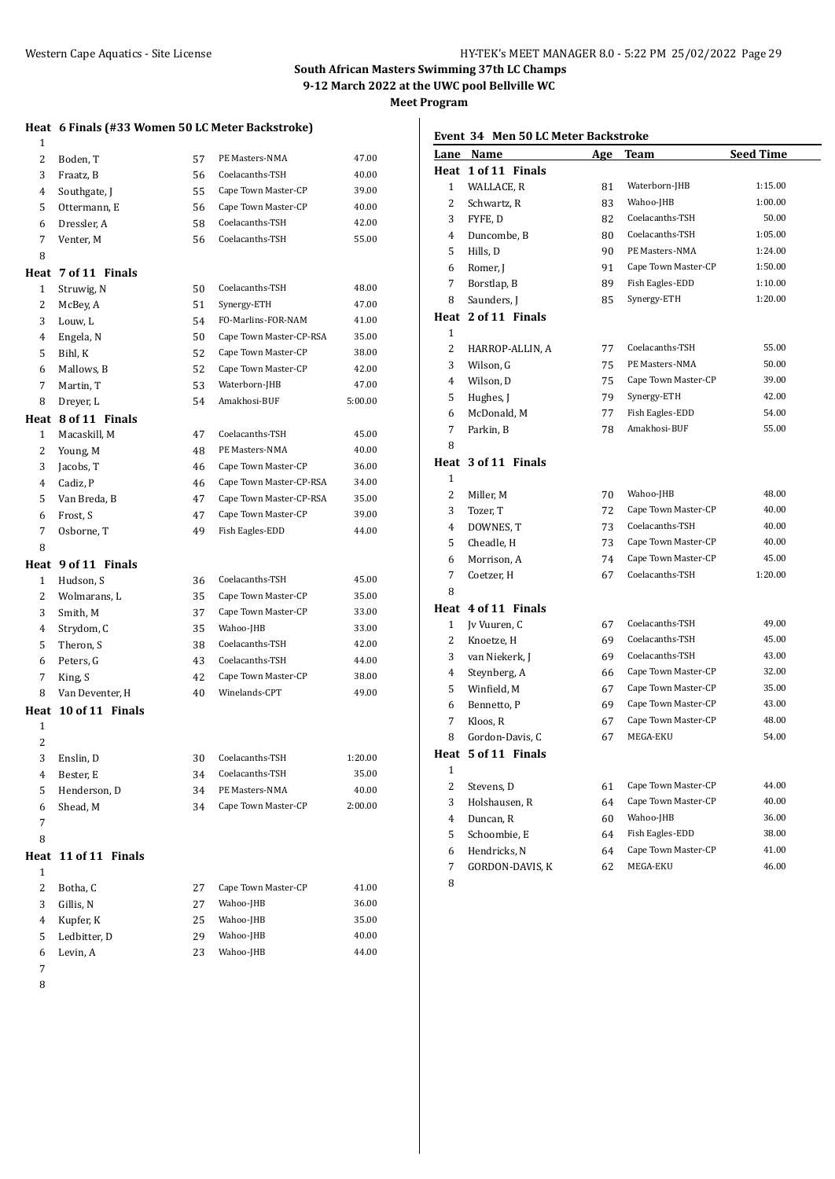**South African Masters Swimming 37th LC Champs**
**9-12 March 2022 at the UWC pool Bellville WC**
**Meet Program**

### Heat 6 Finals (#33 Women 50 LC Meter Backstroke)

| Lane | Name | Age | Team | Seed Time |
|---|---|---|---|---|
| 1 | | | | |
| 2 | Boden, T | 57 | PE Masters-NMA | 47.00 |
| 3 | Fraatz, B | 56 | Coelacanths-TSH | 40.00 |
| 4 | Southgate, J | 55 | Cape Town Master-CP | 39.00 |
| 5 | Ottermann, E | 56 | Cape Town Master-CP | 40.00 |
| 6 | Dressler, A | 58 | Coelacanths-TSH | 42.00 |
| 7 | Venter, M | 56 | Coelacanths-TSH | 55.00 |
| 8 | | | | |

**Heat 7 of 11 Finals**

| Lane | Name | Age | Team | Seed Time |
|---|---|---|---|---|
| 1 | Struwig, N | 50 | Coelacanths-TSH | 48.00 |
| 2 | McBey, A | 51 | Synergy-ETH | 47.00 |
| 3 | Louw, L | 54 | FO-Marlins-FOR-NAM | 41.00 |
| 4 | Engela, N | 50 | Cape Town Master-CP-RSA | 35.00 |
| 5 | Bihl, K | 52 | Cape Town Master-CP | 38.00 |
| 6 | Mallows, B | 52 | Cape Town Master-CP | 42.00 |
| 7 | Martin, T | 53 | Waterborn-JHB | 47.00 |
| 8 | Dreyer, L | 54 | Amakhosi-BUF | 5:00.00 |

**Heat 8 of 11 Finals**

| Lane | Name | Age | Team | Seed Time |
|---|---|---|---|---|
| 1 | Macaskill, M | 47 | Coelacanths-TSH | 45.00 |
| 2 | Young, M | 48 | PE Masters-NMA | 40.00 |
| 3 | Jacobs, T | 46 | Cape Town Master-CP | 36.00 |
| 4 | Cadiz, P | 46 | Cape Town Master-CP-RSA | 34.00 |
| 5 | Van Breda, B | 47 | Cape Town Master-CP-RSA | 35.00 |
| 6 | Frost, S | 47 | Cape Town Master-CP | 39.00 |
| 7 | Osborne, T | 49 | Fish Eagles-EDD | 44.00 |
| 8 | | | | |

**Heat 9 of 11 Finals**

| Lane | Name | Age | Team | Seed Time |
|---|---|---|---|---|
| 1 | Hudson, S | 36 | Coelacanths-TSH | 45.00 |
| 2 | Wolmarans, L | 35 | Cape Town Master-CP | 35.00 |
| 3 | Smith, M | 37 | Cape Town Master-CP | 33.00 |
| 4 | Strydom, C | 35 | Wahoo-JHB | 33.00 |
| 5 | Theron, S | 38 | Coelacanths-TSH | 42.00 |
| 6 | Peters, G | 43 | Coelacanths-TSH | 44.00 |
| 7 | King, S | 42 | Cape Town Master-CP | 38.00 |
| 8 | Van Deventer, H | 40 | Winelands-CPT | 49.00 |

**Heat 10 of 11 Finals**

| Lane | Name | Age | Team | Seed Time |
|---|---|---|---|---|
| 1 | | | | |
| 2 | | | | |
| 3 | Enslin, D | 30 | Coelacanths-TSH | 1:20.00 |
| 4 | Bester, E | 34 | Coelacanths-TSH | 35.00 |
| 5 | Henderson, D | 34 | PE Masters-NMA | 40.00 |
| 6 | Shead, M | 34 | Cape Town Master-CP | 2:00.00 |
| 7 | | | | |
| 8 | | | | |

**Heat 11 of 11 Finals**

| Lane | Name | Age | Team | Seed Time |
|---|---|---|---|---|
| 1 | | | | |
| 2 | Botha, C | 27 | Cape Town Master-CP | 41.00 |
| 3 | Gillis, N | 27 | Wahoo-JHB | 36.00 |
| 4 | Kupfer, K | 25 | Wahoo-JHB | 35.00 |
| 5 | Ledbitter, D | 29 | Wahoo-JHB | 40.00 |
| 6 | Levin, A | 23 | Wahoo-JHB | 44.00 |
| 7 | | | | |
| 8 | | | | |

### Event 34 Men 50 LC Meter Backstroke

**Heat 1 of 11 Finals**

| Lane | Name | Age | Team | Seed Time |
|---|---|---|---|---|
| 1 | WALLACE, R | 81 | Waterborn-JHB | 1:15.00 |
| 2 | Schwartz, R | 83 | Wahoo-JHB | 1:00.00 |
| 3 | FYFE, D | 82 | Coelacanths-TSH | 50.00 |
| 4 | Duncombe, B | 80 | Coelacanths-TSH | 1:05.00 |
| 5 | Hills, D | 90 | PE Masters-NMA | 1:24.00 |
| 6 | Romer, J | 91 | Cape Town Master-CP | 1:50.00 |
| 7 | Borstlap, B | 89 | Fish Eagles-EDD | 1:10.00 |
| 8 | Saunders, J | 85 | Synergy-ETH | 1:20.00 |

**Heat 2 of 11 Finals**

| Lane | Name | Age | Team | Seed Time |
|---|---|---|---|---|
| 1 | | | | |
| 2 | HARROP-ALLIN, A | 77 | Coelacanths-TSH | 55.00 |
| 3 | Wilson, G | 75 | PE Masters-NMA | 50.00 |
| 4 | Wilson, D | 75 | Cape Town Master-CP | 39.00 |
| 5 | Hughes, J | 79 | Synergy-ETH | 42.00 |
| 6 | McDonald, M | 77 | Fish Eagles-EDD | 54.00 |
| 7 | Parkin, B | 78 | Amakhosi-BUF | 55.00 |
| 8 | | | | |

**Heat 3 of 11 Finals**

| Lane | Name | Age | Team | Seed Time |
|---|---|---|---|---|
| 1 | | | | |
| 2 | Miller, M | 70 | Wahoo-JHB | 48.00 |
| 3 | Tozer, T | 72 | Cape Town Master-CP | 40.00 |
| 4 | DOWNES, T | 73 | Coelacanths-TSH | 40.00 |
| 5 | Cheadle, H | 73 | Cape Town Master-CP | 40.00 |
| 6 | Morrison, A | 74 | Cape Town Master-CP | 45.00 |
| 7 | Coetzer, H | 67 | Coelacanths-TSH | 1:20.00 |
| 8 | | | | |

**Heat 4 of 11 Finals**

| Lane | Name | Age | Team | Seed Time |
|---|---|---|---|---|
| 1 | Jv Vuuren, C | 67 | Coelacanths-TSH | 49.00 |
| 2 | Knoetze, H | 69 | Coelacanths-TSH | 45.00 |
| 3 | van Niekerk, J | 69 | Coelacanths-TSH | 43.00 |
| 4 | Steynberg, A | 66 | Cape Town Master-CP | 32.00 |
| 5 | Winfield, M | 67 | Cape Town Master-CP | 35.00 |
| 6 | Bennetto, P | 69 | Cape Town Master-CP | 43.00 |
| 7 | Kloos, R | 67 | Cape Town Master-CP | 48.00 |
| 8 | Gordon-Davis, C | 67 | MEGA-EKU | 54.00 |

**Heat 5 of 11 Finals**

| Lane | Name | Age | Team | Seed Time |
|---|---|---|---|---|
| 1 | | | | |
| 2 | Stevens, D | 61 | Cape Town Master-CP | 44.00 |
| 3 | Holshausen, R | 64 | Cape Town Master-CP | 40.00 |
| 4 | Duncan, R | 60 | Wahoo-JHB | 36.00 |
| 5 | Schoombie, E | 64 | Fish Eagles-EDD | 38.00 |
| 6 | Hendricks, N | 64 | Cape Town Master-CP | 41.00 |
| 7 | GORDON-DAVIS, K | 62 | MEGA-EKU | 46.00 |
| 8 | | | | |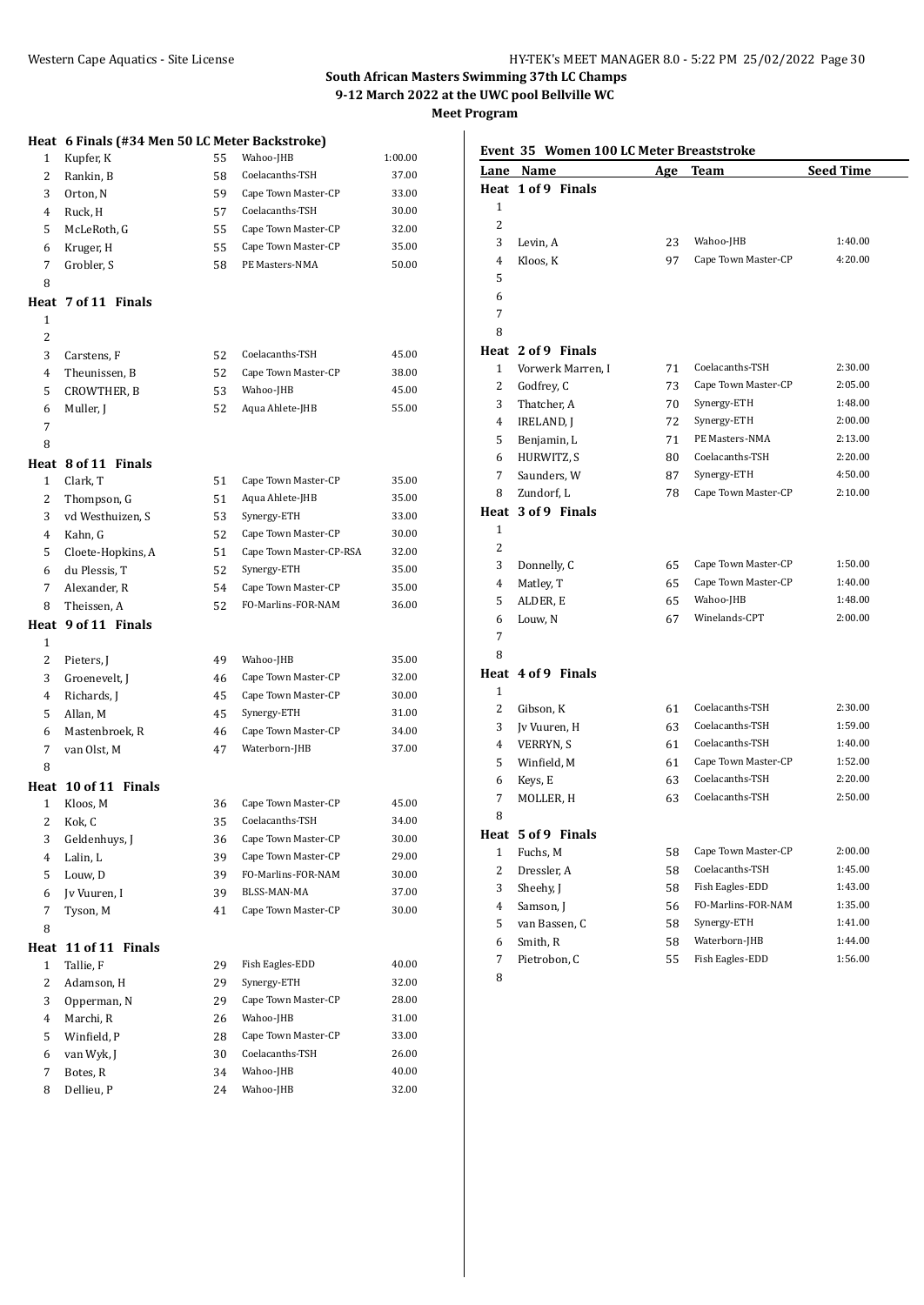## South African Masters Swimming 37th LC Champs

**9-12 March 2022 at the UWC pool Bellville WC**

**Meet Program**

### Heat 6 Finals (#34 Men 50 LC Meter Backstroke)

| Lane | Name | Age | Team | Seed Time |
|---|---|---|---|---|
| 1 | Kupfer, K | 55 | Wahoo-JHB | 1:00.00 |
| 2 | Rankin, B | 58 | Coelacanths-TSH | 37.00 |
| 3 | Orton, N | 59 | Cape Town Master-CP | 33.00 |
| 4 | Ruck, H | 57 | Coelacanths-TSH | 30.00 |
| 5 | McLeRoth, G | 55 | Cape Town Master-CP | 32.00 |
| 6 | Kruger, H | 55 | Cape Town Master-CP | 35.00 |
| 7 | Grobler, S | 58 | PE Masters-NMA | 50.00 |
| 8 | | | | |

### Heat 7 of 11 Finals

| Lane | Name | Age | Team | Seed Time |
|---|---|---|---|---|
| 1 | | | | |
| 2 | | | | |
| 3 | Carstens, F | 52 | Coelacanths-TSH | 45.00 |
| 4 | Theunissen, B | 52 | Cape Town Master-CP | 38.00 |
| 5 | CROWTHER, B | 53 | Wahoo-JHB | 45.00 |
| 6 | Muller, J | 52 | Aqua Ahlete-JHB | 55.00 |
| 7 | | | | |
| 8 | | | | |

### Heat 8 of 11 Finals

| Lane | Name | Age | Team | Seed Time |
|---|---|---|---|---|
| 1 | Clark, T | 51 | Cape Town Master-CP | 35.00 |
| 2 | Thompson, G | 51 | Aqua Ahlete-JHB | 35.00 |
| 3 | vd Westhuizen, S | 53 | Synergy-ETH | 33.00 |
| 4 | Kahn, G | 52 | Cape Town Master-CP | 30.00 |
| 5 | Cloete-Hopkins, A | 51 | Cape Town Master-CP-RSA | 32.00 |
| 6 | du Plessis, T | 52 | Synergy-ETH | 35.00 |
| 7 | Alexander, R | 54 | Cape Town Master-CP | 35.00 |
| 8 | Theissen, A | 52 | FO-Marlins-FOR-NAM | 36.00 |

### Heat 9 of 11 Finals

| Lane | Name | Age | Team | Seed Time |
|---|---|---|---|---|
| 1 | | | | |
| 2 | Pieters, J | 49 | Wahoo-JHB | 35.00 |
| 3 | Groenevelt, J | 46 | Cape Town Master-CP | 32.00 |
| 4 | Richards, J | 45 | Cape Town Master-CP | 30.00 |
| 5 | Allan, M | 45 | Synergy-ETH | 31.00 |
| 6 | Mastenbroek, R | 46 | Cape Town Master-CP | 34.00 |
| 7 | van Olst, M | 47 | Waterborn-JHB | 37.00 |
| 8 | | | | |

### Heat 10 of 11 Finals

| Lane | Name | Age | Team | Seed Time |
|---|---|---|---|---|
| 1 | Kloos, M | 36 | Cape Town Master-CP | 45.00 |
| 2 | Kok, C | 35 | Coelacanths-TSH | 34.00 |
| 3 | Geldenhuys, J | 36 | Cape Town Master-CP | 30.00 |
| 4 | Lalin, L | 39 | Cape Town Master-CP | 29.00 |
| 5 | Louw, D | 39 | FO-Marlins-FOR-NAM | 30.00 |
| 6 | Jv Vuuren, I | 39 | BLSS-MAN-MA | 37.00 |
| 7 | Tyson, M | 41 | Cape Town Master-CP | 30.00 |
| 8 | | | | |

### Heat 11 of 11 Finals

| Lane | Name | Age | Team | Seed Time |
|---|---|---|---|---|
| 1 | Tallie, F | 29 | Fish Eagles-EDD | 40.00 |
| 2 | Adamson, H | 29 | Synergy-ETH | 32.00 |
| 3 | Opperman, N | 29 | Cape Town Master-CP | 28.00 |
| 4 | Marchi, R | 26 | Wahoo-JHB | 31.00 |
| 5 | Winfield, P | 28 | Cape Town Master-CP | 33.00 |
| 6 | van Wyk, J | 30 | Coelacanths-TSH | 26.00 |
| 7 | Botes, R | 34 | Wahoo-JHB | 40.00 |
| 8 | Dellieu, P | 24 | Wahoo-JHB | 32.00 |

## Event 35 Women 100 LC Meter Breaststroke

### Heat 1 of 9 Finals

| Lane | Name | Age | Team | Seed Time |
|---|---|---|---|---|
| 1 | | | | |
| 2 | | | | |
| 3 | Levin, A | 23 | Wahoo-JHB | 1:40.00 |
| 4 | Kloos, K | 97 | Cape Town Master-CP | 4:20.00 |
| 5 | | | | |
| 6 | | | | |
| 7 | | | | |
| 8 | | | | |

### Heat 2 of 9 Finals

| Lane | Name | Age | Team | Seed Time |
|---|---|---|---|---|
| 1 | Vorwerk Marren, I | 71 | Coelacanths-TSH | 2:30.00 |
| 2 | Godfrey, C | 73 | Cape Town Master-CP | 2:05.00 |
| 3 | Thatcher, A | 70 | Synergy-ETH | 1:48.00 |
| 4 | IRELAND, J | 72 | Synergy-ETH | 2:00.00 |
| 5 | Benjamin, L | 71 | PE Masters-NMA | 2:13.00 |
| 6 | HURWITZ, S | 80 | Coelacanths-TSH | 2:20.00 |
| 7 | Saunders, W | 87 | Synergy-ETH | 4:50.00 |
| 8 | Zundorf, L | 78 | Cape Town Master-CP | 2:10.00 |

### Heat 3 of 9 Finals

| Lane | Name | Age | Team | Seed Time |
|---|---|---|---|---|
| 1 | | | | |
| 2 | | | | |
| 3 | Donnelly, C | 65 | Cape Town Master-CP | 1:50.00 |
| 4 | Matley, T | 65 | Cape Town Master-CP | 1:40.00 |
| 5 | ALDER, E | 65 | Wahoo-JHB | 1:48.00 |
| 6 | Louw, N | 67 | Winelands-CPT | 2:00.00 |
| 7 | | | | |
| 8 | | | | |

### Heat 4 of 9 Finals

| Lane | Name | Age | Team | Seed Time |
|---|---|---|---|---|
| 1 | | | | |
| 2 | Gibson, K | 61 | Coelacanths-TSH | 2:30.00 |
| 3 | Jv Vuuren, H | 63 | Coelacanths-TSH | 1:59.00 |
| 4 | VERRYN, S | 61 | Coelacanths-TSH | 1:40.00 |
| 5 | Winfield, M | 61 | Cape Town Master-CP | 1:52.00 |
| 6 | Keys, E | 63 | Coelacanths-TSH | 2:20.00 |
| 7 | MOLLER, H | 63 | Coelacanths-TSH | 2:50.00 |
| 8 | | | | |

### Heat 5 of 9 Finals

| Lane | Name | Age | Team | Seed Time |
|---|---|---|---|---|
| 1 | Fuchs, M | 58 | Cape Town Master-CP | 2:00.00 |
| 2 | Dressler, A | 58 | Coelacanths-TSH | 1:45.00 |
| 3 | Sheehy, J | 58 | Fish Eagles-EDD | 1:43.00 |
| 4 | Samson, J | 56 | FO-Marlins-FOR-NAM | 1:35.00 |
| 5 | van Bassen, C | 58 | Synergy-ETH | 1:41.00 |
| 6 | Smith, R | 58 | Waterborn-JHB | 1:44.00 |
| 7 | Pietrobon, C | 55 | Fish Eagles-EDD | 1:56.00 |
| 8 | | | | |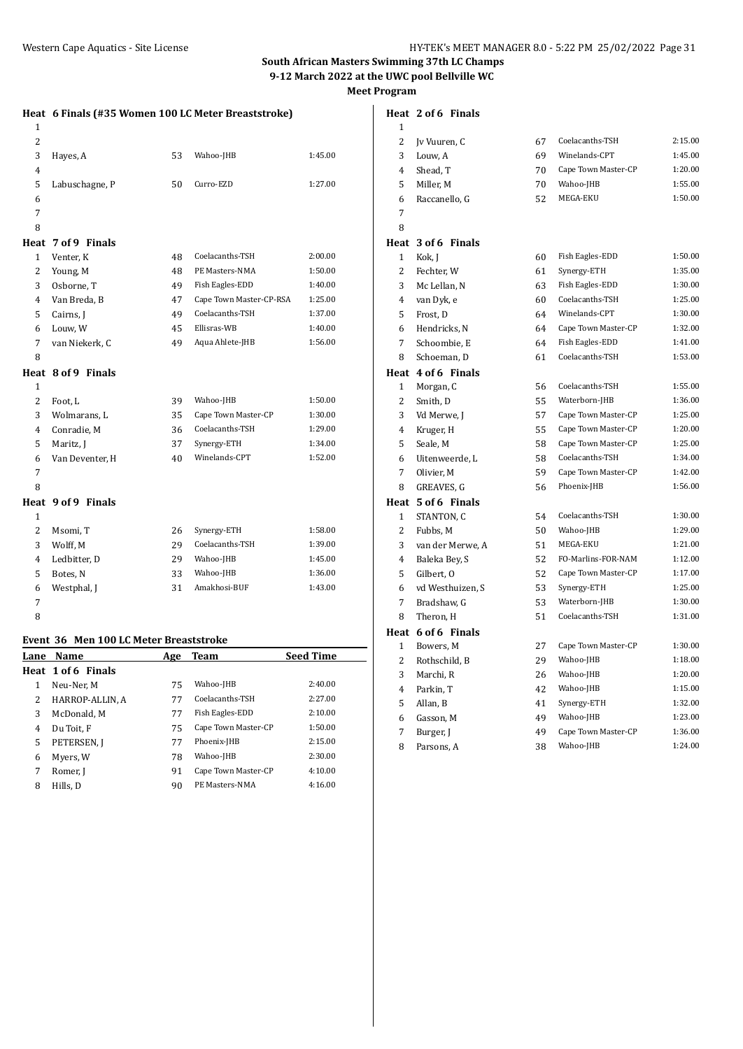**South African Masters Swimming 37th LC Champs**
**9-12 March 2022 at the UWC pool Bellville WC**
**Meet Program**

**Heat 6 Finals (#35 Women 100 LC Meter Breaststroke)**

| Lane | Name | Age | Team | Seed Time |
|---|---|---|---|---|
| 1 | | | | |
| 2 | | | | |
| 3 | Hayes, A | 53 | Wahoo-JHB | 1:45.00 |
| 4 | | | | |
| 5 | Labuschagne, P | 50 | Curro-EZD | 1:27.00 |
| 6 | | | | |
| 7 | | | | |
| 8 | | | | |

**Heat 7 of 9 Finals**

| Lane | Name | Age | Team | Seed Time |
|---|---|---|---|---|
| 1 | Venter, K | 48 | Coelacanths-TSH | 2:00.00 |
| 2 | Young, M | 48 | PE Masters-NMA | 1:50.00 |
| 3 | Osborne, T | 49 | Fish Eagles-EDD | 1:40.00 |
| 4 | Van Breda, B | 47 | Cape Town Master-CP-RSA | 1:25.00 |
| 5 | Cairns, J | 49 | Coelacanths-TSH | 1:37.00 |
| 6 | Louw, W | 45 | Ellisras-WB | 1:40.00 |
| 7 | van Niekerk, C | 49 | Aqua Ahlete-JHB | 1:56.00 |
| 8 | | | | |

**Heat 8 of 9 Finals**

| Lane | Name | Age | Team | Seed Time |
|---|---|---|---|---|
| 1 | | | | |
| 2 | Foot, L | 39 | Wahoo-JHB | 1:50.00 |
| 3 | Wolmarans, L | 35 | Cape Town Master-CP | 1:30.00 |
| 4 | Conradie, M | 36 | Coelacanths-TSH | 1:29.00 |
| 5 | Maritz, J | 37 | Synergy-ETH | 1:34.00 |
| 6 | Van Deventer, H | 40 | Winelands-CPT | 1:52.00 |
| 7 | | | | |
| 8 | | | | |

**Heat 9 of 9 Finals**

| Lane | Name | Age | Team | Seed Time |
|---|---|---|---|---|
| 1 | | | | |
| 2 | Msomi, T | 26 | Synergy-ETH | 1:58.00 |
| 3 | Wolff, M | 29 | Coelacanths-TSH | 1:39.00 |
| 4 | Ledbitter, D | 29 | Wahoo-JHB | 1:45.00 |
| 5 | Botes, N | 33 | Wahoo-JHB | 1:36.00 |
| 6 | Westphal, J | 31 | Amakhosi-BUF | 1:43.00 |
| 7 | | | | |
| 8 | | | | |

**Event 36 Men 100 LC Meter Breaststroke**

**Heat 1 of 6 Finals**

| Lane | Name | Age | Team | Seed Time |
|---|---|---|---|---|
| 1 | Neu-Ner, M | 75 | Wahoo-JHB | 2:40.00 |
| 2 | HARROP-ALLIN, A | 77 | Coelacanths-TSH | 2:27.00 |
| 3 | McDonald, M | 77 | Fish Eagles-EDD | 2:10.00 |
| 4 | Du Toit, F | 75 | Cape Town Master-CP | 1:50.00 |
| 5 | PETERSEN, J | 77 | Phoenix-JHB | 2:15.00 |
| 6 | Myers, W | 78 | Wahoo-JHB | 2:30.00 |
| 7 | Romer, J | 91 | Cape Town Master-CP | 4:10.00 |
| 8 | Hills, D | 90 | PE Masters-NMA | 4:16.00 |

**Heat 2 of 6 Finals**

| Lane | Name | Age | Team | Seed Time |
|---|---|---|---|---|
| 1 | | | | |
| 2 | Jv Vuuren, C | 67 | Coelacanths-TSH | 2:15.00 |
| 3 | Louw, A | 69 | Winelands-CPT | 1:45.00 |
| 4 | Shead, T | 70 | Cape Town Master-CP | 1:20.00 |
| 5 | Miller, M | 70 | Wahoo-JHB | 1:55.00 |
| 6 | Raccanello, G | 52 | MEGA-EKU | 1:50.00 |
| 7 | | | | |
| 8 | | | | |

**Heat 3 of 6 Finals**

| Lane | Name | Age | Team | Seed Time |
|---|---|---|---|---|
| 1 | Kok, J | 60 | Fish Eagles-EDD | 1:50.00 |
| 2 | Fechter, W | 61 | Synergy-ETH | 1:35.00 |
| 3 | Mc Lellan, N | 63 | Fish Eagles-EDD | 1:30.00 |
| 4 | van Dyk, e | 60 | Coelacanths-TSH | 1:25.00 |
| 5 | Frost, D | 64 | Winelands-CPT | 1:30.00 |
| 6 | Hendricks, N | 64 | Cape Town Master-CP | 1:32.00 |
| 7 | Schoombie, E | 64 | Fish Eagles-EDD | 1:41.00 |
| 8 | Schoeman, D | 61 | Coelacanths-TSH | 1:53.00 |

**Heat 4 of 6 Finals**

| Lane | Name | Age | Team | Seed Time |
|---|---|---|---|---|
| 1 | Morgan, C | 56 | Coelacanths-TSH | 1:55.00 |
| 2 | Smith, D | 55 | Waterborn-JHB | 1:36.00 |
| 3 | Vd Merwe, J | 57 | Cape Town Master-CP | 1:25.00 |
| 4 | Kruger, H | 55 | Cape Town Master-CP | 1:20.00 |
| 5 | Seale, M | 58 | Cape Town Master-CP | 1:25.00 |
| 6 | Uitenweerde, L | 58 | Coelacanths-TSH | 1:34.00 |
| 7 | Olivier, M | 59 | Cape Town Master-CP | 1:42.00 |
| 8 | GREAVES, G | 56 | Phoenix-JHB | 1:56.00 |

**Heat 5 of 6 Finals**

| Lane | Name | Age | Team | Seed Time |
|---|---|---|---|---|
| 1 | STANTON, C | 54 | Coelacanths-TSH | 1:30.00 |
| 2 | Fubbs, M | 50 | Wahoo-JHB | 1:29.00 |
| 3 | van der Merwe, A | 51 | MEGA-EKU | 1:21.00 |
| 4 | Baleka Bey, S | 52 | FO-Marlins-FOR-NAM | 1:12.00 |
| 5 | Gilbert, O | 52 | Cape Town Master-CP | 1:17.00 |
| 6 | vd Westhuizen, S | 53 | Synergy-ETH | 1:25.00 |
| 7 | Bradshaw, G | 53 | Waterborn-JHB | 1:30.00 |
| 8 | Theron, H | 51 | Coelacanths-TSH | 1:31.00 |

**Heat 6 of 6 Finals**

| Lane | Name | Age | Team | Seed Time |
|---|---|---|---|---|
| 1 | Bowers, M | 27 | Cape Town Master-CP | 1:30.00 |
| 2 | Rothschild, B | 29 | Wahoo-JHB | 1:18.00 |
| 3 | Marchi, R | 26 | Wahoo-JHB | 1:20.00 |
| 4 | Parkin, T | 42 | Wahoo-JHB | 1:15.00 |
| 5 | Allan, B | 41 | Synergy-ETH | 1:32.00 |
| 6 | Gasson, M | 49 | Wahoo-JHB | 1:23.00 |
| 7 | Burger, J | 49 | Cape Town Master-CP | 1:36.00 |
| 8 | Parsons, A | 38 | Wahoo-JHB | 1:24.00 |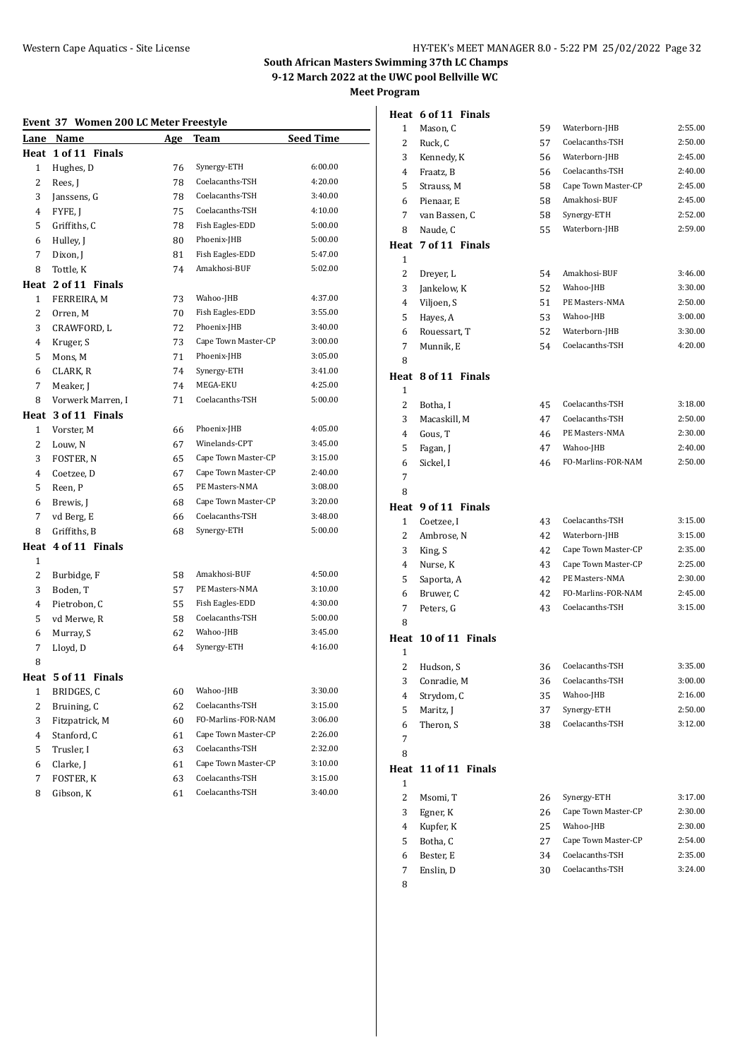**South African Masters Swimming 37th LC Champs**
**9-12 March 2022 at the UWC pool Bellville WC**
**Meet Program**

## Event 37 Women 200 LC Meter Freestyle

| Lane | Name | Age | Team | Seed Time |
|---|---|---|---|---|
| **Heat 1 of 11 Finals** | | | | |
| 1 | Hughes, D | 76 | Synergy-ETH | 6:00.00 |
| 2 | Rees, J | 78 | Coelacanths-TSH | 4:20.00 |
| 3 | Janssens, G | 78 | Coelacanths-TSH | 3:40.00 |
| 4 | FYFE, J | 75 | Coelacanths-TSH | 4:10.00 |
| 5 | Griffiths, C | 78 | Fish Eagles-EDD | 5:00.00 |
| 6 | Hulley, J | 80 | Phoenix-JHB | 5:00.00 |
| 7 | Dixon, J | 81 | Fish Eagles-EDD | 5:47.00 |
| 8 | Tottle, K | 74 | Amakhosi-BUF | 5:02.00 |
| **Heat 2 of 11 Finals** | | | | |
| 1 | FERREIRA, M | 73 | Wahoo-JHB | 4:37.00 |
| 2 | Orren, M | 70 | Fish Eagles-EDD | 3:55.00 |
| 3 | CRAWFORD, L | 72 | Phoenix-JHB | 3:40.00 |
| 4 | Kruger, S | 73 | Cape Town Master-CP | 3:00.00 |
| 5 | Mons, M | 71 | Phoenix-JHB | 3:05.00 |
| 6 | CLARK, R | 74 | Synergy-ETH | 3:41.00 |
| 7 | Meaker, J | 74 | MEGA-EKU | 4:25.00 |
| 8 | Vorwerk Marren, I | 71 | Coelacanths-TSH | 5:00.00 |
| **Heat 3 of 11 Finals** | | | | |
| 1 | Vorster, M | 66 | Phoenix-JHB | 4:05.00 |
| 2 | Louw, N | 67 | Winelands-CPT | 3:45.00 |
| 3 | FOSTER, N | 65 | Cape Town Master-CP | 3:15.00 |
| 4 | Coetzee, D | 67 | Cape Town Master-CP | 2:40.00 |
| 5 | Reen, P | 65 | PE Masters-NMA | 3:08.00 |
| 6 | Brewis, J | 68 | Cape Town Master-CP | 3:20.00 |
| 7 | vd Berg, E | 66 | Coelacanths-TSH | 3:48.00 |
| 8 | Griffiths, B | 68 | Synergy-ETH | 5:00.00 |
| **Heat 4 of 11 Finals** | | | | |
| 1 | | | | |
| 2 | Burbidge, F | 58 | Amakhosi-BUF | 4:50.00 |
| 3 | Boden, T | 57 | PE Masters-NMA | 3:10.00 |
| 4 | Pietrobon, C | 55 | Fish Eagles-EDD | 4:30.00 |
| 5 | vd Merwe, R | 58 | Coelacanths-TSH | 5:00.00 |
| 6 | Murray, S | 62 | Wahoo-JHB | 3:45.00 |
| 7 | Lloyd, D | 64 | Synergy-ETH | 4:16.00 |
| 8 | | | | |
| **Heat 5 of 11 Finals** | | | | |
| 1 | BRIDGES, C | 60 | Wahoo-JHB | 3:30.00 |
| 2 | Bruining, C | 62 | Coelacanths-TSH | 3:15.00 |
| 3 | Fitzpatrick, M | 60 | FO-Marlins-FOR-NAM | 3:06.00 |
| 4 | Stanford, C | 61 | Cape Town Master-CP | 2:26.00 |
| 5 | Trusler, I | 63 | Coelacanths-TSH | 2:32.00 |
| 6 | Clarke, J | 61 | Cape Town Master-CP | 3:10.00 |
| 7 | FOSTER, K | 63 | Coelacanths-TSH | 3:15.00 |
| 8 | Gibson, K | 61 | Coelacanths-TSH | 3:40.00 |
| **Heat 6 of 11 Finals** | | | | |
| 1 | Mason, C | 59 | Waterborn-JHB | 2:55.00 |
| 2 | Ruck, C | 57 | Coelacanths-TSH | 2:50.00 |
| 3 | Kennedy, K | 56 | Waterborn-JHB | 2:45.00 |
| 4 | Fraatz, B | 56 | Coelacanths-TSH | 2:40.00 |
| 5 | Strauss, M | 58 | Cape Town Master-CP | 2:45.00 |
| 6 | Pienaar, E | 58 | Amakhosi-BUF | 2:45.00 |
| 7 | van Bassen, C | 58 | Synergy-ETH | 2:52.00 |
| 8 | Naude, C | 55 | Waterborn-JHB | 2:59.00 |
| **Heat 7 of 11 Finals** | | | | |
| 1 | | | | |
| 2 | Dreyer, L | 54 | Amakhosi-BUF | 3:46.00 |
| 3 | Jankelow, K | 52 | Wahoo-JHB | 3:30.00 |
| 4 | Viljoen, S | 51 | PE Masters-NMA | 2:50.00 |
| 5 | Hayes, A | 53 | Wahoo-JHB | 3:00.00 |
| 6 | Rouessart, T | 52 | Waterborn-JHB | 3:30.00 |
| 7 | Munnik, E | 54 | Coelacanths-TSH | 4:20.00 |
| 8 | | | | |
| **Heat 8 of 11 Finals** | | | | |
| 1 | | | | |
| 2 | Botha, I | 45 | Coelacanths-TSH | 3:18.00 |
| 3 | Macaskill, M | 47 | Coelacanths-TSH | 2:50.00 |
| 4 | Gous, T | 46 | PE Masters-NMA | 2:30.00 |
| 5 | Fagan, J | 47 | Wahoo-JHB | 2:40.00 |
| 6 | Sickel, I | 46 | FO-Marlins-FOR-NAM | 2:50.00 |
| 7 | | | | |
| 8 | | | | |
| **Heat 9 of 11 Finals** | | | | |
| 1 | Coetzee, I | 43 | Coelacanths-TSH | 3:15.00 |
| 2 | Ambrose, N | 42 | Waterborn-JHB | 3:15.00 |
| 3 | King, S | 42 | Cape Town Master-CP | 2:35.00 |
| 4 | Nurse, K | 43 | Cape Town Master-CP | 2:25.00 |
| 5 | Saporta, A | 42 | PE Masters-NMA | 2:30.00 |
| 6 | Bruwer, C | 42 | FO-Marlins-FOR-NAM | 2:45.00 |
| 7 | Peters, G | 43 | Coelacanths-TSH | 3:15.00 |
| 8 | | | | |
| **Heat 10 of 11 Finals** | | | | |
| 1 | | | | |
| 2 | Hudson, S | 36 | Coelacanths-TSH | 3:35.00 |
| 3 | Conradie, M | 36 | Coelacanths-TSH | 3:00.00 |
| 4 | Strydom, C | 35 | Wahoo-JHB | 2:16.00 |
| 5 | Maritz, J | 37 | Synergy-ETH | 2:50.00 |
| 6 | Theron, S | 38 | Coelacanths-TSH | 3:12.00 |
| 7 | | | | |
| 8 | | | | |
| **Heat 11 of 11 Finals** | | | | |
| 1 | | | | |
| 2 | Msomi, T | 26 | Synergy-ETH | 3:17.00 |
| 3 | Egner, K | 26 | Cape Town Master-CP | 2:30.00 |
| 4 | Kupfer, K | 25 | Wahoo-JHB | 2:30.00 |
| 5 | Botha, C | 27 | Cape Town Master-CP | 2:54.00 |
| 6 | Bester, E | 34 | Coelacanths-TSH | 2:35.00 |
| 7 | Enslin, D | 30 | Coelacanths-TSH | 3:24.00 |
| 8 | | | | |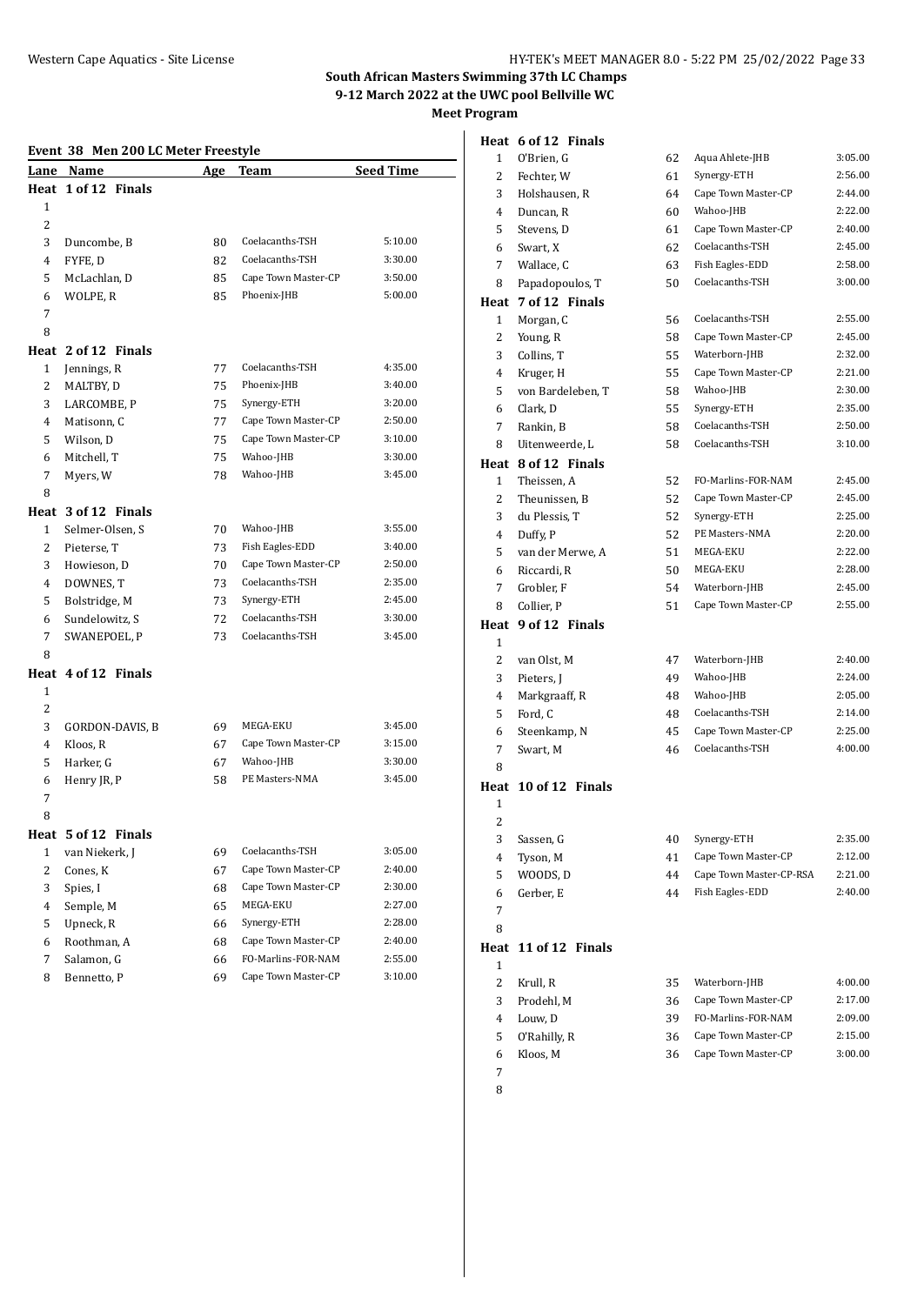**South African Masters Swimming 37th LC Champs**
**9-12 March 2022 at the UWC pool Bellville WC**
**Meet Program**

### Event 38 Men 200 LC Meter Freestyle

| Lane | Name | Age | Team | Seed Time |
|---|---|---|---|---|
| **Heat 1 of 12 Finals** | | | | |
| 1 | | | | |
| 2 | | | | |
| 3 | Duncombe, B | 80 | Coelacanths-TSH | 5:10.00 |
| 4 | FYFE, D | 82 | Coelacanths-TSH | 3:30.00 |
| 5 | McLachlan, D | 85 | Cape Town Master-CP | 3:50.00 |
| 6 | WOLPE, R | 85 | Phoenix-JHB | 5:00.00 |
| 7 | | | | |
| 8 | | | | |
| **Heat 2 of 12 Finals** | | | | |
| 1 | Jennings, R | 77 | Coelacanths-TSH | 4:35.00 |
| 2 | MALTBY, D | 75 | Phoenix-JHB | 3:40.00 |
| 3 | LARCOMBE, P | 75 | Synergy-ETH | 3:20.00 |
| 4 | Matisonn, C | 77 | Cape Town Master-CP | 2:50.00 |
| 5 | Wilson, D | 75 | Cape Town Master-CP | 3:10.00 |
| 6 | Mitchell, T | 75 | Wahoo-JHB | 3:30.00 |
| 7 | Myers, W | 78 | Wahoo-JHB | 3:45.00 |
| 8 | | | | |
| **Heat 3 of 12 Finals** | | | | |
| 1 | Selmer-Olsen, S | 70 | Wahoo-JHB | 3:55.00 |
| 2 | Pieterse, T | 73 | Fish Eagles-EDD | 3:40.00 |
| 3 | Howieson, D | 70 | Cape Town Master-CP | 2:50.00 |
| 4 | DOWNES, T | 73 | Coelacanths-TSH | 2:35.00 |
| 5 | Bolstridge, M | 73 | Synergy-ETH | 2:45.00 |
| 6 | Sundelowitz, S | 72 | Coelacanths-TSH | 3:30.00 |
| 7 | SWANEPOEL, P | 73 | Coelacanths-TSH | 3:45.00 |
| 8 | | | | |
| **Heat 4 of 12 Finals** | | | | |
| 1 | | | | |
| 2 | | | | |
| 3 | GORDON-DAVIS, B | 69 | MEGA-EKU | 3:45.00 |
| 4 | Kloos, R | 67 | Cape Town Master-CP | 3:15.00 |
| 5 | Harker, G | 67 | Wahoo-JHB | 3:30.00 |
| 6 | Henry JR, P | 58 | PE Masters-NMA | 3:45.00 |
| 7 | | | | |
| 8 | | | | |
| **Heat 5 of 12 Finals** | | | | |
| 1 | van Niekerk, J | 69 | Coelacanths-TSH | 3:05.00 |
| 2 | Cones, K | 67 | Cape Town Master-CP | 2:40.00 |
| 3 | Spies, I | 68 | Cape Town Master-CP | 2:30.00 |
| 4 | Semple, M | 65 | MEGA-EKU | 2:27.00 |
| 5 | Upneck, R | 66 | Synergy-ETH | 2:28.00 |
| 6 | Roothman, A | 68 | Cape Town Master-CP | 2:40.00 |
| 7 | Salamon, G | 66 | FO-Marlins-FOR-NAM | 2:55.00 |
| 8 | Bennetto, P | 69 | Cape Town Master-CP | 3:10.00 |
| **Heat 6 of 12 Finals** | | | | |
| 1 | O'Brien, G | 62 | Aqua Ahlete-JHB | 3:05.00 |
| 2 | Fechter, W | 61 | Synergy-ETH | 2:56.00 |
| 3 | Holshausen, R | 64 | Cape Town Master-CP | 2:44.00 |
| 4 | Duncan, R | 60 | Wahoo-JHB | 2:22.00 |
| 5 | Stevens, D | 61 | Cape Town Master-CP | 2:40.00 |
| 6 | Swart, X | 62 | Coelacanths-TSH | 2:45.00 |
| 7 | Wallace, C | 63 | Fish Eagles-EDD | 2:58.00 |
| 8 | Papadopoulos, T | 50 | Coelacanths-TSH | 3:00.00 |
| **Heat 7 of 12 Finals** | | | | |
| 1 | Morgan, C | 56 | Coelacanths-TSH | 2:55.00 |
| 2 | Young, R | 58 | Cape Town Master-CP | 2:45.00 |
| 3 | Collins, T | 55 | Waterborn-JHB | 2:32.00 |
| 4 | Kruger, H | 55 | Cape Town Master-CP | 2:21.00 |
| 5 | von Bardeleben, T | 58 | Wahoo-JHB | 2:30.00 |
| 6 | Clark, D | 55 | Synergy-ETH | 2:35.00 |
| 7 | Rankin, B | 58 | Coelacanths-TSH | 2:50.00 |
| 8 | Uitenweerde, L | 58 | Coelacanths-TSH | 3:10.00 |
| **Heat 8 of 12 Finals** | | | | |
| 1 | Theissen, A | 52 | FO-Marlins-FOR-NAM | 2:45.00 |
| 2 | Theunissen, B | 52 | Cape Town Master-CP | 2:45.00 |
| 3 | du Plessis, T | 52 | Synergy-ETH | 2:25.00 |
| 4 | Duffy, P | 52 | PE Masters-NMA | 2:20.00 |
| 5 | van der Merwe, A | 51 | MEGA-EKU | 2:22.00 |
| 6 | Riccardi, R | 50 | MEGA-EKU | 2:28.00 |
| 7 | Grobler, F | 54 | Waterborn-JHB | 2:45.00 |
| 8 | Collier, P | 51 | Cape Town Master-CP | 2:55.00 |
| **Heat 9 of 12 Finals** | | | | |
| 1 | | | | |
| 2 | van Olst, M | 47 | Waterborn-JHB | 2:40.00 |
| 3 | Pieters, J | 49 | Wahoo-JHB | 2:24.00 |
| 4 | Markgraaff, R | 48 | Wahoo-JHB | 2:05.00 |
| 5 | Ford, C | 48 | Coelacanths-TSH | 2:14.00 |
| 6 | Steenkamp, N | 45 | Cape Town Master-CP | 2:25.00 |
| 7 | Swart, M | 46 | Coelacanths-TSH | 4:00.00 |
| 8 | | | | |
| **Heat 10 of 12 Finals** | | | | |
| 1 | | | | |
| 2 | | | | |
| 3 | Sassen, G | 40 | Synergy-ETH | 2:35.00 |
| 4 | Tyson, M | 41 | Cape Town Master-CP | 2:12.00 |
| 5 | WOODS, D | 44 | Cape Town Master-CP-RSA | 2:21.00 |
| 6 | Gerber, E | 44 | Fish Eagles-EDD | 2:40.00 |
| 7 | | | | |
| 8 | | | | |
| **Heat 11 of 12 Finals** | | | | |
| 1 | | | | |
| 2 | Krull, R | 35 | Waterborn-JHB | 4:00.00 |
| 3 | Prodehl, M | 36 | Cape Town Master-CP | 2:17.00 |
| 4 | Louw, D | 39 | FO-Marlins-FOR-NAM | 2:09.00 |
| 5 | O'Rahilly, R | 36 | Cape Town Master-CP | 2:15.00 |
| 6 | Kloos, M | 36 | Cape Town Master-CP | 3:00.00 |
| 7 | | | | |
| 8 | | | | |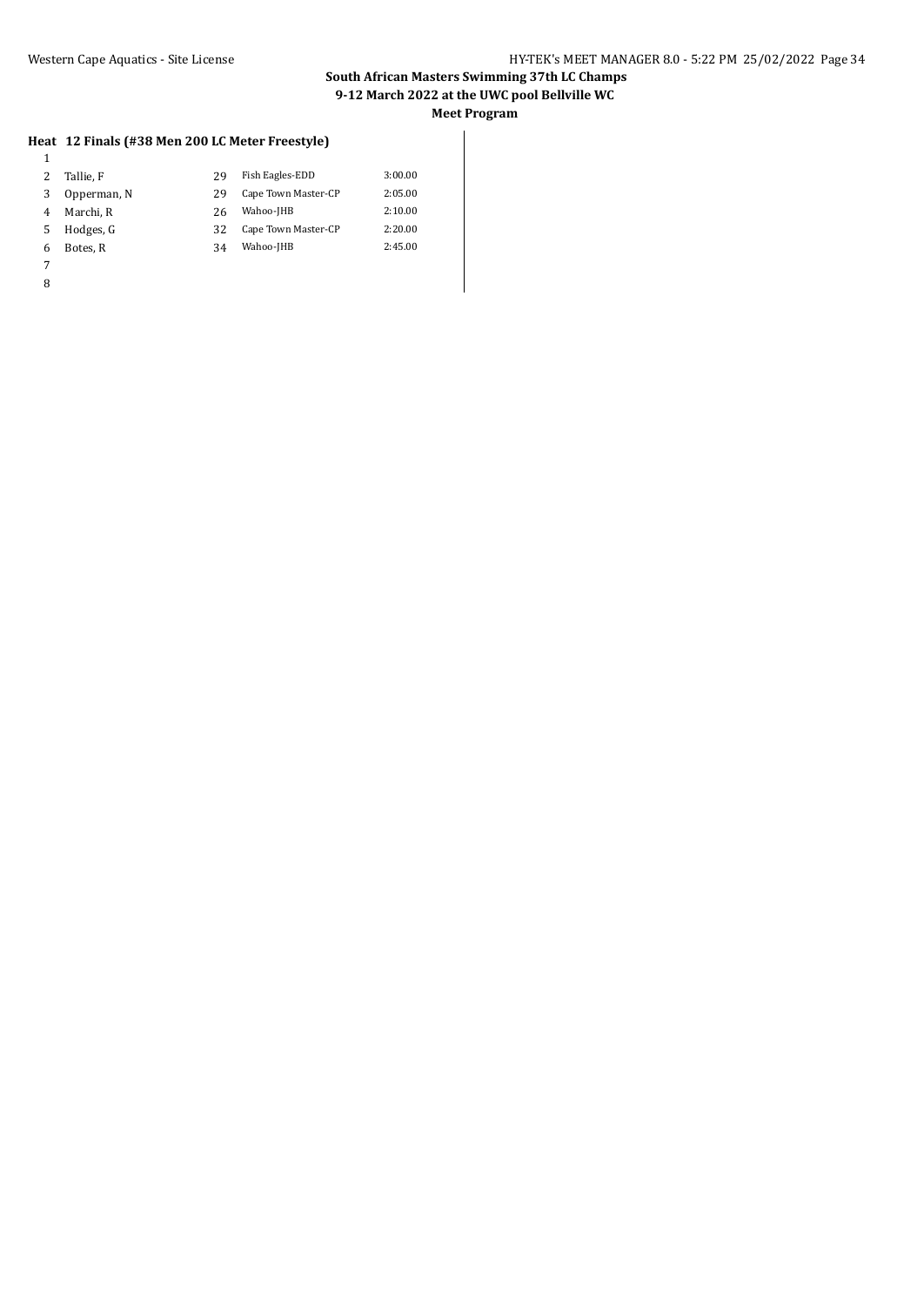## Heat 12 Finals (#38 Men 200 LC Meter Freestyle)

| | | | | |
|---|---|---|---|---|
| 1 | | | | |
| 2 | Tallie, F | 29 | Fish Eagles-EDD | 3:00.00 |
| 3 | Opperman, N | 29 | Cape Town Master-CP | 2:05.00 |
| 4 | Marchi, R | 26 | Wahoo-JHB | 2:10.00 |
| 5 | Hodges, G | 32 | Cape Town Master-CP | 2:20.00 |
| 6 | Botes, R | 34 | Wahoo-JHB | 2:45.00 |
| 7 | | | | |
| 8 | | | | |